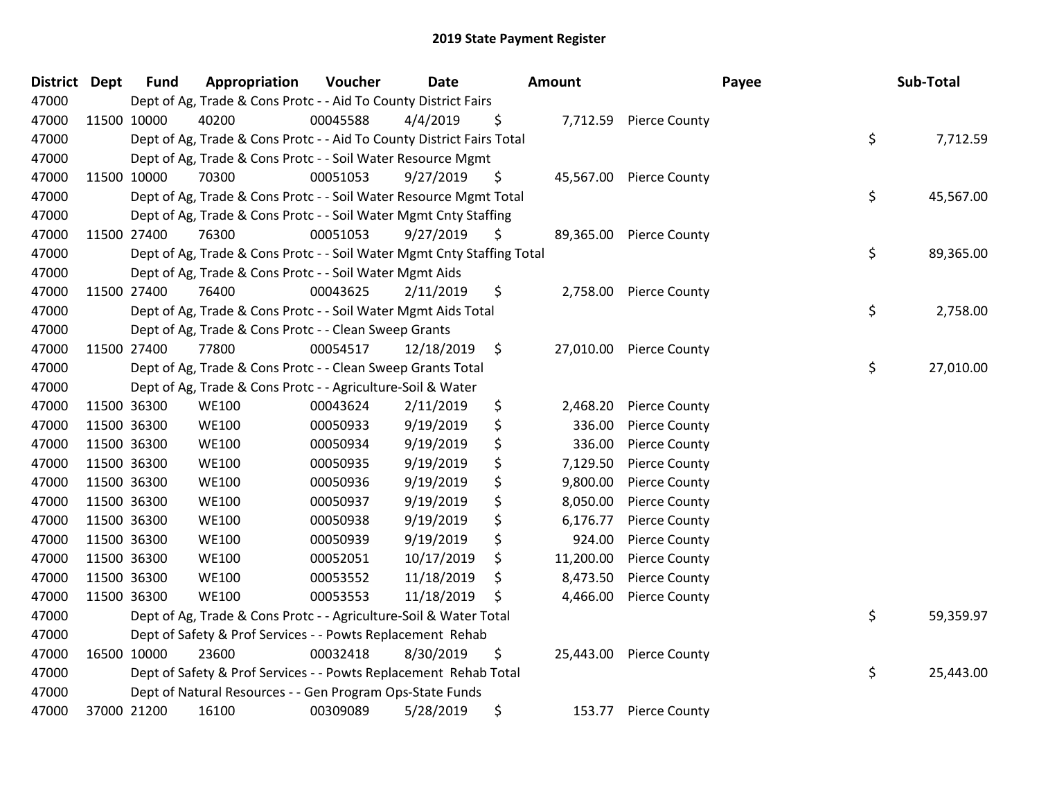# 2019 State Payment Register

| District | Dept | Fund | Appropriation | Voucher | Date | Amount | Payee | Sub-Total |
|---|---|---|---|---|---|---|---|---|
| 47000 | | Dept of Ag, Trade & Cons Protc - - Aid To County District Fairs | | | | | | |
| 47000 | 11500 | 10000 | 40200 | 00045588 | 4/4/2019 | $ 7,712.59 | Pierce County | |
| 47000 | | Dept of Ag, Trade & Cons Protc - - Aid To County District Fairs Total | | | | | | $ 7,712.59 |
| 47000 | | Dept of Ag, Trade & Cons Protc - - Soil Water Resource Mgmt | | | | | | |
| 47000 | 11500 | 10000 | 70300 | 00051053 | 9/27/2019 | $ 45,567.00 | Pierce County | |
| 47000 | | Dept of Ag, Trade & Cons Protc - - Soil Water Resource Mgmt Total | | | | | | $ 45,567.00 |
| 47000 | | Dept of Ag, Trade & Cons Protc - - Soil Water Mgmt Cnty Staffing | | | | | | |
| 47000 | 11500 | 27400 | 76300 | 00051053 | 9/27/2019 | $ 89,365.00 | Pierce County | |
| 47000 | | Dept of Ag, Trade & Cons Protc - - Soil Water Mgmt Cnty Staffing Total | | | | | | $ 89,365.00 |
| 47000 | | Dept of Ag, Trade & Cons Protc - - Soil Water Mgmt Aids | | | | | | |
| 47000 | 11500 | 27400 | 76400 | 00043625 | 2/11/2019 | $ 2,758.00 | Pierce County | |
| 47000 | | Dept of Ag, Trade & Cons Protc - - Soil Water Mgmt Aids Total | | | | | | $ 2,758.00 |
| 47000 | | Dept of Ag, Trade & Cons Protc - - Clean Sweep Grants | | | | | | |
| 47000 | 11500 | 27400 | 77800 | 00054517 | 12/18/2019 | $ 27,010.00 | Pierce County | |
| 47000 | | Dept of Ag, Trade & Cons Protc - - Clean Sweep Grants Total | | | | | | $ 27,010.00 |
| 47000 | | Dept of Ag, Trade & Cons Protc - - Agriculture-Soil & Water | | | | | | |
| 47000 | 11500 | 36300 | WE100 | 00043624 | 2/11/2019 | $ 2,468.20 | Pierce County | |
| 47000 | 11500 | 36300 | WE100 | 00050933 | 9/19/2019 | $ 336.00 | Pierce County | |
| 47000 | 11500 | 36300 | WE100 | 00050934 | 9/19/2019 | $ 336.00 | Pierce County | |
| 47000 | 11500 | 36300 | WE100 | 00050935 | 9/19/2019 | $ 7,129.50 | Pierce County | |
| 47000 | 11500 | 36300 | WE100 | 00050936 | 9/19/2019 | $ 9,800.00 | Pierce County | |
| 47000 | 11500 | 36300 | WE100 | 00050937 | 9/19/2019 | $ 8,050.00 | Pierce County | |
| 47000 | 11500 | 36300 | WE100 | 00050938 | 9/19/2019 | $ 6,176.77 | Pierce County | |
| 47000 | 11500 | 36300 | WE100 | 00050939 | 9/19/2019 | $ 924.00 | Pierce County | |
| 47000 | 11500 | 36300 | WE100 | 00052051 | 10/17/2019 | $ 11,200.00 | Pierce County | |
| 47000 | 11500 | 36300 | WE100 | 00053552 | 11/18/2019 | $ 8,473.50 | Pierce County | |
| 47000 | 11500 | 36300 | WE100 | 00053553 | 11/18/2019 | $ 4,466.00 | Pierce County | |
| 47000 | | Dept of Ag, Trade & Cons Protc - - Agriculture-Soil & Water Total | | | | | | $ 59,359.97 |
| 47000 | | Dept of Safety & Prof Services - - Powts Replacement Rehab | | | | | | |
| 47000 | 16500 | 10000 | 23600 | 00032418 | 8/30/2019 | $ 25,443.00 | Pierce County | |
| 47000 | | Dept of Safety & Prof Services - - Powts Replacement Rehab Total | | | | | | $ 25,443.00 |
| 47000 | | Dept of Natural Resources - - Gen Program Ops-State Funds | | | | | | |
| 47000 | 37000 | 21200 | 16100 | 00309089 | 5/28/2019 | $ 153.77 | Pierce County | |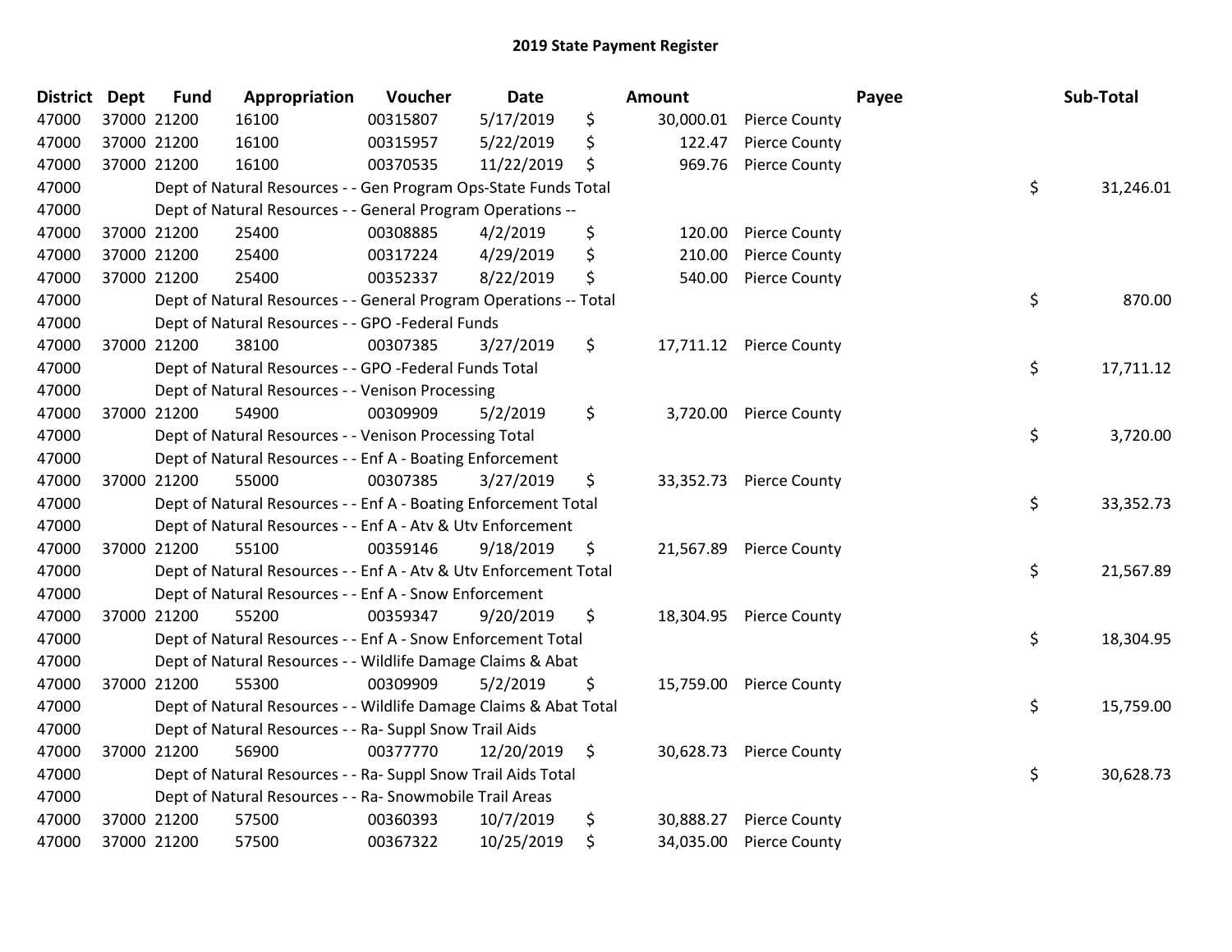## 2019 State Payment Register

| District | Dept | Fund | Appropriation | Voucher | Date | Amount | Payee | Sub-Total |
|---|---|---|---|---|---|---|---|---|
| 47000 | 37000 | 21200 | 16100 | 00315807 | 5/17/2019 | $ 30,000.01 | Pierce County | |
| 47000 | 37000 | 21200 | 16100 | 00315957 | 5/22/2019 | $ 122.47 | Pierce County | |
| 47000 | 37000 | 21200 | 16100 | 00370535 | 11/22/2019 | $ 969.76 | Pierce County | |
| 47000 | | | Dept of Natural Resources - - Gen Program Ops-State Funds Total | | | | | $ 31,246.01 |
| 47000 | | | Dept of Natural Resources - - General Program Operations -- | | | | | |
| 47000 | 37000 | 21200 | 25400 | 00308885 | 4/2/2019 | $ 120.00 | Pierce County | |
| 47000 | 37000 | 21200 | 25400 | 00317224 | 4/29/2019 | $ 210.00 | Pierce County | |
| 47000 | 37000 | 21200 | 25400 | 00352337 | 8/22/2019 | $ 540.00 | Pierce County | |
| 47000 | | | Dept of Natural Resources - - General Program Operations -- Total | | | | | $ 870.00 |
| 47000 | | | Dept of Natural Resources - - GPO -Federal Funds | | | | | |
| 47000 | 37000 | 21200 | 38100 | 00307385 | 3/27/2019 | $ 17,711.12 | Pierce County | |
| 47000 | | | Dept of Natural Resources - - GPO -Federal Funds Total | | | | | $ 17,711.12 |
| 47000 | | | Dept of Natural Resources - - Venison Processing | | | | | |
| 47000 | 37000 | 21200 | 54900 | 00309909 | 5/2/2019 | $ 3,720.00 | Pierce County | |
| 47000 | | | Dept of Natural Resources - - Venison Processing Total | | | | | $ 3,720.00 |
| 47000 | | | Dept of Natural Resources - - Enf A - Boating Enforcement | | | | | |
| 47000 | 37000 | 21200 | 55000 | 00307385 | 3/27/2019 | $ 33,352.73 | Pierce County | |
| 47000 | | | Dept of Natural Resources - - Enf A - Boating Enforcement Total | | | | | $ 33,352.73 |
| 47000 | | | Dept of Natural Resources - - Enf A - Atv & Utv Enforcement | | | | | |
| 47000 | 37000 | 21200 | 55100 | 00359146 | 9/18/2019 | $ 21,567.89 | Pierce County | |
| 47000 | | | Dept of Natural Resources - - Enf A - Atv & Utv Enforcement Total | | | | | $ 21,567.89 |
| 47000 | | | Dept of Natural Resources - - Enf A - Snow Enforcement | | | | | |
| 47000 | 37000 | 21200 | 55200 | 00359347 | 9/20/2019 | $ 18,304.95 | Pierce County | |
| 47000 | | | Dept of Natural Resources - - Enf A - Snow Enforcement Total | | | | | $ 18,304.95 |
| 47000 | | | Dept of Natural Resources - - Wildlife Damage Claims & Abat | | | | | |
| 47000 | 37000 | 21200 | 55300 | 00309909 | 5/2/2019 | $ 15,759.00 | Pierce County | |
| 47000 | | | Dept of Natural Resources - - Wildlife Damage Claims & Abat Total | | | | | $ 15,759.00 |
| 47000 | | | Dept of Natural Resources - - Ra- Suppl Snow Trail Aids | | | | | |
| 47000 | 37000 | 21200 | 56900 | 00377770 | 12/20/2019 | $ 30,628.73 | Pierce County | |
| 47000 | | | Dept of Natural Resources - - Ra- Suppl Snow Trail Aids Total | | | | | $ 30,628.73 |
| 47000 | | | Dept of Natural Resources - - Ra- Snowmobile Trail Areas | | | | | |
| 47000 | 37000 | 21200 | 57500 | 00360393 | 10/7/2019 | $ 30,888.27 | Pierce County | |
| 47000 | 37000 | 21200 | 57500 | 00367322 | 10/25/2019 | $ 34,035.00 | Pierce County | |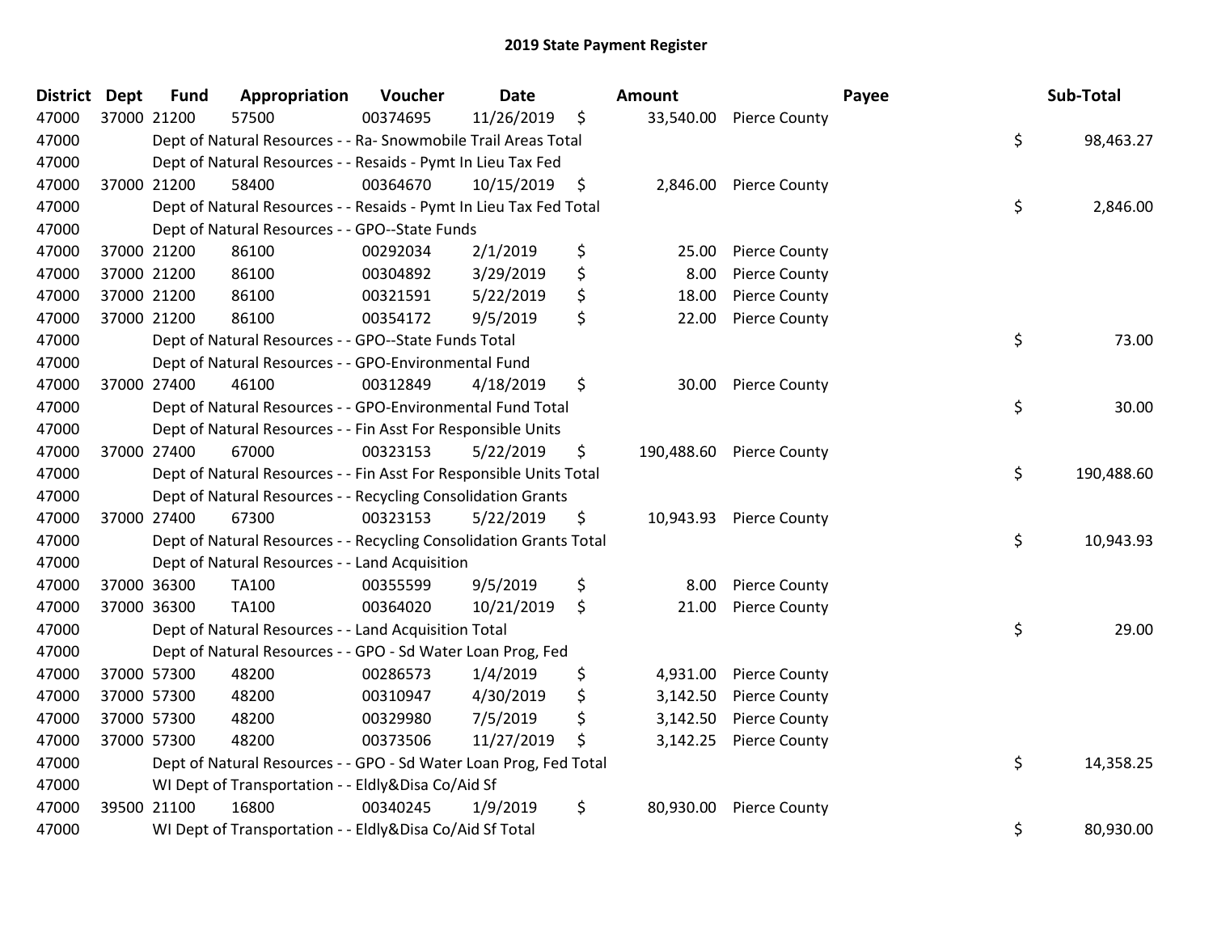# 2019 State Payment Register

| District | Dept | Fund | Appropriation | Voucher | Date | Amount | Payee | Sub-Total |
|---|---|---|---|---|---|---|---|---|
| 47000 | 37000 | 21200 | 57500 | 00374695 | 11/26/2019 | $ 33,540.00 | Pierce County | |
| 47000 | | Dept of Natural Resources - - Ra- Snowmobile Trail Areas Total | | | | | | $ 98,463.27 |
| 47000 | | Dept of Natural Resources - - Resaids - Pymt In Lieu Tax Fed | | | | | | |
| 47000 | 37000 | 21200 | 58400 | 00364670 | 10/15/2019 | $ 2,846.00 | Pierce County | |
| 47000 | | Dept of Natural Resources - - Resaids - Pymt In Lieu Tax Fed Total | | | | | | $ 2,846.00 |
| 47000 | | Dept of Natural Resources - - GPO--State Funds | | | | | | |
| 47000 | 37000 | 21200 | 86100 | 00292034 | 2/1/2019 | $ 25.00 | Pierce County | |
| 47000 | 37000 | 21200 | 86100 | 00304892 | 3/29/2019 | $ 8.00 | Pierce County | |
| 47000 | 37000 | 21200 | 86100 | 00321591 | 5/22/2019 | $ 18.00 | Pierce County | |
| 47000 | 37000 | 21200 | 86100 | 00354172 | 9/5/2019 | $ 22.00 | Pierce County | |
| 47000 | | Dept of Natural Resources - - GPO--State Funds Total | | | | | | $ 73.00 |
| 47000 | | Dept of Natural Resources - - GPO-Environmental Fund | | | | | | |
| 47000 | 37000 | 27400 | 46100 | 00312849 | 4/18/2019 | $ 30.00 | Pierce County | |
| 47000 | | Dept of Natural Resources - - GPO-Environmental Fund Total | | | | | | $ 30.00 |
| 47000 | | Dept of Natural Resources - - Fin Asst For Responsible Units | | | | | | |
| 47000 | 37000 | 27400 | 67000 | 00323153 | 5/22/2019 | $ 190,488.60 | Pierce County | |
| 47000 | | Dept of Natural Resources - - Fin Asst For Responsible Units Total | | | | | | $ 190,488.60 |
| 47000 | | Dept of Natural Resources - - Recycling Consolidation Grants | | | | | | |
| 47000 | 37000 | 27400 | 67300 | 00323153 | 5/22/2019 | $ 10,943.93 | Pierce County | |
| 47000 | | Dept of Natural Resources - - Recycling Consolidation Grants Total | | | | | | $ 10,943.93 |
| 47000 | | Dept of Natural Resources - - Land Acquisition | | | | | | |
| 47000 | 37000 | 36300 | TA100 | 00355599 | 9/5/2019 | $ 8.00 | Pierce County | |
| 47000 | 37000 | 36300 | TA100 | 00364020 | 10/21/2019 | $ 21.00 | Pierce County | |
| 47000 | | Dept of Natural Resources - - Land Acquisition Total | | | | | | $ 29.00 |
| 47000 | | Dept of Natural Resources - - GPO - Sd Water Loan Prog, Fed | | | | | | |
| 47000 | 37000 | 57300 | 48200 | 00286573 | 1/4/2019 | $ 4,931.00 | Pierce County | |
| 47000 | 37000 | 57300 | 48200 | 00310947 | 4/30/2019 | $ 3,142.50 | Pierce County | |
| 47000 | 37000 | 57300 | 48200 | 00329980 | 7/5/2019 | $ 3,142.50 | Pierce County | |
| 47000 | 37000 | 57300 | 48200 | 00373506 | 11/27/2019 | $ 3,142.25 | Pierce County | |
| 47000 | | Dept of Natural Resources - - GPO - Sd Water Loan Prog, Fed Total | | | | | | $ 14,358.25 |
| 47000 | | WI Dept of Transportation - - Eldly&Disa Co/Aid Sf | | | | | | |
| 47000 | 39500 | 21100 | 16800 | 00340245 | 1/9/2019 | $ 80,930.00 | Pierce County | |
| 47000 | | WI Dept of Transportation - - Eldly&Disa Co/Aid Sf Total | | | | | | $ 80,930.00 |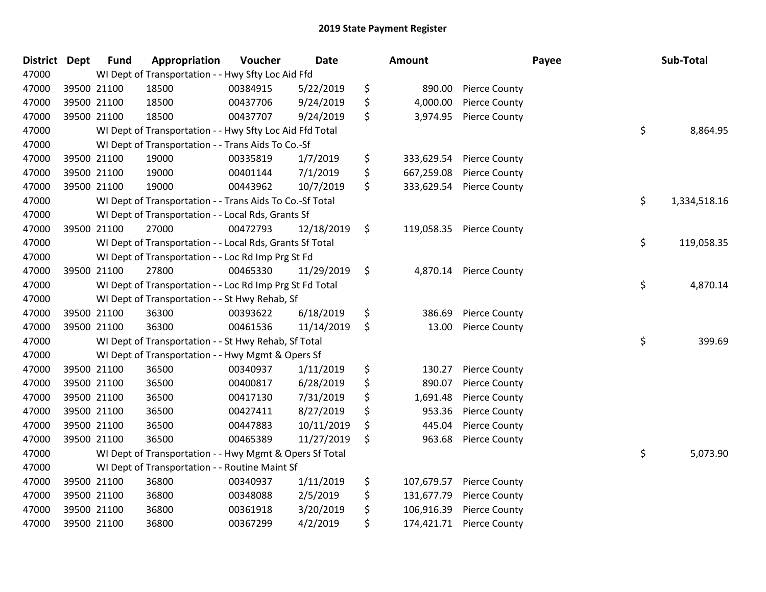# 2019 State Payment Register

| District | Dept | Fund | Appropriation | Voucher | Date | Amount | Payee | Sub-Total |
|---|---|---|---|---|---|---|---|---|
| 47000 | | WI Dept of Transportation - - Hwy Sfty Loc Aid Ffd | | | | | | |
| 47000 | 39500 | 21100 | 18500 | 00384915 | 5/22/2019 | $ 890.00 | Pierce County | |
| 47000 | 39500 | 21100 | 18500 | 00437706 | 9/24/2019 | $ 4,000.00 | Pierce County | |
| 47000 | 39500 | 21100 | 18500 | 00437707 | 9/24/2019 | $ 3,974.95 | Pierce County | |
| 47000 | | WI Dept of Transportation - - Hwy Sfty Loc Aid Ffd Total | | | | | | $ 8,864.95 |
| 47000 | | WI Dept of Transportation - - Trans Aids To Co.-Sf | | | | | | |
| 47000 | 39500 | 21100 | 19000 | 00335819 | 1/7/2019 | $ 333,629.54 | Pierce County | |
| 47000 | 39500 | 21100 | 19000 | 00401144 | 7/1/2019 | $ 667,259.08 | Pierce County | |
| 47000 | 39500 | 21100 | 19000 | 00443962 | 10/7/2019 | $ 333,629.54 | Pierce County | |
| 47000 | | WI Dept of Transportation - - Trans Aids To Co.-Sf Total | | | | | | $ 1,334,518.16 |
| 47000 | | WI Dept of Transportation - - Local Rds, Grants Sf | | | | | | |
| 47000 | 39500 | 21100 | 27000 | 00472793 | 12/18/2019 | $ 119,058.35 | Pierce County | |
| 47000 | | WI Dept of Transportation - - Local Rds, Grants Sf Total | | | | | | $ 119,058.35 |
| 47000 | | WI Dept of Transportation - - Loc Rd Imp Prg St Fd | | | | | | |
| 47000 | 39500 | 21100 | 27800 | 00465330 | 11/29/2019 | $ 4,870.14 | Pierce County | |
| 47000 | | WI Dept of Transportation - - Loc Rd Imp Prg St Fd Total | | | | | | $ 4,870.14 |
| 47000 | | WI Dept of Transportation - - St Hwy Rehab, Sf | | | | | | |
| 47000 | 39500 | 21100 | 36300 | 00393622 | 6/18/2019 | $ 386.69 | Pierce County | |
| 47000 | 39500 | 21100 | 36300 | 00461536 | 11/14/2019 | $ 13.00 | Pierce County | |
| 47000 | | WI Dept of Transportation - - St Hwy Rehab, Sf Total | | | | | | $ 399.69 |
| 47000 | | WI Dept of Transportation - - Hwy Mgmt & Opers Sf | | | | | | |
| 47000 | 39500 | 21100 | 36500 | 00340937 | 1/11/2019 | $ 130.27 | Pierce County | |
| 47000 | 39500 | 21100 | 36500 | 00400817 | 6/28/2019 | $ 890.07 | Pierce County | |
| 47000 | 39500 | 21100 | 36500 | 00417130 | 7/31/2019 | $ 1,691.48 | Pierce County | |
| 47000 | 39500 | 21100 | 36500 | 00427411 | 8/27/2019 | $ 953.36 | Pierce County | |
| 47000 | 39500 | 21100 | 36500 | 00447883 | 10/11/2019 | $ 445.04 | Pierce County | |
| 47000 | 39500 | 21100 | 36500 | 00465389 | 11/27/2019 | $ 963.68 | Pierce County | |
| 47000 | | WI Dept of Transportation - - Hwy Mgmt & Opers Sf Total | | | | | | $ 5,073.90 |
| 47000 | | WI Dept of Transportation - - Routine Maint Sf | | | | | | |
| 47000 | 39500 | 21100 | 36800 | 00340937 | 1/11/2019 | $ 107,679.57 | Pierce County | |
| 47000 | 39500 | 21100 | 36800 | 00348088 | 2/5/2019 | $ 131,677.79 | Pierce County | |
| 47000 | 39500 | 21100 | 36800 | 00361918 | 3/20/2019 | $ 106,916.39 | Pierce County | |
| 47000 | 39500 | 21100 | 36800 | 00367299 | 4/2/2019 | $ 174,421.71 | Pierce County | |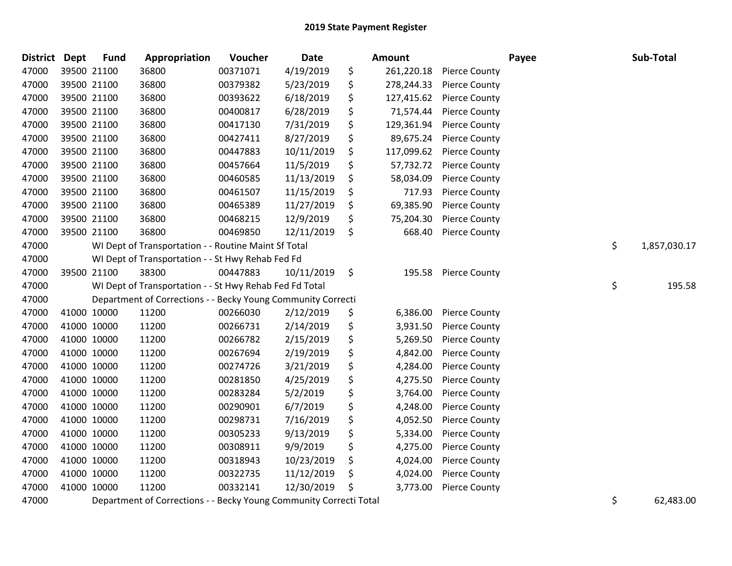# 2019 State Payment Register

| District | Dept | Fund | Appropriation | Voucher | Date | | Amount | Payee | | Sub-Total |
|---|---|---|---|---|---|---|---|---|---|---|
| 47000 | 39500 | 21100 | 36800 | 00371071 | 4/19/2019 | $ | 261,220.18 | Pierce County | | |
| 47000 | 39500 | 21100 | 36800 | 00379382 | 5/23/2019 | $ | 278,244.33 | Pierce County | | |
| 47000 | 39500 | 21100 | 36800 | 00393622 | 6/18/2019 | $ | 127,415.62 | Pierce County | | |
| 47000 | 39500 | 21100 | 36800 | 00400817 | 6/28/2019 | $ | 71,574.44 | Pierce County | | |
| 47000 | 39500 | 21100 | 36800 | 00417130 | 7/31/2019 | $ | 129,361.94 | Pierce County | | |
| 47000 | 39500 | 21100 | 36800 | 00427411 | 8/27/2019 | $ | 89,675.24 | Pierce County | | |
| 47000 | 39500 | 21100 | 36800 | 00447883 | 10/11/2019 | $ | 117,099.62 | Pierce County | | |
| 47000 | 39500 | 21100 | 36800 | 00457664 | 11/5/2019 | $ | 57,732.72 | Pierce County | | |
| 47000 | 39500 | 21100 | 36800 | 00460585 | 11/13/2019 | $ | 58,034.09 | Pierce County | | |
| 47000 | 39500 | 21100 | 36800 | 00461507 | 11/15/2019 | $ | 717.93 | Pierce County | | |
| 47000 | 39500 | 21100 | 36800 | 00465389 | 11/27/2019 | $ | 69,385.90 | Pierce County | | |
| 47000 | 39500 | 21100 | 36800 | 00468215 | 12/9/2019 | $ | 75,204.30 | Pierce County | | |
| 47000 | 39500 | 21100 | 36800 | 00469850 | 12/11/2019 | $ | 668.40 | Pierce County | | |
| 47000 | | WI Dept of Transportation - - Routine Maint Sf Total | | | | | | | $ | 1,857,030.17 |
| 47000 | | WI Dept of Transportation - - St Hwy Rehab Fed Fd | | | | | | | | |
| 47000 | 39500 | 21100 | 38300 | 00447883 | 10/11/2019 | $ | 195.58 | Pierce County | | |
| 47000 | | WI Dept of Transportation - - St Hwy Rehab Fed Fd Total | | | | | | | $ | 195.58 |
| 47000 | | Department of Corrections - - Becky Young Community Correcti | | | | | | | | |
| 47000 | 41000 | 10000 | 11200 | 00266030 | 2/12/2019 | $ | 6,386.00 | Pierce County | | |
| 47000 | 41000 | 10000 | 11200 | 00266731 | 2/14/2019 | $ | 3,931.50 | Pierce County | | |
| 47000 | 41000 | 10000 | 11200 | 00266782 | 2/15/2019 | $ | 5,269.50 | Pierce County | | |
| 47000 | 41000 | 10000 | 11200 | 00267694 | 2/19/2019 | $ | 4,842.00 | Pierce County | | |
| 47000 | 41000 | 10000 | 11200 | 00274726 | 3/21/2019 | $ | 4,284.00 | Pierce County | | |
| 47000 | 41000 | 10000 | 11200 | 00281850 | 4/25/2019 | $ | 4,275.50 | Pierce County | | |
| 47000 | 41000 | 10000 | 11200 | 00283284 | 5/2/2019 | $ | 3,764.00 | Pierce County | | |
| 47000 | 41000 | 10000 | 11200 | 00290901 | 6/7/2019 | $ | 4,248.00 | Pierce County | | |
| 47000 | 41000 | 10000 | 11200 | 00298731 | 7/16/2019 | $ | 4,052.50 | Pierce County | | |
| 47000 | 41000 | 10000 | 11200 | 00305233 | 9/13/2019 | $ | 5,334.00 | Pierce County | | |
| 47000 | 41000 | 10000 | 11200 | 00308911 | 9/9/2019 | $ | 4,275.00 | Pierce County | | |
| 47000 | 41000 | 10000 | 11200 | 00318943 | 10/23/2019 | $ | 4,024.00 | Pierce County | | |
| 47000 | 41000 | 10000 | 11200 | 00322735 | 11/12/2019 | $ | 4,024.00 | Pierce County | | |
| 47000 | 41000 | 10000 | 11200 | 00332141 | 12/30/2019 | $ | 3,773.00 | Pierce County | | |
| 47000 | | Department of Corrections - - Becky Young Community Correcti Total | | | | | | | $ | 62,483.00 |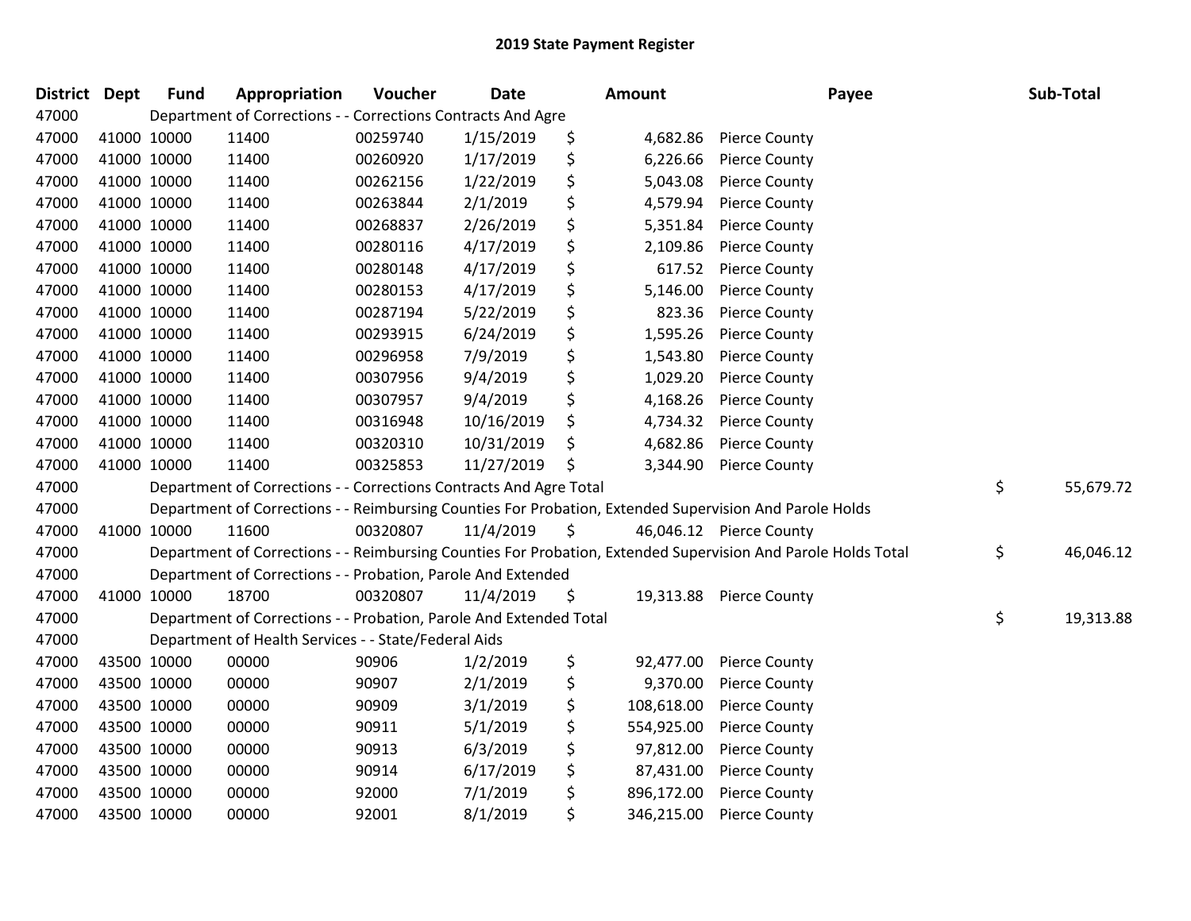# 2019 State Payment Register

| District | Dept | Fund | Appropriation | Voucher | Date | Amount | Payee | Sub-Total |
|---|---|---|---|---|---|---|---|---|
| 47000 | Department of Corrections - - Corrections Contracts And Agre | | | | | | | |
| 47000 | 41000 | 10000 | 11400 | 00259740 | 1/15/2019 | $ 4,682.86 | Pierce County | |
| 47000 | 41000 | 10000 | 11400 | 00260920 | 1/17/2019 | $ 6,226.66 | Pierce County | |
| 47000 | 41000 | 10000 | 11400 | 00262156 | 1/22/2019 | $ 5,043.08 | Pierce County | |
| 47000 | 41000 | 10000 | 11400 | 00263844 | 2/1/2019 | $ 4,579.94 | Pierce County | |
| 47000 | 41000 | 10000 | 11400 | 00268837 | 2/26/2019 | $ 5,351.84 | Pierce County | |
| 47000 | 41000 | 10000 | 11400 | 00280116 | 4/17/2019 | $ 2,109.86 | Pierce County | |
| 47000 | 41000 | 10000 | 11400 | 00280148 | 4/17/2019 | $ 617.52 | Pierce County | |
| 47000 | 41000 | 10000 | 11400 | 00280153 | 4/17/2019 | $ 5,146.00 | Pierce County | |
| 47000 | 41000 | 10000 | 11400 | 00287194 | 5/22/2019 | $ 823.36 | Pierce County | |
| 47000 | 41000 | 10000 | 11400 | 00293915 | 6/24/2019 | $ 1,595.26 | Pierce County | |
| 47000 | 41000 | 10000 | 11400 | 00296958 | 7/9/2019 | $ 1,543.80 | Pierce County | |
| 47000 | 41000 | 10000 | 11400 | 00307956 | 9/4/2019 | $ 1,029.20 | Pierce County | |
| 47000 | 41000 | 10000 | 11400 | 00307957 | 9/4/2019 | $ 4,168.26 | Pierce County | |
| 47000 | 41000 | 10000 | 11400 | 00316948 | 10/16/2019 | $ 4,734.32 | Pierce County | |
| 47000 | 41000 | 10000 | 11400 | 00320310 | 10/31/2019 | $ 4,682.86 | Pierce County | |
| 47000 | 41000 | 10000 | 11400 | 00325853 | 11/27/2019 | $ 3,344.90 | Pierce County | |
| 47000 | Department of Corrections - - Corrections Contracts And Agre Total | | | | | | | $ 55,679.72 |
| 47000 | Department of Corrections - - Reimbursing Counties For Probation, Extended Supervision And Parole Holds | | | | | | | |
| 47000 | 41000 | 10000 | 11600 | 00320807 | 11/4/2019 | $ 46,046.12 | Pierce County | |
| 47000 | Department of Corrections - - Reimbursing Counties For Probation, Extended Supervision And Parole Holds Total | | | | | | | $ 46,046.12 |
| 47000 | Department of Corrections - - Probation, Parole And Extended | | | | | | | |
| 47000 | 41000 | 10000 | 18700 | 00320807 | 11/4/2019 | $ 19,313.88 | Pierce County | |
| 47000 | Department of Corrections - - Probation, Parole And Extended Total | | | | | | | $ 19,313.88 |
| 47000 | Department of Health Services - - State/Federal Aids | | | | | | | |
| 47000 | 43500 | 10000 | 00000 | 90906 | 1/2/2019 | $ 92,477.00 | Pierce County | |
| 47000 | 43500 | 10000 | 00000 | 90907 | 2/1/2019 | $ 9,370.00 | Pierce County | |
| 47000 | 43500 | 10000 | 00000 | 90909 | 3/1/2019 | $ 108,618.00 | Pierce County | |
| 47000 | 43500 | 10000 | 00000 | 90911 | 5/1/2019 | $ 554,925.00 | Pierce County | |
| 47000 | 43500 | 10000 | 00000 | 90913 | 6/3/2019 | $ 97,812.00 | Pierce County | |
| 47000 | 43500 | 10000 | 00000 | 90914 | 6/17/2019 | $ 87,431.00 | Pierce County | |
| 47000 | 43500 | 10000 | 00000 | 92000 | 7/1/2019 | $ 896,172.00 | Pierce County | |
| 47000 | 43500 | 10000 | 00000 | 92001 | 8/1/2019 | $ 346,215.00 | Pierce County | |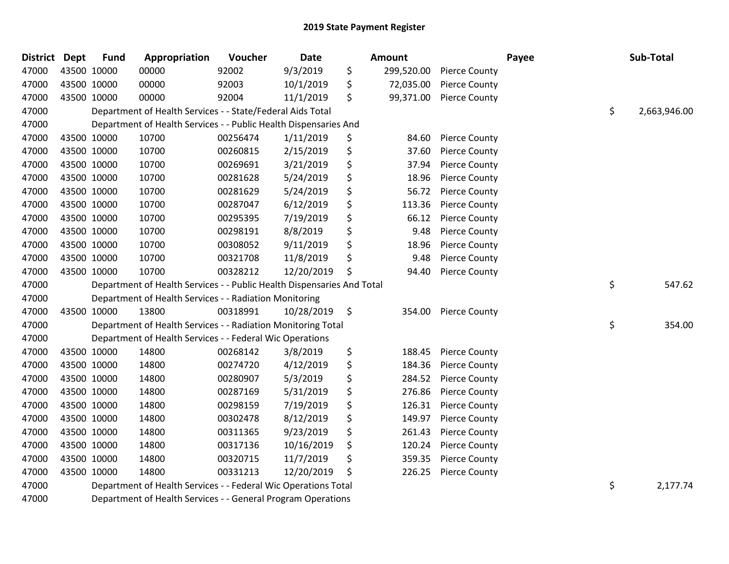## 2019 State Payment Register

| District | Dept | Fund | Appropriation | Voucher | Date | Amount | Payee | Sub-Total |
|---|---|---|---|---|---|---|---|---|
| 47000 | 43500 | 10000 | 00000 | 92002 | 9/3/2019 | $ 299,520.00 | Pierce County | |
| 47000 | 43500 | 10000 | 00000 | 92003 | 10/1/2019 | $ 72,035.00 | Pierce County | |
| 47000 | 43500 | 10000 | 00000 | 92004 | 11/1/2019 | $ 99,371.00 | Pierce County | |
| 47000 | | Department of Health Services - - State/Federal Aids Total | | | | | | $ 2,663,946.00 |
| 47000 | | Department of Health Services - - Public Health Dispensaries And | | | | | | |
| 47000 | 43500 | 10000 | 10700 | 00256474 | 1/11/2019 | $ 84.60 | Pierce County | |
| 47000 | 43500 | 10000 | 10700 | 00260815 | 2/15/2019 | $ 37.60 | Pierce County | |
| 47000 | 43500 | 10000 | 10700 | 00269691 | 3/21/2019 | $ 37.94 | Pierce County | |
| 47000 | 43500 | 10000 | 10700 | 00281628 | 5/24/2019 | $ 18.96 | Pierce County | |
| 47000 | 43500 | 10000 | 10700 | 00281629 | 5/24/2019 | $ 56.72 | Pierce County | |
| 47000 | 43500 | 10000 | 10700 | 00287047 | 6/12/2019 | $ 113.36 | Pierce County | |
| 47000 | 43500 | 10000 | 10700 | 00295395 | 7/19/2019 | $ 66.12 | Pierce County | |
| 47000 | 43500 | 10000 | 10700 | 00298191 | 8/8/2019 | $ 9.48 | Pierce County | |
| 47000 | 43500 | 10000 | 10700 | 00308052 | 9/11/2019 | $ 18.96 | Pierce County | |
| 47000 | 43500 | 10000 | 10700 | 00321708 | 11/8/2019 | $ 9.48 | Pierce County | |
| 47000 | 43500 | 10000 | 10700 | 00328212 | 12/20/2019 | $ 94.40 | Pierce County | |
| 47000 | | Department of Health Services - - Public Health Dispensaries And Total | | | | | | $ 547.62 |
| 47000 | | Department of Health Services - - Radiation Monitoring | | | | | | |
| 47000 | 43500 | 10000 | 13800 | 00318991 | 10/28/2019 | $ 354.00 | Pierce County | |
| 47000 | | Department of Health Services - - Radiation Monitoring Total | | | | | | $ 354.00 |
| 47000 | | Department of Health Services - - Federal Wic Operations | | | | | | |
| 47000 | 43500 | 10000 | 14800 | 00268142 | 3/8/2019 | $ 188.45 | Pierce County | |
| 47000 | 43500 | 10000 | 14800 | 00274720 | 4/12/2019 | $ 184.36 | Pierce County | |
| 47000 | 43500 | 10000 | 14800 | 00280907 | 5/3/2019 | $ 284.52 | Pierce County | |
| 47000 | 43500 | 10000 | 14800 | 00287169 | 5/31/2019 | $ 276.86 | Pierce County | |
| 47000 | 43500 | 10000 | 14800 | 00298159 | 7/19/2019 | $ 126.31 | Pierce County | |
| 47000 | 43500 | 10000 | 14800 | 00302478 | 8/12/2019 | $ 149.97 | Pierce County | |
| 47000 | 43500 | 10000 | 14800 | 00311365 | 9/23/2019 | $ 261.43 | Pierce County | |
| 47000 | 43500 | 10000 | 14800 | 00317136 | 10/16/2019 | $ 120.24 | Pierce County | |
| 47000 | 43500 | 10000 | 14800 | 00320715 | 11/7/2019 | $ 359.35 | Pierce County | |
| 47000 | 43500 | 10000 | 14800 | 00331213 | 12/20/2019 | $ 226.25 | Pierce County | |
| 47000 | | Department of Health Services - - Federal Wic Operations Total | | | | | | $ 2,177.74 |
| 47000 | | Department of Health Services - - General Program Operations | | | | | | |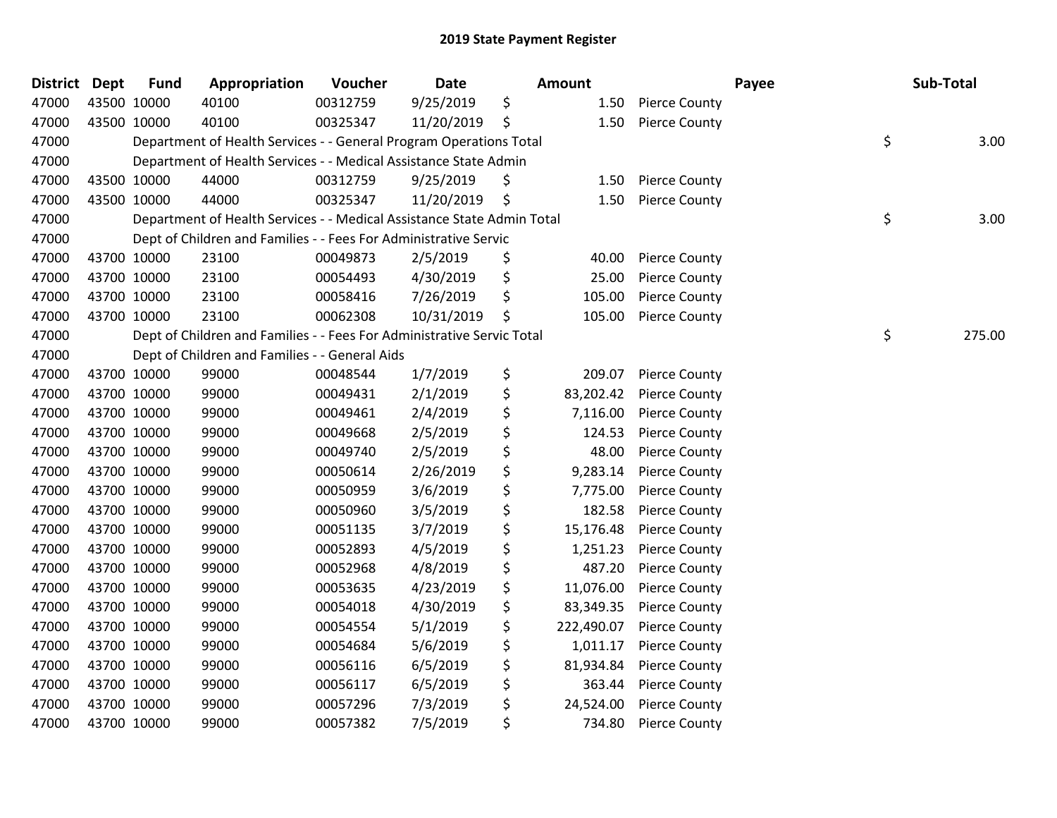## 2019 State Payment Register

| District | Dept | Fund | Appropriation | Voucher | Date | Amount | Payee | Sub-Total |
|---|---|---|---|---|---|---|---|---|
| 47000 | 43500 | 10000 | 40100 | 00312759 | 9/25/2019 | $ 1.50 | Pierce County | |
| 47000 | 43500 | 10000 | 40100 | 00325347 | 11/20/2019 | $ 1.50 | Pierce County | |
| 47000 | | | Department of Health Services - - General Program Operations Total | | | | | $ 3.00 |
| 47000 | | | Department of Health Services - - Medical Assistance State Admin | | | | | |
| 47000 | 43500 | 10000 | 44000 | 00312759 | 9/25/2019 | $ 1.50 | Pierce County | |
| 47000 | 43500 | 10000 | 44000 | 00325347 | 11/20/2019 | $ 1.50 | Pierce County | |
| 47000 | | | Department of Health Services - - Medical Assistance State Admin Total | | | | | $ 3.00 |
| 47000 | | | Dept of Children and Families - - Fees For Administrative Servic | | | | | |
| 47000 | 43700 | 10000 | 23100 | 00049873 | 2/5/2019 | $ 40.00 | Pierce County | |
| 47000 | 43700 | 10000 | 23100 | 00054493 | 4/30/2019 | $ 25.00 | Pierce County | |
| 47000 | 43700 | 10000 | 23100 | 00058416 | 7/26/2019 | $ 105.00 | Pierce County | |
| 47000 | 43700 | 10000 | 23100 | 00062308 | 10/31/2019 | $ 105.00 | Pierce County | |
| 47000 | | | Dept of Children and Families - - Fees For Administrative Servic Total | | | | | $ 275.00 |
| 47000 | | | Dept of Children and Families - - General Aids | | | | | |
| 47000 | 43700 | 10000 | 99000 | 00048544 | 1/7/2019 | $ 209.07 | Pierce County | |
| 47000 | 43700 | 10000 | 99000 | 00049431 | 2/1/2019 | $ 83,202.42 | Pierce County | |
| 47000 | 43700 | 10000 | 99000 | 00049461 | 2/4/2019 | $ 7,116.00 | Pierce County | |
| 47000 | 43700 | 10000 | 99000 | 00049668 | 2/5/2019 | $ 124.53 | Pierce County | |
| 47000 | 43700 | 10000 | 99000 | 00049740 | 2/5/2019 | $ 48.00 | Pierce County | |
| 47000 | 43700 | 10000 | 99000 | 00050614 | 2/26/2019 | $ 9,283.14 | Pierce County | |
| 47000 | 43700 | 10000 | 99000 | 00050959 | 3/6/2019 | $ 7,775.00 | Pierce County | |
| 47000 | 43700 | 10000 | 99000 | 00050960 | 3/5/2019 | $ 182.58 | Pierce County | |
| 47000 | 43700 | 10000 | 99000 | 00051135 | 3/7/2019 | $ 15,176.48 | Pierce County | |
| 47000 | 43700 | 10000 | 99000 | 00052893 | 4/5/2019 | $ 1,251.23 | Pierce County | |
| 47000 | 43700 | 10000 | 99000 | 00052968 | 4/8/2019 | $ 487.20 | Pierce County | |
| 47000 | 43700 | 10000 | 99000 | 00053635 | 4/23/2019 | $ 11,076.00 | Pierce County | |
| 47000 | 43700 | 10000 | 99000 | 00054018 | 4/30/2019 | $ 83,349.35 | Pierce County | |
| 47000 | 43700 | 10000 | 99000 | 00054554 | 5/1/2019 | $ 222,490.07 | Pierce County | |
| 47000 | 43700 | 10000 | 99000 | 00054684 | 5/6/2019 | $ 1,011.17 | Pierce County | |
| 47000 | 43700 | 10000 | 99000 | 00056116 | 6/5/2019 | $ 81,934.84 | Pierce County | |
| 47000 | 43700 | 10000 | 99000 | 00056117 | 6/5/2019 | $ 363.44 | Pierce County | |
| 47000 | 43700 | 10000 | 99000 | 00057296 | 7/3/2019 | $ 24,524.00 | Pierce County | |
| 47000 | 43700 | 10000 | 99000 | 00057382 | 7/5/2019 | $ 734.80 | Pierce County | |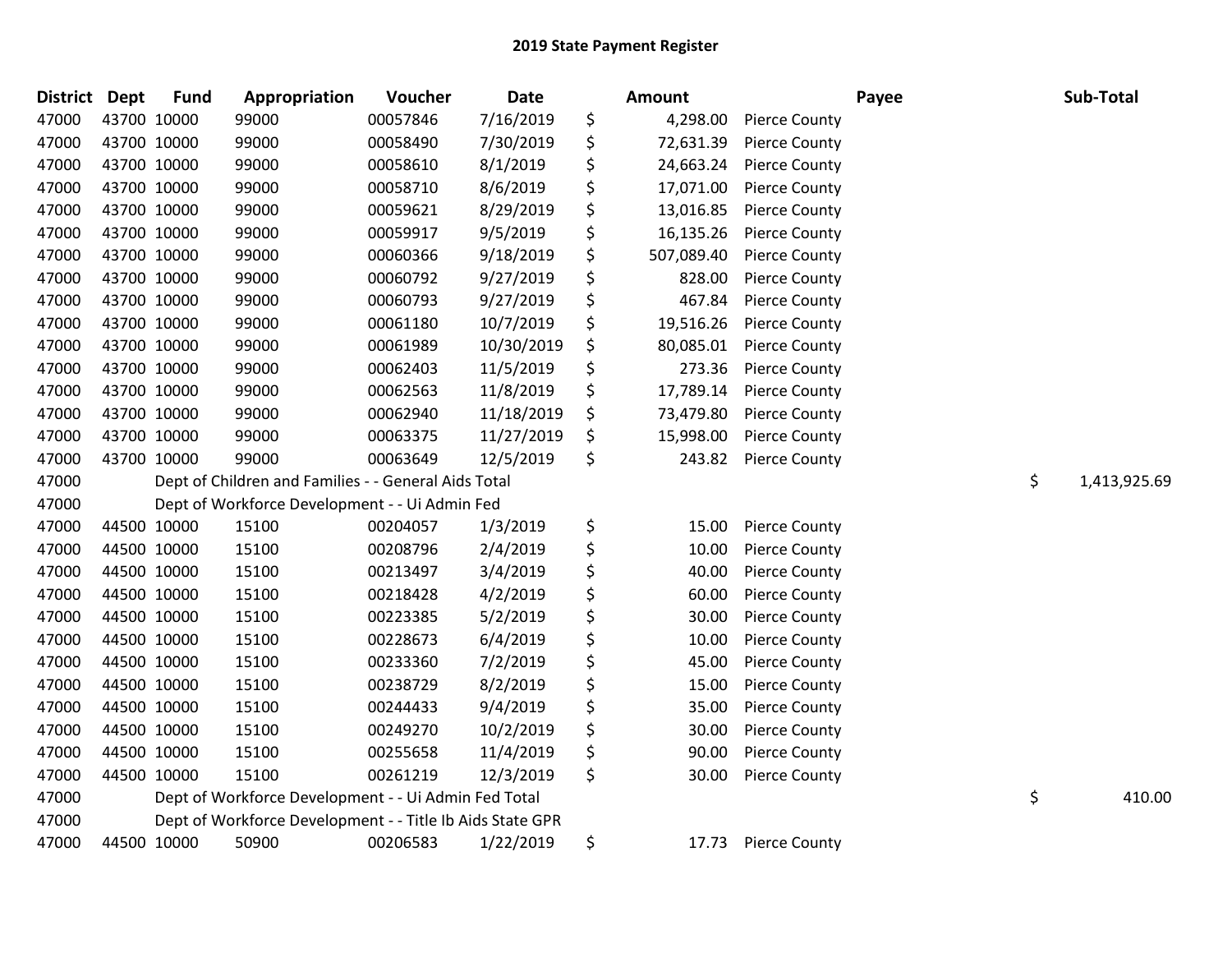# 2019 State Payment Register

| District | Dept | Fund | Appropriation | Voucher | Date | Amount | Payee | Sub-Total |
|---|---|---|---|---|---|---|---|---|
| 47000 | 43700 | 10000 | 99000 | 00057846 | 7/16/2019 | $ 4,298.00 | Pierce County | |
| 47000 | 43700 | 10000 | 99000 | 00058490 | 7/30/2019 | $ 72,631.39 | Pierce County | |
| 47000 | 43700 | 10000 | 99000 | 00058610 | 8/1/2019 | $ 24,663.24 | Pierce County | |
| 47000 | 43700 | 10000 | 99000 | 00058710 | 8/6/2019 | $ 17,071.00 | Pierce County | |
| 47000 | 43700 | 10000 | 99000 | 00059621 | 8/29/2019 | $ 13,016.85 | Pierce County | |
| 47000 | 43700 | 10000 | 99000 | 00059917 | 9/5/2019 | $ 16,135.26 | Pierce County | |
| 47000 | 43700 | 10000 | 99000 | 00060366 | 9/18/2019 | $ 507,089.40 | Pierce County | |
| 47000 | 43700 | 10000 | 99000 | 00060792 | 9/27/2019 | $ 828.00 | Pierce County | |
| 47000 | 43700 | 10000 | 99000 | 00060793 | 9/27/2019 | $ 467.84 | Pierce County | |
| 47000 | 43700 | 10000 | 99000 | 00061180 | 10/7/2019 | $ 19,516.26 | Pierce County | |
| 47000 | 43700 | 10000 | 99000 | 00061989 | 10/30/2019 | $ 80,085.01 | Pierce County | |
| 47000 | 43700 | 10000 | 99000 | 00062403 | 11/5/2019 | $ 273.36 | Pierce County | |
| 47000 | 43700 | 10000 | 99000 | 00062563 | 11/8/2019 | $ 17,789.14 | Pierce County | |
| 47000 | 43700 | 10000 | 99000 | 00062940 | 11/18/2019 | $ 73,479.80 | Pierce County | |
| 47000 | 43700 | 10000 | 99000 | 00063375 | 11/27/2019 | $ 15,998.00 | Pierce County | |
| 47000 | 43700 | 10000 | 99000 | 00063649 | 12/5/2019 | $ 243.82 | Pierce County | |
| 47000 | | Dept of Children and Families - - General Aids Total | | | | | | $ 1,413,925.69 |
| 47000 | | Dept of Workforce Development - - Ui Admin Fed | | | | | | |
| 47000 | 44500 | 10000 | 15100 | 00204057 | 1/3/2019 | $ 15.00 | Pierce County | |
| 47000 | 44500 | 10000 | 15100 | 00208796 | 2/4/2019 | $ 10.00 | Pierce County | |
| 47000 | 44500 | 10000 | 15100 | 00213497 | 3/4/2019 | $ 40.00 | Pierce County | |
| 47000 | 44500 | 10000 | 15100 | 00218428 | 4/2/2019 | $ 60.00 | Pierce County | |
| 47000 | 44500 | 10000 | 15100 | 00223385 | 5/2/2019 | $ 30.00 | Pierce County | |
| 47000 | 44500 | 10000 | 15100 | 00228673 | 6/4/2019 | $ 10.00 | Pierce County | |
| 47000 | 44500 | 10000 | 15100 | 00233360 | 7/2/2019 | $ 45.00 | Pierce County | |
| 47000 | 44500 | 10000 | 15100 | 00238729 | 8/2/2019 | $ 15.00 | Pierce County | |
| 47000 | 44500 | 10000 | 15100 | 00244433 | 9/4/2019 | $ 35.00 | Pierce County | |
| 47000 | 44500 | 10000 | 15100 | 00249270 | 10/2/2019 | $ 30.00 | Pierce County | |
| 47000 | 44500 | 10000 | 15100 | 00255658 | 11/4/2019 | $ 90.00 | Pierce County | |
| 47000 | 44500 | 10000 | 15100 | 00261219 | 12/3/2019 | $ 30.00 | Pierce County | |
| 47000 | | Dept of Workforce Development - - Ui Admin Fed Total | | | | | | $ 410.00 |
| 47000 | | Dept of Workforce Development - - Title Ib Aids State GPR | | | | | | |
| 47000 | 44500 | 10000 | 50900 | 00206583 | 1/22/2019 | $ 17.73 | Pierce County | |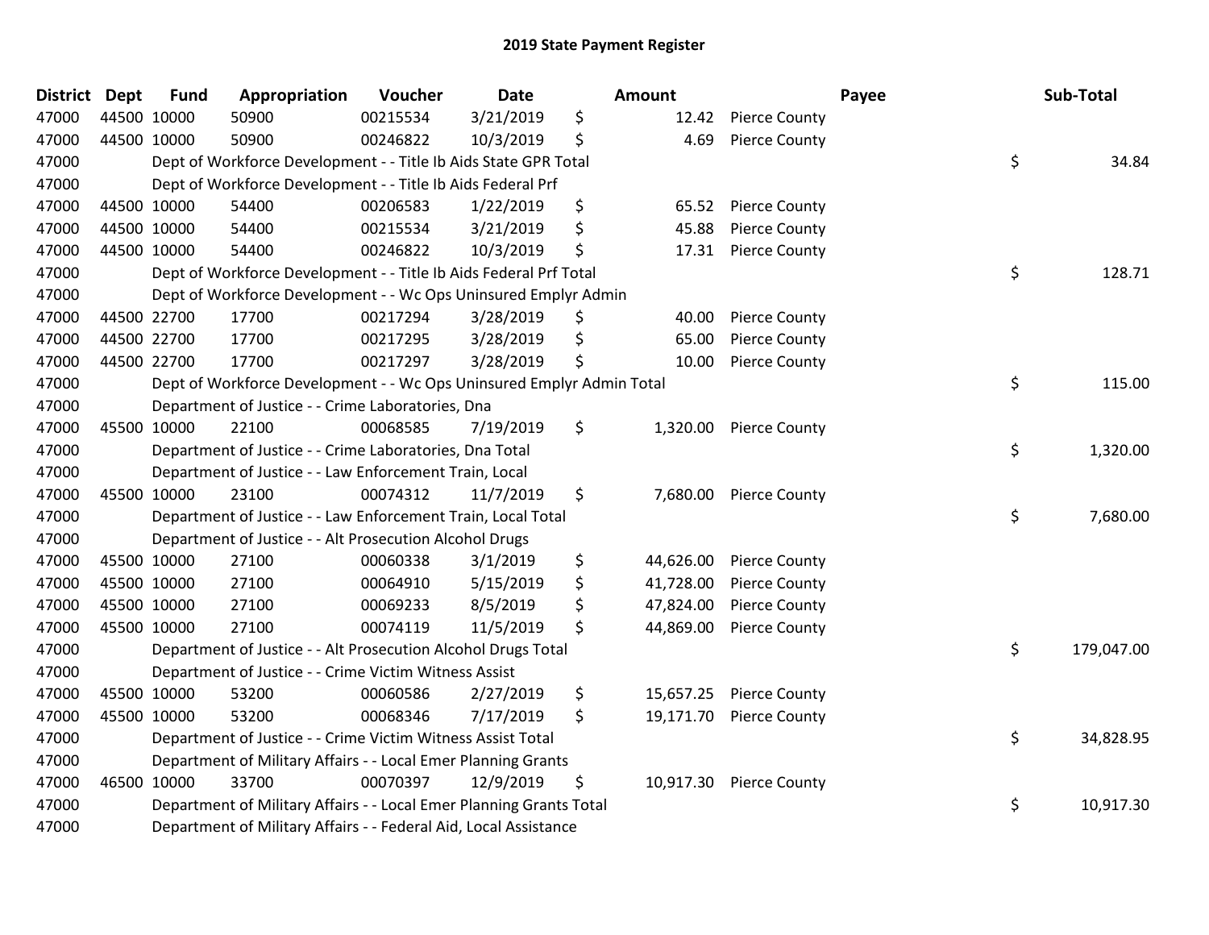# 2019 State Payment Register

| District | Dept | Fund | Appropriation | Voucher | Date | Amount | Payee | Sub-Total |
|---|---|---|---|---|---|---|---|---|
| 47000 | 44500 | 10000 | 50900 | 00215534 | 3/21/2019 | $ 12.42 | Pierce County | |
| 47000 | 44500 | 10000 | 50900 | 00246822 | 10/3/2019 | $ 4.69 | Pierce County | |
| 47000 | | Dept of Workforce Development - - Title Ib Aids State GPR Total | | | | | | $ 34.84 |
| 47000 | | Dept of Workforce Development - - Title Ib Aids Federal Prf | | | | | | |
| 47000 | 44500 | 10000 | 54400 | 00206583 | 1/22/2019 | $ 65.52 | Pierce County | |
| 47000 | 44500 | 10000 | 54400 | 00215534 | 3/21/2019 | $ 45.88 | Pierce County | |
| 47000 | 44500 | 10000 | 54400 | 00246822 | 10/3/2019 | $ 17.31 | Pierce County | |
| 47000 | | Dept of Workforce Development - - Title Ib Aids Federal Prf Total | | | | | | $ 128.71 |
| 47000 | | Dept of Workforce Development - - Wc Ops Uninsured Emplyr Admin | | | | | | |
| 47000 | 44500 | 22700 | 17700 | 00217294 | 3/28/2019 | $ 40.00 | Pierce County | |
| 47000 | 44500 | 22700 | 17700 | 00217295 | 3/28/2019 | $ 65.00 | Pierce County | |
| 47000 | 44500 | 22700 | 17700 | 00217297 | 3/28/2019 | $ 10.00 | Pierce County | |
| 47000 | | Dept of Workforce Development - - Wc Ops Uninsured Emplyr Admin Total | | | | | | $ 115.00 |
| 47000 | | Department of Justice - - Crime Laboratories, Dna | | | | | | |
| 47000 | 45500 | 10000 | 22100 | 00068585 | 7/19/2019 | $ 1,320.00 | Pierce County | |
| 47000 | | Department of Justice - - Crime Laboratories, Dna Total | | | | | | $ 1,320.00 |
| 47000 | | Department of Justice - - Law Enforcement Train, Local | | | | | | |
| 47000 | 45500 | 10000 | 23100 | 00074312 | 11/7/2019 | $ 7,680.00 | Pierce County | |
| 47000 | | Department of Justice - - Law Enforcement Train, Local Total | | | | | | $ 7,680.00 |
| 47000 | | Department of Justice - - Alt Prosecution Alcohol Drugs | | | | | | |
| 47000 | 45500 | 10000 | 27100 | 00060338 | 3/1/2019 | $ 44,626.00 | Pierce County | |
| 47000 | 45500 | 10000 | 27100 | 00064910 | 5/15/2019 | $ 41,728.00 | Pierce County | |
| 47000 | 45500 | 10000 | 27100 | 00069233 | 8/5/2019 | $ 47,824.00 | Pierce County | |
| 47000 | 45500 | 10000 | 27100 | 00074119 | 11/5/2019 | $ 44,869.00 | Pierce County | |
| 47000 | | Department of Justice - - Alt Prosecution Alcohol Drugs Total | | | | | | $ 179,047.00 |
| 47000 | | Department of Justice - - Crime Victim Witness Assist | | | | | | |
| 47000 | 45500 | 10000 | 53200 | 00060586 | 2/27/2019 | $ 15,657.25 | Pierce County | |
| 47000 | 45500 | 10000 | 53200 | 00068346 | 7/17/2019 | $ 19,171.70 | Pierce County | |
| 47000 | | Department of Justice - - Crime Victim Witness Assist Total | | | | | | $ 34,828.95 |
| 47000 | | Department of Military Affairs - - Local Emer Planning Grants | | | | | | |
| 47000 | 46500 | 10000 | 33700 | 00070397 | 12/9/2019 | $ 10,917.30 | Pierce County | |
| 47000 | | Department of Military Affairs - - Local Emer Planning Grants Total | | | | | | $ 10,917.30 |
| 47000 | | Department of Military Affairs - - Federal Aid, Local Assistance | | | | | | |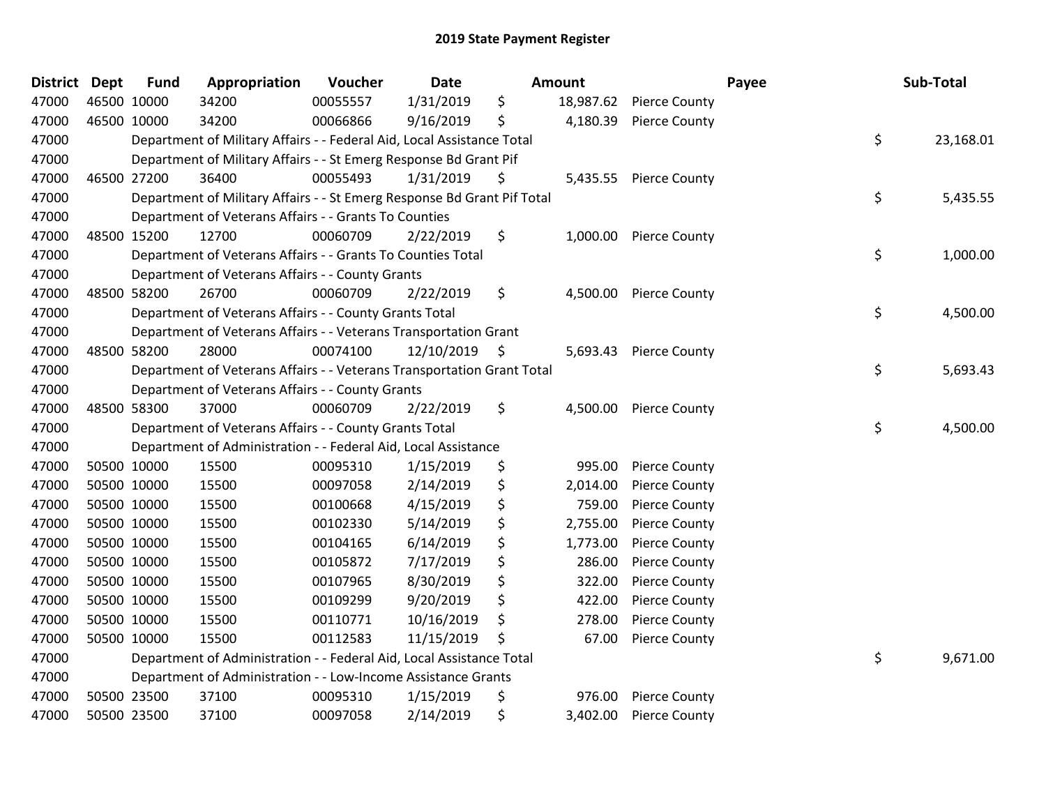# 2019 State Payment Register

| District | Dept | Fund | Appropriation | Voucher | Date | Amount | Payee | Sub-Total |
|---|---|---|---|---|---|---|---|---|
| 47000 | 46500 | 10000 | 34200 | 00055557 | 1/31/2019 | $ 18,987.62 | Pierce County | |
| 47000 | 46500 | 10000 | 34200 | 00066866 | 9/16/2019 | $ 4,180.39 | Pierce County | |
| 47000 | | | Department of Military Affairs - - Federal Aid, Local Assistance Total | | | | | $ 23,168.01 |
| 47000 | | | Department of Military Affairs - - St Emerg Response Bd Grant Pif | | | | | |
| 47000 | 46500 | 27200 | 36400 | 00055493 | 1/31/2019 | $ 5,435.55 | Pierce County | |
| 47000 | | | Department of Military Affairs - - St Emerg Response Bd Grant Pif Total | | | | | $ 5,435.55 |
| 47000 | | | Department of Veterans Affairs - - Grants To Counties | | | | | |
| 47000 | 48500 | 15200 | 12700 | 00060709 | 2/22/2019 | $ 1,000.00 | Pierce County | |
| 47000 | | | Department of Veterans Affairs - - Grants To Counties Total | | | | | $ 1,000.00 |
| 47000 | | | Department of Veterans Affairs - - County Grants | | | | | |
| 47000 | 48500 | 58200 | 26700 | 00060709 | 2/22/2019 | $ 4,500.00 | Pierce County | |
| 47000 | | | Department of Veterans Affairs - - County Grants Total | | | | | $ 4,500.00 |
| 47000 | | | Department of Veterans Affairs - - Veterans Transportation Grant | | | | | |
| 47000 | 48500 | 58200 | 28000 | 00074100 | 12/10/2019 | $ 5,693.43 | Pierce County | |
| 47000 | | | Department of Veterans Affairs - - Veterans Transportation Grant Total | | | | | $ 5,693.43 |
| 47000 | | | Department of Veterans Affairs - - County Grants | | | | | |
| 47000 | 48500 | 58300 | 37000 | 00060709 | 2/22/2019 | $ 4,500.00 | Pierce County | |
| 47000 | | | Department of Veterans Affairs - - County Grants Total | | | | | $ 4,500.00 |
| 47000 | | | Department of Administration - - Federal Aid, Local Assistance | | | | | |
| 47000 | 50500 | 10000 | 15500 | 00095310 | 1/15/2019 | $ 995.00 | Pierce County | |
| 47000 | 50500 | 10000 | 15500 | 00097058 | 2/14/2019 | $ 2,014.00 | Pierce County | |
| 47000 | 50500 | 10000 | 15500 | 00100668 | 4/15/2019 | $ 759.00 | Pierce County | |
| 47000 | 50500 | 10000 | 15500 | 00102330 | 5/14/2019 | $ 2,755.00 | Pierce County | |
| 47000 | 50500 | 10000 | 15500 | 00104165 | 6/14/2019 | $ 1,773.00 | Pierce County | |
| 47000 | 50500 | 10000 | 15500 | 00105872 | 7/17/2019 | $ 286.00 | Pierce County | |
| 47000 | 50500 | 10000 | 15500 | 00107965 | 8/30/2019 | $ 322.00 | Pierce County | |
| 47000 | 50500 | 10000 | 15500 | 00109299 | 9/20/2019 | $ 422.00 | Pierce County | |
| 47000 | 50500 | 10000 | 15500 | 00110771 | 10/16/2019 | $ 278.00 | Pierce County | |
| 47000 | 50500 | 10000 | 15500 | 00112583 | 11/15/2019 | $ 67.00 | Pierce County | |
| 47000 | | | Department of Administration - - Federal Aid, Local Assistance Total | | | | | $ 9,671.00 |
| 47000 | | | Department of Administration - - Low-Income Assistance Grants | | | | | |
| 47000 | 50500 | 23500 | 37100 | 00095310 | 1/15/2019 | $ 976.00 | Pierce County | |
| 47000 | 50500 | 23500 | 37100 | 00097058 | 2/14/2019 | $ 3,402.00 | Pierce County | |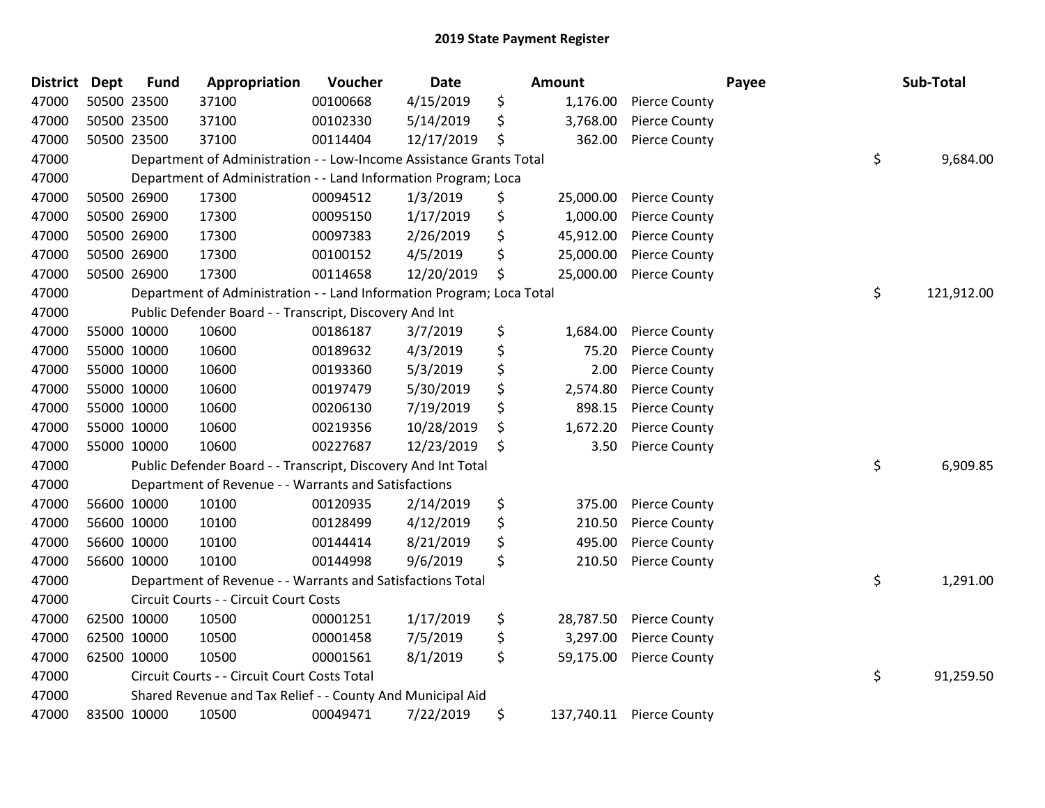# 2019 State Payment Register

| District | Dept | Fund | Appropriation | Voucher | Date | Amount | Payee | Sub-Total |
|---|---|---|---|---|---|---|---|---|
| 47000 | 50500 | 23500 | 37100 | 00100668 | 4/15/2019 | $ 1,176.00 | Pierce County | |
| 47000 | 50500 | 23500 | 37100 | 00102330 | 5/14/2019 | $ 3,768.00 | Pierce County | |
| 47000 | 50500 | 23500 | 37100 | 00114404 | 12/17/2019 | $ 362.00 | Pierce County | |
| 47000 | | Department of Administration - - Low-Income Assistance Grants Total | | | | | | $ 9,684.00 |
| 47000 | | Department of Administration - - Land Information Program; Loca | | | | | | |
| 47000 | 50500 | 26900 | 17300 | 00094512 | 1/3/2019 | $ 25,000.00 | Pierce County | |
| 47000 | 50500 | 26900 | 17300 | 00095150 | 1/17/2019 | $ 1,000.00 | Pierce County | |
| 47000 | 50500 | 26900 | 17300 | 00097383 | 2/26/2019 | $ 45,912.00 | Pierce County | |
| 47000 | 50500 | 26900 | 17300 | 00100152 | 4/5/2019 | $ 25,000.00 | Pierce County | |
| 47000 | 50500 | 26900 | 17300 | 00114658 | 12/20/2019 | $ 25,000.00 | Pierce County | |
| 47000 | | Department of Administration - - Land Information Program; Loca Total | | | | | | $ 121,912.00 |
| 47000 | | Public Defender Board - - Transcript, Discovery And Int | | | | | | |
| 47000 | 55000 | 10000 | 10600 | 00186187 | 3/7/2019 | $ 1,684.00 | Pierce County | |
| 47000 | 55000 | 10000 | 10600 | 00189632 | 4/3/2019 | $ 75.20 | Pierce County | |
| 47000 | 55000 | 10000 | 10600 | 00193360 | 5/3/2019 | $ 2.00 | Pierce County | |
| 47000 | 55000 | 10000 | 10600 | 00197479 | 5/30/2019 | $ 2,574.80 | Pierce County | |
| 47000 | 55000 | 10000 | 10600 | 00206130 | 7/19/2019 | $ 898.15 | Pierce County | |
| 47000 | 55000 | 10000 | 10600 | 00219356 | 10/28/2019 | $ 1,672.20 | Pierce County | |
| 47000 | 55000 | 10000 | 10600 | 00227687 | 12/23/2019 | $ 3.50 | Pierce County | |
| 47000 | | Public Defender Board - - Transcript, Discovery And Int Total | | | | | | $ 6,909.85 |
| 47000 | | Department of Revenue - - Warrants and Satisfactions | | | | | | |
| 47000 | 56600 | 10000 | 10100 | 00120935 | 2/14/2019 | $ 375.00 | Pierce County | |
| 47000 | 56600 | 10000 | 10100 | 00128499 | 4/12/2019 | $ 210.50 | Pierce County | |
| 47000 | 56600 | 10000 | 10100 | 00144414 | 8/21/2019 | $ 495.00 | Pierce County | |
| 47000 | 56600 | 10000 | 10100 | 00144998 | 9/6/2019 | $ 210.50 | Pierce County | |
| 47000 | | Department of Revenue - - Warrants and Satisfactions Total | | | | | | $ 1,291.00 |
| 47000 | | Circuit Courts - - Circuit Court Costs | | | | | | |
| 47000 | 62500 | 10000 | 10500 | 00001251 | 1/17/2019 | $ 28,787.50 | Pierce County | |
| 47000 | 62500 | 10000 | 10500 | 00001458 | 7/5/2019 | $ 3,297.00 | Pierce County | |
| 47000 | 62500 | 10000 | 10500 | 00001561 | 8/1/2019 | $ 59,175.00 | Pierce County | |
| 47000 | | Circuit Courts - - Circuit Court Costs Total | | | | | | $ 91,259.50 |
| 47000 | | Shared Revenue and Tax Relief - - County And Municipal Aid | | | | | | |
| 47000 | 83500 | 10000 | 10500 | 00049471 | 7/22/2019 | $ 137,740.11 | Pierce County | |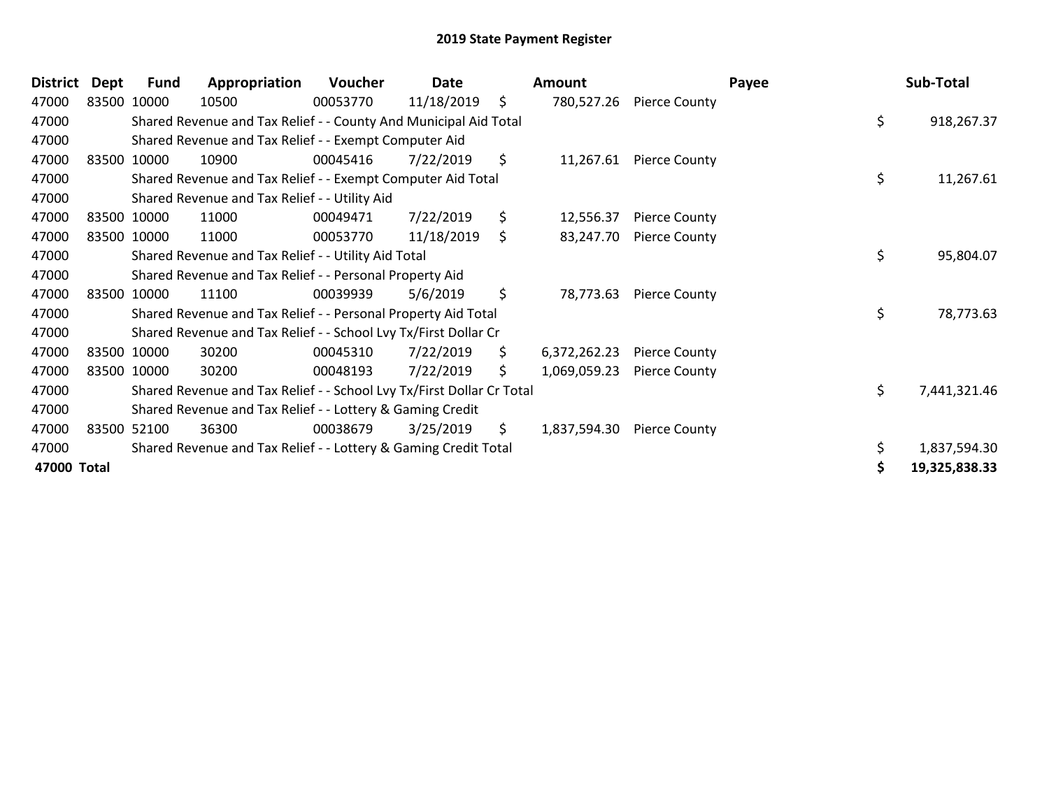# 2019 State Payment Register

| District | Dept | Fund | Appropriation | Voucher | Date | Amount | Payee | Sub-Total |
|---|---|---|---|---|---|---|---|---|
| 47000 | 83500 | 10000 | 10500 | 00053770 | 11/18/2019 | $ 780,527.26 | Pierce County | |
| 47000 | | Shared Revenue and Tax Relief - - County And Municipal Aid Total | | | | | | $ 918,267.37 |
| 47000 | | Shared Revenue and Tax Relief - - Exempt Computer Aid | | | | | | |
| 47000 | 83500 | 10000 | 10900 | 00045416 | 7/22/2019 | $ 11,267.61 | Pierce County | |
| 47000 | | Shared Revenue and Tax Relief - - Exempt Computer Aid Total | | | | | | $ 11,267.61 |
| 47000 | | Shared Revenue and Tax Relief - - Utility Aid | | | | | | |
| 47000 | 83500 | 10000 | 11000 | 00049471 | 7/22/2019 | $ 12,556.37 | Pierce County | |
| 47000 | 83500 | 10000 | 11000 | 00053770 | 11/18/2019 | $ 83,247.70 | Pierce County | |
| 47000 | | Shared Revenue and Tax Relief - - Utility Aid Total | | | | | | $ 95,804.07 |
| 47000 | | Shared Revenue and Tax Relief - - Personal Property Aid | | | | | | |
| 47000 | 83500 | 10000 | 11100 | 00039939 | 5/6/2019 | $ 78,773.63 | Pierce County | |
| 47000 | | Shared Revenue and Tax Relief - - Personal Property Aid Total | | | | | | $ 78,773.63 |
| 47000 | | Shared Revenue and Tax Relief - - School Lvy Tx/First Dollar Cr | | | | | | |
| 47000 | 83500 | 10000 | 30200 | 00045310 | 7/22/2019 | $ 6,372,262.23 | Pierce County | |
| 47000 | 83500 | 10000 | 30200 | 00048193 | 7/22/2019 | $ 1,069,059.23 | Pierce County | |
| 47000 | | Shared Revenue and Tax Relief - - School Lvy Tx/First Dollar Cr Total | | | | | | $ 7,441,321.46 |
| 47000 | | Shared Revenue and Tax Relief - - Lottery & Gaming Credit | | | | | | |
| 47000 | 83500 | 52100 | 36300 | 00038679 | 3/25/2019 | $ 1,837,594.30 | Pierce County | |
| 47000 | | Shared Revenue and Tax Relief - - Lottery & Gaming Credit Total | | | | | | $ 1,837,594.30 |
| **47000 Total** | | | | | | | | **$ 19,325,838.33** |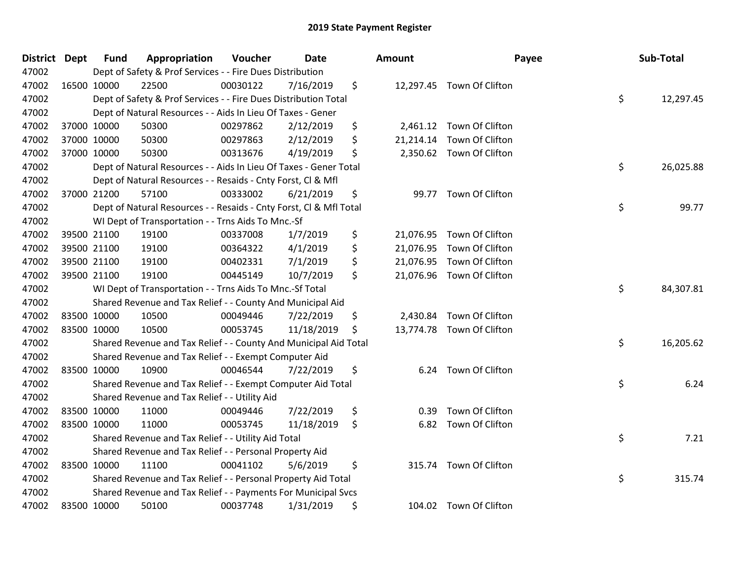# 2019 State Payment Register

| District | Dept | Fund | Appropriation | Voucher | Date | Amount | Payee | Sub-Total |
|---|---|---|---|---|---|---|---|---|
| 47002 | | Dept of Safety & Prof Services - - Fire Dues Distribution | | | | | | |
| 47002 | 16500 | 10000 | 22500 | 00030122 | 7/16/2019 | $ 12,297.45 | Town Of Clifton | |
| 47002 | | Dept of Safety & Prof Services - - Fire Dues Distribution Total | | | | | | $ 12,297.45 |
| 47002 | | Dept of Natural Resources - - Aids In Lieu Of Taxes - Gener | | | | | | |
| 47002 | 37000 | 10000 | 50300 | 00297862 | 2/12/2019 | $ 2,461.12 | Town Of Clifton | |
| 47002 | 37000 | 10000 | 50300 | 00297863 | 2/12/2019 | $ 21,214.14 | Town Of Clifton | |
| 47002 | 37000 | 10000 | 50300 | 00313676 | 4/19/2019 | $ 2,350.62 | Town Of Clifton | |
| 47002 | | Dept of Natural Resources - - Aids In Lieu Of Taxes - Gener Total | | | | | | $ 26,025.88 |
| 47002 | | Dept of Natural Resources - - Resaids - Cnty Forst, Cl & Mfl | | | | | | |
| 47002 | 37000 | 21200 | 57100 | 00333002 | 6/21/2019 | $ 99.77 | Town Of Clifton | |
| 47002 | | Dept of Natural Resources - - Resaids - Cnty Forst, Cl & Mfl Total | | | | | | $ 99.77 |
| 47002 | | WI Dept of Transportation - - Trns Aids To Mnc.-Sf | | | | | | |
| 47002 | 39500 | 21100 | 19100 | 00337008 | 1/7/2019 | $ 21,076.95 | Town Of Clifton | |
| 47002 | 39500 | 21100 | 19100 | 00364322 | 4/1/2019 | $ 21,076.95 | Town Of Clifton | |
| 47002 | 39500 | 21100 | 19100 | 00402331 | 7/1/2019 | $ 21,076.95 | Town Of Clifton | |
| 47002 | 39500 | 21100 | 19100 | 00445149 | 10/7/2019 | $ 21,076.96 | Town Of Clifton | |
| 47002 | | WI Dept of Transportation - - Trns Aids To Mnc.-Sf Total | | | | | | $ 84,307.81 |
| 47002 | | Shared Revenue and Tax Relief - - County And Municipal Aid | | | | | | |
| 47002 | 83500 | 10000 | 10500 | 00049446 | 7/22/2019 | $ 2,430.84 | Town Of Clifton | |
| 47002 | 83500 | 10000 | 10500 | 00053745 | 11/18/2019 | $ 13,774.78 | Town Of Clifton | |
| 47002 | | Shared Revenue and Tax Relief - - County And Municipal Aid Total | | | | | | $ 16,205.62 |
| 47002 | | Shared Revenue and Tax Relief - - Exempt Computer Aid | | | | | | |
| 47002 | 83500 | 10000 | 10900 | 00046544 | 7/22/2019 | $ 6.24 | Town Of Clifton | |
| 47002 | | Shared Revenue and Tax Relief - - Exempt Computer Aid Total | | | | | | $ 6.24 |
| 47002 | | Shared Revenue and Tax Relief - - Utility Aid | | | | | | |
| 47002 | 83500 | 10000 | 11000 | 00049446 | 7/22/2019 | $ 0.39 | Town Of Clifton | |
| 47002 | 83500 | 10000 | 11000 | 00053745 | 11/18/2019 | $ 6.82 | Town Of Clifton | |
| 47002 | | Shared Revenue and Tax Relief - - Utility Aid Total | | | | | | $ 7.21 |
| 47002 | | Shared Revenue and Tax Relief - - Personal Property Aid | | | | | | |
| 47002 | 83500 | 10000 | 11100 | 00041102 | 5/6/2019 | $ 315.74 | Town Of Clifton | |
| 47002 | | Shared Revenue and Tax Relief - - Personal Property Aid Total | | | | | | $ 315.74 |
| 47002 | | Shared Revenue and Tax Relief - - Payments For Municipal Svcs | | | | | | |
| 47002 | 83500 | 10000 | 50100 | 00037748 | 1/31/2019 | $ 104.02 | Town Of Clifton | |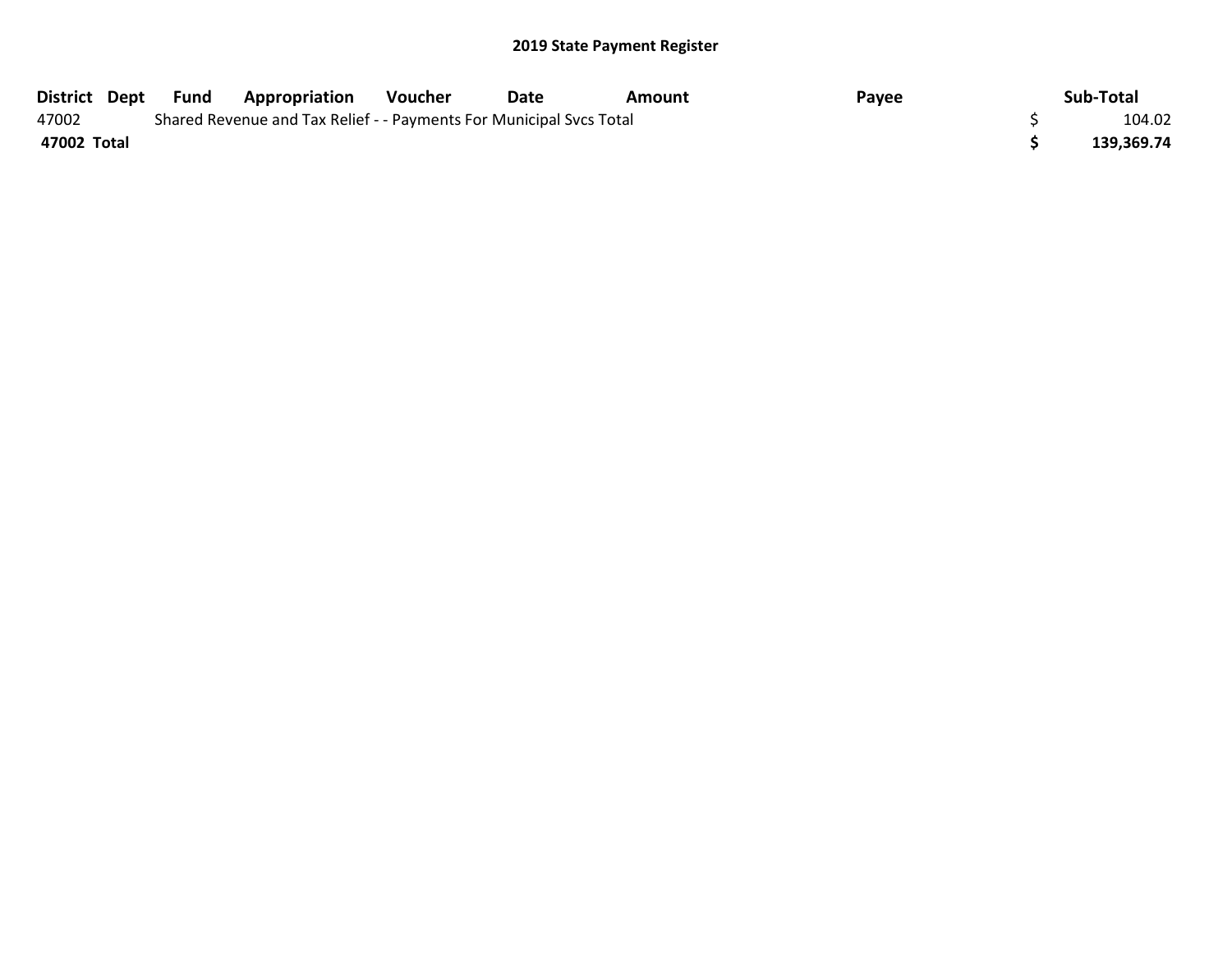## 2019 State Payment Register

| District | Dept | Fund | Appropriation | Voucher | Date | Amount | Payee | Sub-Total |
|---|---|---|---|---|---|---|---|---|
| 47002 | | Shared Revenue and Tax Relief - - Payments For Municipal Svcs Total | | | | | | $ 104.02 |
| **47002 Total** | | | | | | | | **$ 139,369.74** |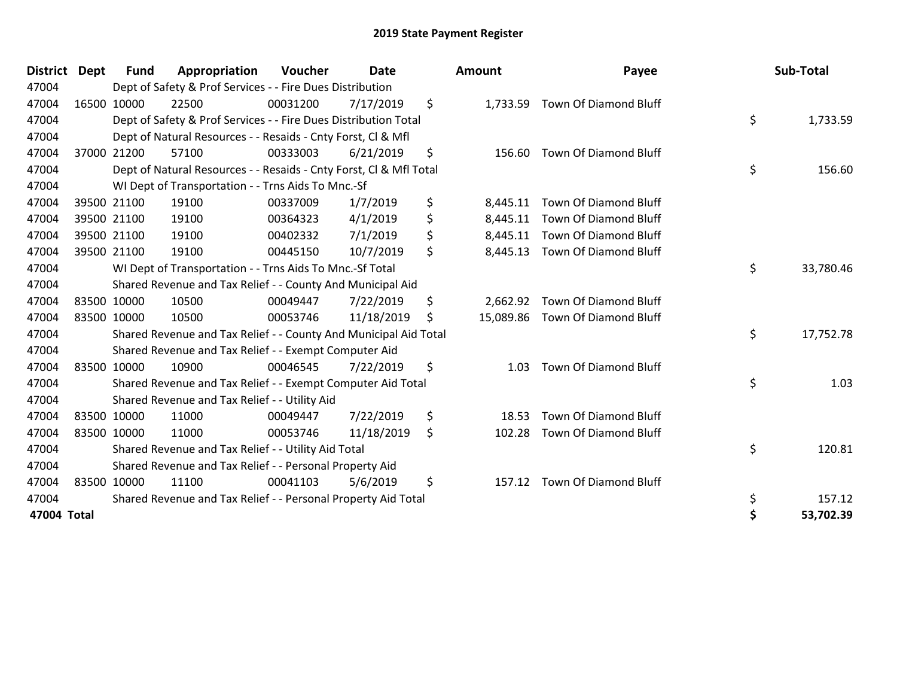# 2019 State Payment Register

| District | Dept | Fund | Appropriation | Voucher | Date | Amount | Payee | Sub-Total |
|---|---|---|---|---|---|---|---|---|
| 47004 | | Dept of Safety & Prof Services - - Fire Dues Distribution | | | | | | |
| 47004 | 16500 | 10000 | 22500 | 00031200 | 7/17/2019 | $ 1,733.59 | Town Of Diamond Bluff | |
| 47004 | | Dept of Safety & Prof Services - - Fire Dues Distribution Total | | | | | | $ 1,733.59 |
| 47004 | | Dept of Natural Resources - - Resaids - Cnty Forst, Cl & Mfl | | | | | | |
| 47004 | 37000 | 21200 | 57100 | 00333003 | 6/21/2019 | $ 156.60 | Town Of Diamond Bluff | |
| 47004 | | Dept of Natural Resources - - Resaids - Cnty Forst, Cl & Mfl Total | | | | | | $ 156.60 |
| 47004 | | WI Dept of Transportation - - Trns Aids To Mnc.-Sf | | | | | | |
| 47004 | 39500 | 21100 | 19100 | 00337009 | 1/7/2019 | $ 8,445.11 | Town Of Diamond Bluff | |
| 47004 | 39500 | 21100 | 19100 | 00364323 | 4/1/2019 | $ 8,445.11 | Town Of Diamond Bluff | |
| 47004 | 39500 | 21100 | 19100 | 00402332 | 7/1/2019 | $ 8,445.11 | Town Of Diamond Bluff | |
| 47004 | 39500 | 21100 | 19100 | 00445150 | 10/7/2019 | $ 8,445.13 | Town Of Diamond Bluff | |
| 47004 | | WI Dept of Transportation - - Trns Aids To Mnc.-Sf Total | | | | | | $ 33,780.46 |
| 47004 | | Shared Revenue and Tax Relief - - County And Municipal Aid | | | | | | |
| 47004 | 83500 | 10000 | 10500 | 00049447 | 7/22/2019 | $ 2,662.92 | Town Of Diamond Bluff | |
| 47004 | 83500 | 10000 | 10500 | 00053746 | 11/18/2019 | $ 15,089.86 | Town Of Diamond Bluff | |
| 47004 | | Shared Revenue and Tax Relief - - County And Municipal Aid Total | | | | | | $ 17,752.78 |
| 47004 | | Shared Revenue and Tax Relief - - Exempt Computer Aid | | | | | | |
| 47004 | 83500 | 10000 | 10900 | 00046545 | 7/22/2019 | $ 1.03 | Town Of Diamond Bluff | |
| 47004 | | Shared Revenue and Tax Relief - - Exempt Computer Aid Total | | | | | | $ 1.03 |
| 47004 | | Shared Revenue and Tax Relief - - Utility Aid | | | | | | |
| 47004 | 83500 | 10000 | 11000 | 00049447 | 7/22/2019 | $ 18.53 | Town Of Diamond Bluff | |
| 47004 | 83500 | 10000 | 11000 | 00053746 | 11/18/2019 | $ 102.28 | Town Of Diamond Bluff | |
| 47004 | | Shared Revenue and Tax Relief - - Utility Aid Total | | | | | | $ 120.81 |
| 47004 | | Shared Revenue and Tax Relief - - Personal Property Aid | | | | | | |
| 47004 | 83500 | 10000 | 11100 | 00041103 | 5/6/2019 | $ 157.12 | Town Of Diamond Bluff | |
| 47004 | | Shared Revenue and Tax Relief - - Personal Property Aid Total | | | | | | $ 157.12 |
| **47004 Total** | | | | | | | | **$ 53,702.39** |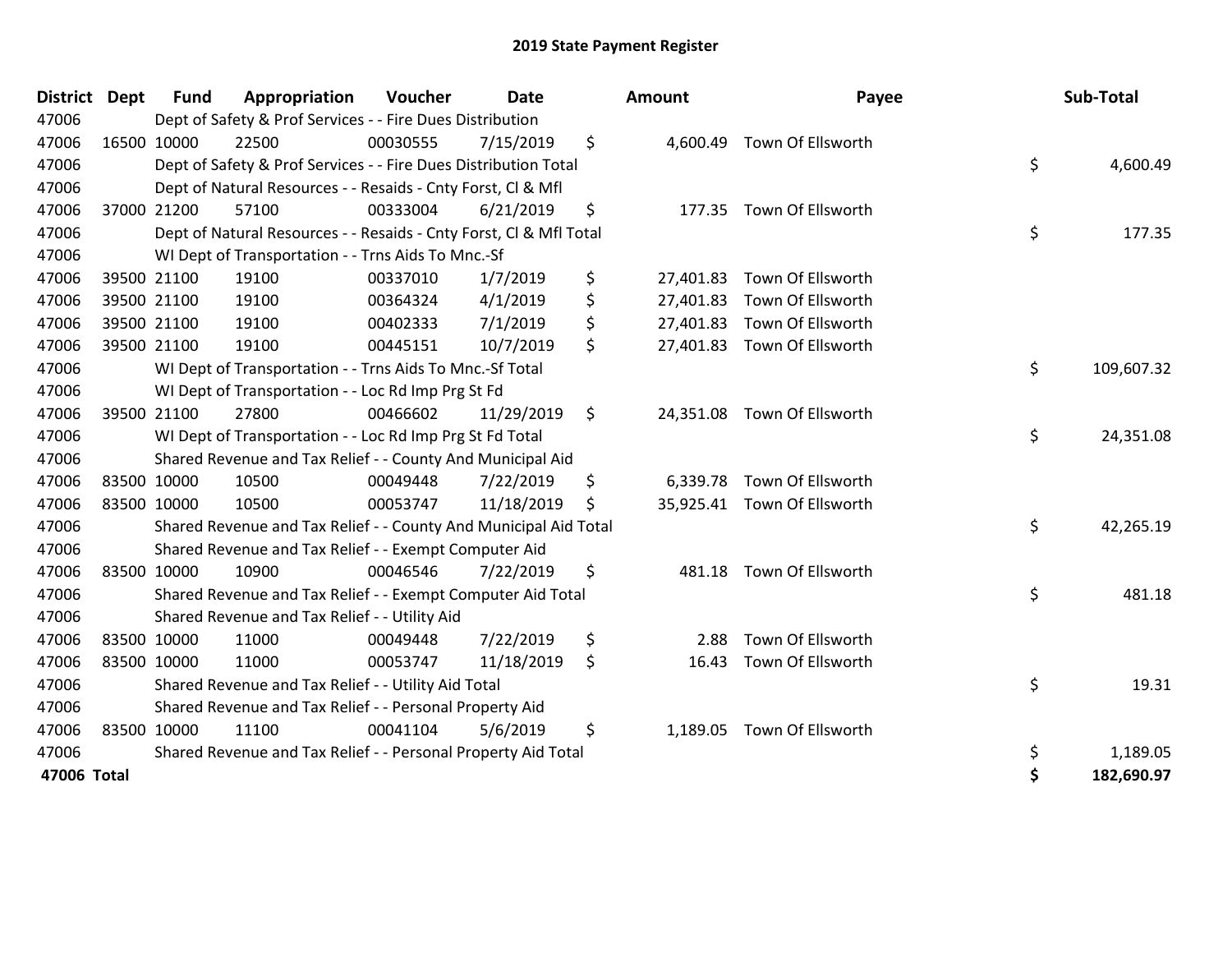# 2019 State Payment Register

| District | Dept | Fund | Appropriation | Voucher | Date | Amount | Payee | Sub-Total |
|---|---|---|---|---|---|---|---|---|
| 47006 | | Dept of Safety & Prof Services - - Fire Dues Distribution | | | | | | |
| 47006 | 16500 | 10000 | 22500 | 00030555 | 7/15/2019 | $ 4,600.49 | Town Of Ellsworth | |
| 47006 | | Dept of Safety & Prof Services - - Fire Dues Distribution Total | | | | | | $ 4,600.49 |
| 47006 | | Dept of Natural Resources - - Resaids - Cnty Forst, Cl & Mfl | | | | | | |
| 47006 | 37000 | 21200 | 57100 | 00333004 | 6/21/2019 | $ 177.35 | Town Of Ellsworth | |
| 47006 | | Dept of Natural Resources - - Resaids - Cnty Forst, Cl & Mfl Total | | | | | | $ 177.35 |
| 47006 | | WI Dept of Transportation - - Trns Aids To Mnc.-Sf | | | | | | |
| 47006 | 39500 | 21100 | 19100 | 00337010 | 1/7/2019 | $ 27,401.83 | Town Of Ellsworth | |
| 47006 | 39500 | 21100 | 19100 | 00364324 | 4/1/2019 | $ 27,401.83 | Town Of Ellsworth | |
| 47006 | 39500 | 21100 | 19100 | 00402333 | 7/1/2019 | $ 27,401.83 | Town Of Ellsworth | |
| 47006 | 39500 | 21100 | 19100 | 00445151 | 10/7/2019 | $ 27,401.83 | Town Of Ellsworth | |
| 47006 | | WI Dept of Transportation - - Trns Aids To Mnc.-Sf Total | | | | | | $ 109,607.32 |
| 47006 | | WI Dept of Transportation - - Loc Rd Imp Prg St Fd | | | | | | |
| 47006 | 39500 | 21100 | 27800 | 00466602 | 11/29/2019 | $ 24,351.08 | Town Of Ellsworth | |
| 47006 | | WI Dept of Transportation - - Loc Rd Imp Prg St Fd Total | | | | | | $ 24,351.08 |
| 47006 | | Shared Revenue and Tax Relief - - County And Municipal Aid | | | | | | |
| 47006 | 83500 | 10000 | 10500 | 00049448 | 7/22/2019 | $ 6,339.78 | Town Of Ellsworth | |
| 47006 | 83500 | 10000 | 10500 | 00053747 | 11/18/2019 | $ 35,925.41 | Town Of Ellsworth | |
| 47006 | | Shared Revenue and Tax Relief - - County And Municipal Aid Total | | | | | | $ 42,265.19 |
| 47006 | | Shared Revenue and Tax Relief - - Exempt Computer Aid | | | | | | |
| 47006 | 83500 | 10000 | 10900 | 00046546 | 7/22/2019 | $ 481.18 | Town Of Ellsworth | |
| 47006 | | Shared Revenue and Tax Relief - - Exempt Computer Aid Total | | | | | | $ 481.18 |
| 47006 | | Shared Revenue and Tax Relief - - Utility Aid | | | | | | |
| 47006 | 83500 | 10000 | 11000 | 00049448 | 7/22/2019 | $ 2.88 | Town Of Ellsworth | |
| 47006 | 83500 | 10000 | 11000 | 00053747 | 11/18/2019 | $ 16.43 | Town Of Ellsworth | |
| 47006 | | Shared Revenue and Tax Relief - - Utility Aid Total | | | | | | $ 19.31 |
| 47006 | | Shared Revenue and Tax Relief - - Personal Property Aid | | | | | | |
| 47006 | 83500 | 10000 | 11100 | 00041104 | 5/6/2019 | $ 1,189.05 | Town Of Ellsworth | |
| 47006 | | Shared Revenue and Tax Relief - - Personal Property Aid Total | | | | | | $ 1,189.05 |
| **47006 Total** | | | | | | | | **$ 182,690.97** |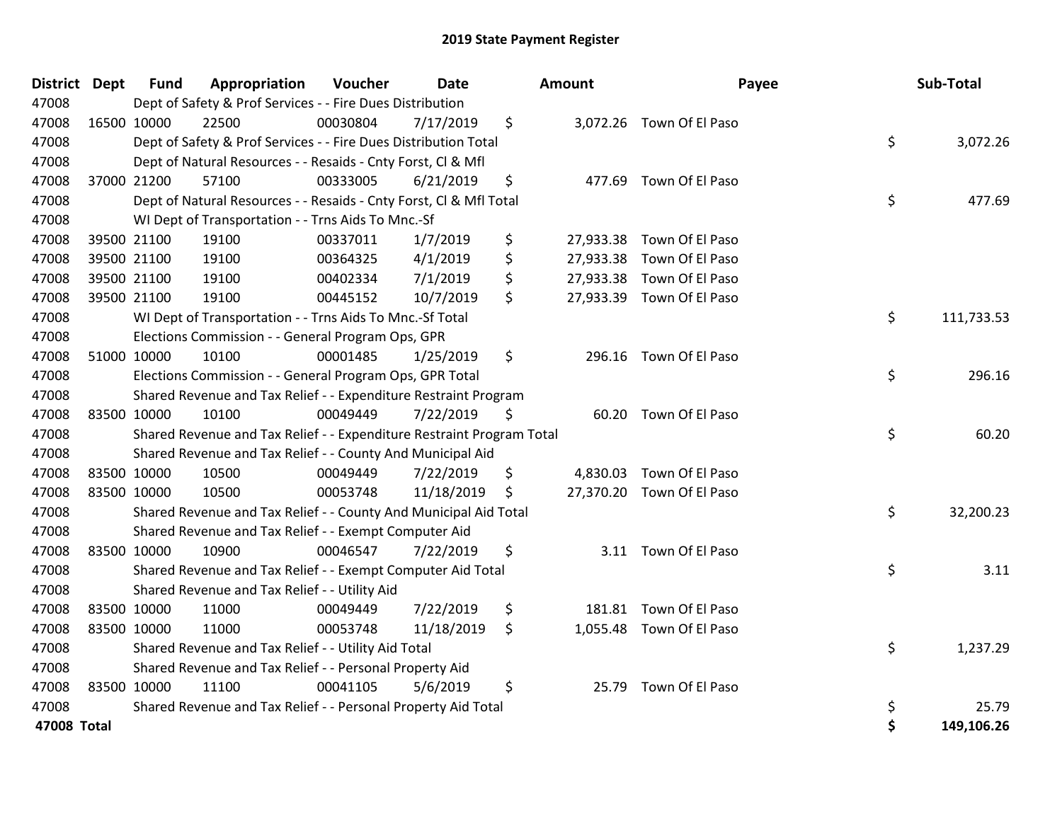# 2019 State Payment Register

| District | Dept | Fund | Appropriation | Voucher | Date | Amount | Payee | Sub-Total |
|---|---|---|---|---|---|---|---|---|
| 47008 | | Dept of Safety & Prof Services - - Fire Dues Distribution | | | | | | |
| 47008 | 16500 | 10000 | 22500 | 00030804 | 7/17/2019 | $ 3,072.26 | Town Of El Paso | |
| 47008 | | Dept of Safety & Prof Services - - Fire Dues Distribution Total | | | | | | $ 3,072.26 |
| 47008 | | Dept of Natural Resources - - Resaids - Cnty Forst, Cl & Mfl | | | | | | |
| 47008 | 37000 | 21200 | 57100 | 00333005 | 6/21/2019 | $ 477.69 | Town Of El Paso | |
| 47008 | | Dept of Natural Resources - - Resaids - Cnty Forst, Cl & Mfl Total | | | | | | $ 477.69 |
| 47008 | | WI Dept of Transportation - - Trns Aids To Mnc.-Sf | | | | | | |
| 47008 | 39500 | 21100 | 19100 | 00337011 | 1/7/2019 | $ 27,933.38 | Town Of El Paso | |
| 47008 | 39500 | 21100 | 19100 | 00364325 | 4/1/2019 | $ 27,933.38 | Town Of El Paso | |
| 47008 | 39500 | 21100 | 19100 | 00402334 | 7/1/2019 | $ 27,933.38 | Town Of El Paso | |
| 47008 | 39500 | 21100 | 19100 | 00445152 | 10/7/2019 | $ 27,933.39 | Town Of El Paso | |
| 47008 | | WI Dept of Transportation - - Trns Aids To Mnc.-Sf Total | | | | | | $ 111,733.53 |
| 47008 | | Elections Commission - - General Program Ops, GPR | | | | | | |
| 47008 | 51000 | 10000 | 10100 | 00001485 | 1/25/2019 | $ 296.16 | Town Of El Paso | |
| 47008 | | Elections Commission - - General Program Ops, GPR Total | | | | | | $ 296.16 |
| 47008 | | Shared Revenue and Tax Relief - - Expenditure Restraint Program | | | | | | |
| 47008 | 83500 | 10000 | 10100 | 00049449 | 7/22/2019 | $ 60.20 | Town Of El Paso | |
| 47008 | | Shared Revenue and Tax Relief - - Expenditure Restraint Program Total | | | | | | $ 60.20 |
| 47008 | | Shared Revenue and Tax Relief - - County And Municipal Aid | | | | | | |
| 47008 | 83500 | 10000 | 10500 | 00049449 | 7/22/2019 | $ 4,830.03 | Town Of El Paso | |
| 47008 | 83500 | 10000 | 10500 | 00053748 | 11/18/2019 | $ 27,370.20 | Town Of El Paso | |
| 47008 | | Shared Revenue and Tax Relief - - County And Municipal Aid Total | | | | | | $ 32,200.23 |
| 47008 | | Shared Revenue and Tax Relief - - Exempt Computer Aid | | | | | | |
| 47008 | 83500 | 10000 | 10900 | 00046547 | 7/22/2019 | $ 3.11 | Town Of El Paso | |
| 47008 | | Shared Revenue and Tax Relief - - Exempt Computer Aid Total | | | | | | $ 3.11 |
| 47008 | | Shared Revenue and Tax Relief - - Utility Aid | | | | | | |
| 47008 | 83500 | 10000 | 11000 | 00049449 | 7/22/2019 | $ 181.81 | Town Of El Paso | |
| 47008 | 83500 | 10000 | 11000 | 00053748 | 11/18/2019 | $ 1,055.48 | Town Of El Paso | |
| 47008 | | Shared Revenue and Tax Relief - - Utility Aid Total | | | | | | $ 1,237.29 |
| 47008 | | Shared Revenue and Tax Relief - - Personal Property Aid | | | | | | |
| 47008 | 83500 | 10000 | 11100 | 00041105 | 5/6/2019 | $ 25.79 | Town Of El Paso | |
| 47008 | | Shared Revenue and Tax Relief - - Personal Property Aid Total | | | | | | $ 25.79 |
| **47008 Total** | | | | | | | | **$ 149,106.26** |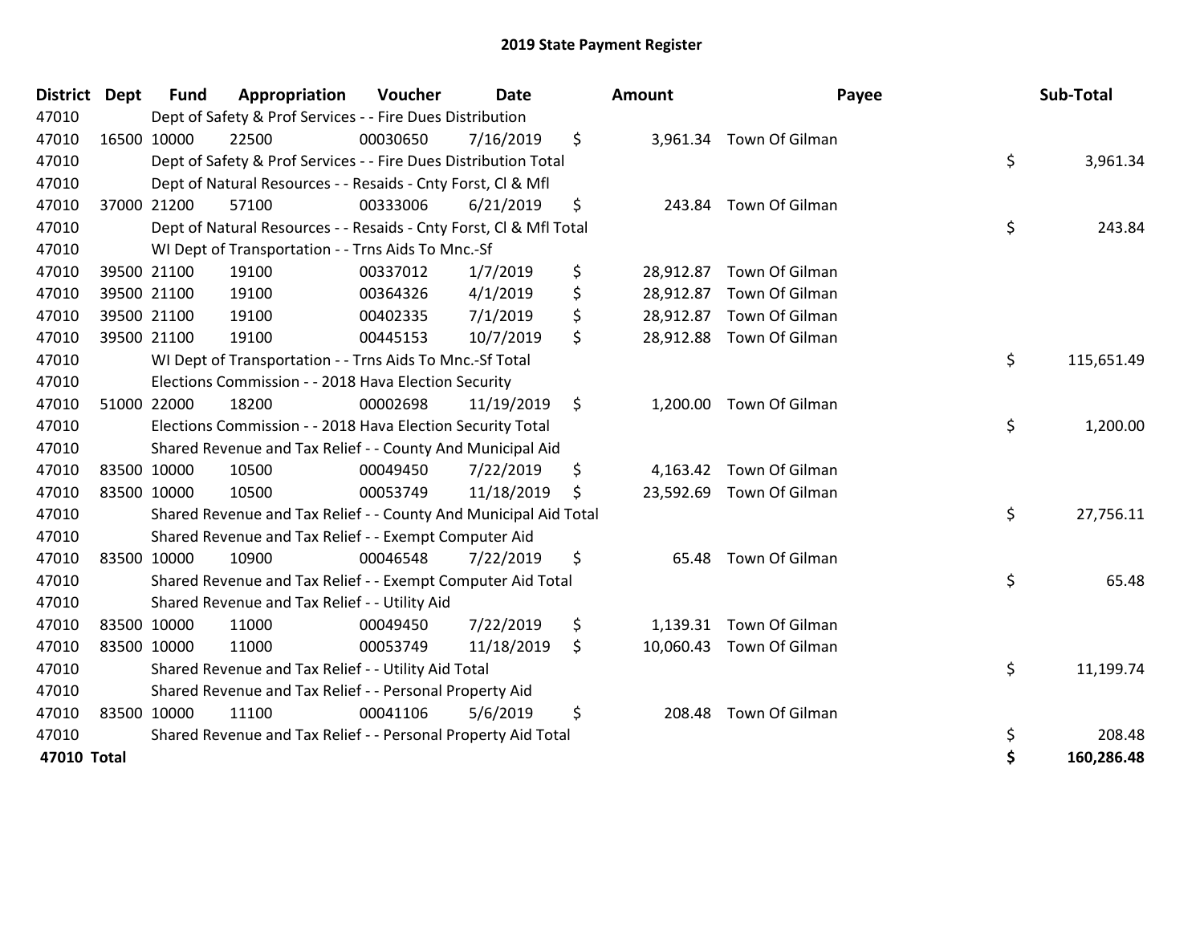# 2019 State Payment Register

| District | Dept | Fund | Appropriation | Voucher | Date | Amount | Payee | Sub-Total |
|---|---|---|---|---|---|---|---|---|
| 47010 | Dept of Safety & Prof Services - - Fire Dues Distribution | | | | | | | |
| 47010 | 16500 | 10000 | 22500 | 00030650 | 7/16/2019 | $ 3,961.34 | Town Of Gilman | |
| 47010 | Dept of Safety & Prof Services - - Fire Dues Distribution Total | | | | | | | $ 3,961.34 |
| 47010 | Dept of Natural Resources - - Resaids - Cnty Forst, Cl & Mfl | | | | | | | |
| 47010 | 37000 | 21200 | 57100 | 00333006 | 6/21/2019 | $ 243.84 | Town Of Gilman | |
| 47010 | Dept of Natural Resources - - Resaids - Cnty Forst, Cl & Mfl Total | | | | | | | $ 243.84 |
| 47010 | WI Dept of Transportation - - Trns Aids To Mnc.-Sf | | | | | | | |
| 47010 | 39500 | 21100 | 19100 | 00337012 | 1/7/2019 | $ 28,912.87 | Town Of Gilman | |
| 47010 | 39500 | 21100 | 19100 | 00364326 | 4/1/2019 | $ 28,912.87 | Town Of Gilman | |
| 47010 | 39500 | 21100 | 19100 | 00402335 | 7/1/2019 | $ 28,912.87 | Town Of Gilman | |
| 47010 | 39500 | 21100 | 19100 | 00445153 | 10/7/2019 | $ 28,912.88 | Town Of Gilman | |
| 47010 | WI Dept of Transportation - - Trns Aids To Mnc.-Sf Total | | | | | | | $ 115,651.49 |
| 47010 | Elections Commission - - 2018 Hava Election Security | | | | | | | |
| 47010 | 51000 | 22000 | 18200 | 00002698 | 11/19/2019 | $ 1,200.00 | Town Of Gilman | |
| 47010 | Elections Commission - - 2018 Hava Election Security Total | | | | | | | $ 1,200.00 |
| 47010 | Shared Revenue and Tax Relief - - County And Municipal Aid | | | | | | | |
| 47010 | 83500 | 10000 | 10500 | 00049450 | 7/22/2019 | $ 4,163.42 | Town Of Gilman | |
| 47010 | 83500 | 10000 | 10500 | 00053749 | 11/18/2019 | $ 23,592.69 | Town Of Gilman | |
| 47010 | Shared Revenue and Tax Relief - - County And Municipal Aid Total | | | | | | | $ 27,756.11 |
| 47010 | Shared Revenue and Tax Relief - - Exempt Computer Aid | | | | | | | |
| 47010 | 83500 | 10000 | 10900 | 00046548 | 7/22/2019 | $ 65.48 | Town Of Gilman | |
| 47010 | Shared Revenue and Tax Relief - - Exempt Computer Aid Total | | | | | | | $ 65.48 |
| 47010 | Shared Revenue and Tax Relief - - Utility Aid | | | | | | | |
| 47010 | 83500 | 10000 | 11000 | 00049450 | 7/22/2019 | $ 1,139.31 | Town Of Gilman | |
| 47010 | 83500 | 10000 | 11000 | 00053749 | 11/18/2019 | $ 10,060.43 | Town Of Gilman | |
| 47010 | Shared Revenue and Tax Relief - - Utility Aid Total | | | | | | | $ 11,199.74 |
| 47010 | Shared Revenue and Tax Relief - - Personal Property Aid | | | | | | | |
| 47010 | 83500 | 10000 | 11100 | 00041106 | 5/6/2019 | $ 208.48 | Town Of Gilman | |
| 47010 | Shared Revenue and Tax Relief - - Personal Property Aid Total | | | | | | | $ 208.48 |
| **47010 Total** | | | | | | | | **$ 160,286.48** |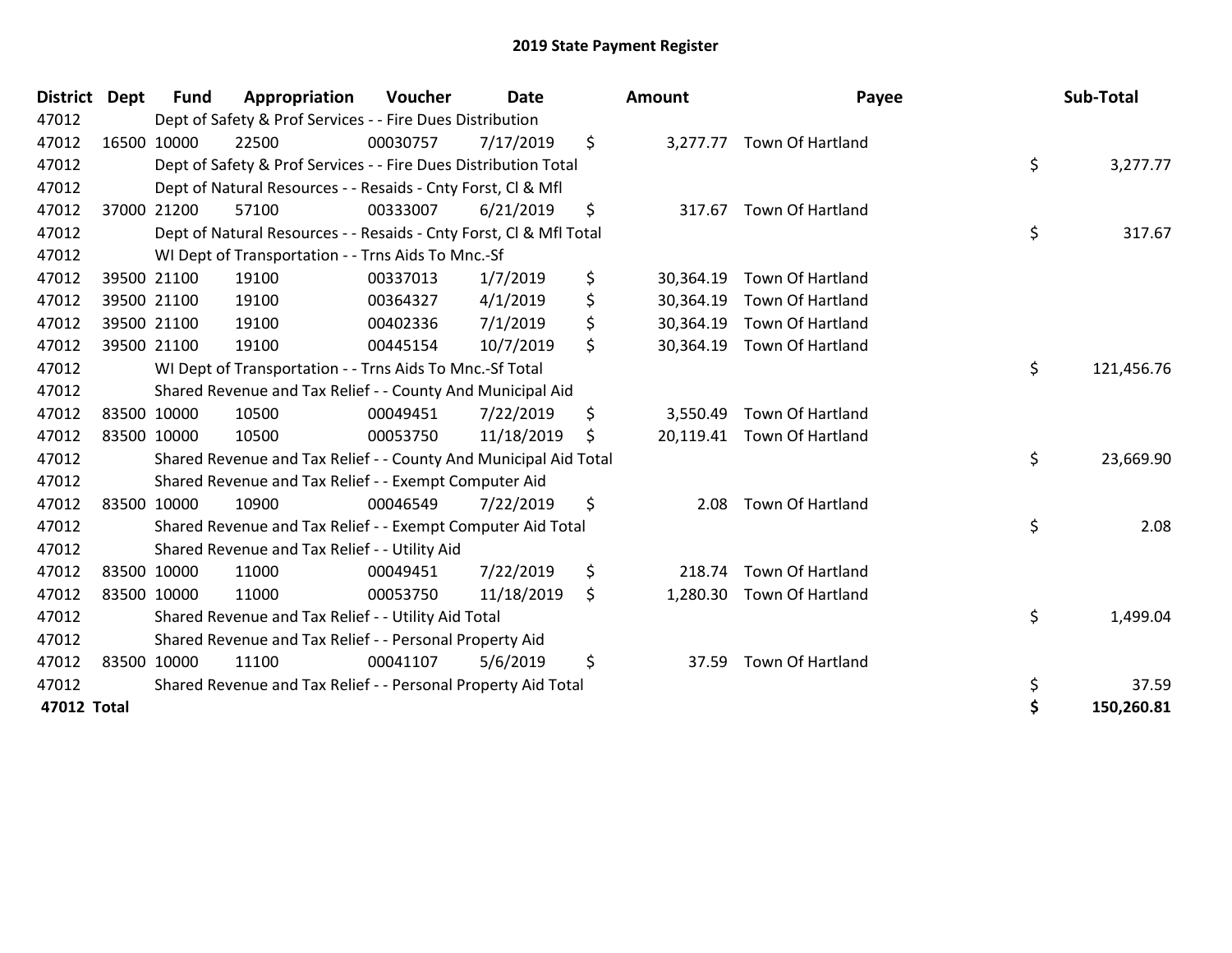# 2019 State Payment Register

| District | Dept | Fund | Appropriation | Voucher | Date | Amount | Payee | Sub-Total |
|---|---|---|---|---|---|---|---|---|
| 47012 | | Dept of Safety & Prof Services - - Fire Dues Distribution | | | | | | |
| 47012 | 16500 | 10000 | 22500 | 00030757 | 7/17/2019 | $ 3,277.77 | Town Of Hartland | |
| 47012 | | Dept of Safety & Prof Services - - Fire Dues Distribution Total | | | | | | $ 3,277.77 |
| 47012 | | Dept of Natural Resources - - Resaids - Cnty Forst, Cl & Mfl | | | | | | |
| 47012 | 37000 | 21200 | 57100 | 00333007 | 6/21/2019 | $ 317.67 | Town Of Hartland | |
| 47012 | | Dept of Natural Resources - - Resaids - Cnty Forst, Cl & Mfl Total | | | | | | $ 317.67 |
| 47012 | | WI Dept of Transportation - - Trns Aids To Mnc.-Sf | | | | | | |
| 47012 | 39500 | 21100 | 19100 | 00337013 | 1/7/2019 | $ 30,364.19 | Town Of Hartland | |
| 47012 | 39500 | 21100 | 19100 | 00364327 | 4/1/2019 | $ 30,364.19 | Town Of Hartland | |
| 47012 | 39500 | 21100 | 19100 | 00402336 | 7/1/2019 | $ 30,364.19 | Town Of Hartland | |
| 47012 | 39500 | 21100 | 19100 | 00445154 | 10/7/2019 | $ 30,364.19 | Town Of Hartland | |
| 47012 | | WI Dept of Transportation - - Trns Aids To Mnc.-Sf Total | | | | | | $ 121,456.76 |
| 47012 | | Shared Revenue and Tax Relief - - County And Municipal Aid | | | | | | |
| 47012 | 83500 | 10000 | 10500 | 00049451 | 7/22/2019 | $ 3,550.49 | Town Of Hartland | |
| 47012 | 83500 | 10000 | 10500 | 00053750 | 11/18/2019 | $ 20,119.41 | Town Of Hartland | |
| 47012 | | Shared Revenue and Tax Relief - - County And Municipal Aid Total | | | | | | $ 23,669.90 |
| 47012 | | Shared Revenue and Tax Relief - - Exempt Computer Aid | | | | | | |
| 47012 | 83500 | 10000 | 10900 | 00046549 | 7/22/2019 | $ 2.08 | Town Of Hartland | |
| 47012 | | Shared Revenue and Tax Relief - - Exempt Computer Aid Total | | | | | | $ 2.08 |
| 47012 | | Shared Revenue and Tax Relief - - Utility Aid | | | | | | |
| 47012 | 83500 | 10000 | 11000 | 00049451 | 7/22/2019 | $ 218.74 | Town Of Hartland | |
| 47012 | 83500 | 10000 | 11000 | 00053750 | 11/18/2019 | $ 1,280.30 | Town Of Hartland | |
| 47012 | | Shared Revenue and Tax Relief - - Utility Aid Total | | | | | | $ 1,499.04 |
| 47012 | | Shared Revenue and Tax Relief - - Personal Property Aid | | | | | | |
| 47012 | 83500 | 10000 | 11100 | 00041107 | 5/6/2019 | $ 37.59 | Town Of Hartland | |
| 47012 | | Shared Revenue and Tax Relief - - Personal Property Aid Total | | | | | | $ 37.59 |
| **47012 Total** | | | | | | | | **$ 150,260.81** |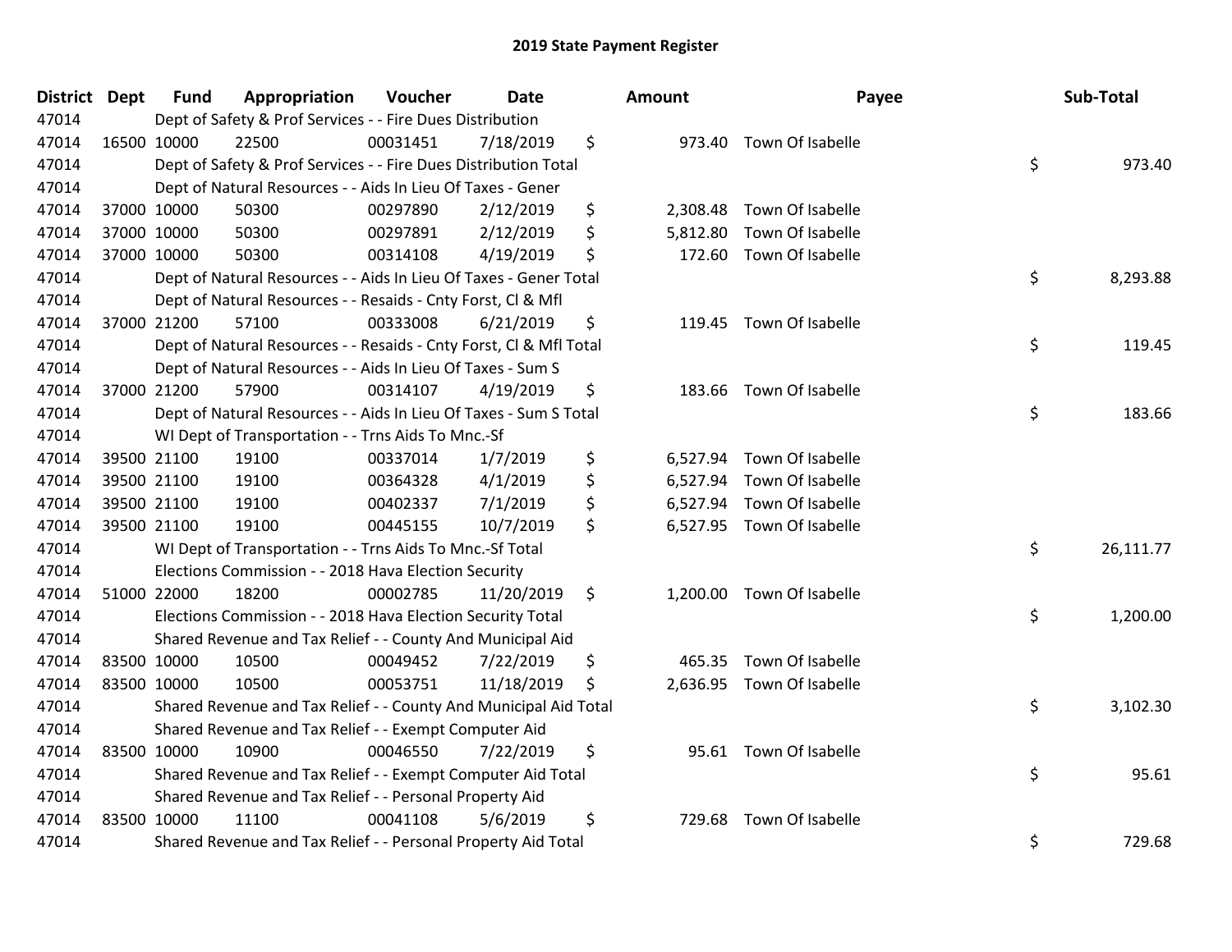# 2019 State Payment Register

| District | Dept | Fund | Appropriation | Voucher | Date | Amount | Payee | Sub-Total |
|---|---|---|---|---|---|---|---|---|
| 47014 | Dept of Safety & Prof Services - - Fire Dues Distribution | | | | | | | |
| 47014 | 16500 | 10000 | 22500 | 00031451 | 7/18/2019 | $ 973.40 | Town Of Isabelle | |
| 47014 | Dept of Safety & Prof Services - - Fire Dues Distribution Total | | | | | | | $ 973.40 |
| 47014 | Dept of Natural Resources - - Aids In Lieu Of Taxes - Gener | | | | | | | |
| 47014 | 37000 | 10000 | 50300 | 00297890 | 2/12/2019 | $ 2,308.48 | Town Of Isabelle | |
| 47014 | 37000 | 10000 | 50300 | 00297891 | 2/12/2019 | $ 5,812.80 | Town Of Isabelle | |
| 47014 | 37000 | 10000 | 50300 | 00314108 | 4/19/2019 | $ 172.60 | Town Of Isabelle | |
| 47014 | Dept of Natural Resources - - Aids In Lieu Of Taxes - Gener Total | | | | | | | $ 8,293.88 |
| 47014 | Dept of Natural Resources - - Resaids - Cnty Forst, Cl & Mfl | | | | | | | |
| 47014 | 37000 | 21200 | 57100 | 00333008 | 6/21/2019 | $ 119.45 | Town Of Isabelle | |
| 47014 | Dept of Natural Resources - - Resaids - Cnty Forst, Cl & Mfl Total | | | | | | | $ 119.45 |
| 47014 | Dept of Natural Resources - - Aids In Lieu Of Taxes - Sum S | | | | | | | |
| 47014 | 37000 | 21200 | 57900 | 00314107 | 4/19/2019 | $ 183.66 | Town Of Isabelle | |
| 47014 | Dept of Natural Resources - - Aids In Lieu Of Taxes - Sum S Total | | | | | | | $ 183.66 |
| 47014 | WI Dept of Transportation - - Trns Aids To Mnc.-Sf | | | | | | | |
| 47014 | 39500 | 21100 | 19100 | 00337014 | 1/7/2019 | $ 6,527.94 | Town Of Isabelle | |
| 47014 | 39500 | 21100 | 19100 | 00364328 | 4/1/2019 | $ 6,527.94 | Town Of Isabelle | |
| 47014 | 39500 | 21100 | 19100 | 00402337 | 7/1/2019 | $ 6,527.94 | Town Of Isabelle | |
| 47014 | 39500 | 21100 | 19100 | 00445155 | 10/7/2019 | $ 6,527.95 | Town Of Isabelle | |
| 47014 | WI Dept of Transportation - - Trns Aids To Mnc.-Sf Total | | | | | | | $ 26,111.77 |
| 47014 | Elections Commission - - 2018 Hava Election Security | | | | | | | |
| 47014 | 51000 | 22000 | 18200 | 00002785 | 11/20/2019 | $ 1,200.00 | Town Of Isabelle | |
| 47014 | Elections Commission - - 2018 Hava Election Security Total | | | | | | | $ 1,200.00 |
| 47014 | Shared Revenue and Tax Relief - - County And Municipal Aid | | | | | | | |
| 47014 | 83500 | 10000 | 10500 | 00049452 | 7/22/2019 | $ 465.35 | Town Of Isabelle | |
| 47014 | 83500 | 10000 | 10500 | 00053751 | 11/18/2019 | $ 2,636.95 | Town Of Isabelle | |
| 47014 | Shared Revenue and Tax Relief - - County And Municipal Aid Total | | | | | | | $ 3,102.30 |
| 47014 | Shared Revenue and Tax Relief - - Exempt Computer Aid | | | | | | | |
| 47014 | 83500 | 10000 | 10900 | 00046550 | 7/22/2019 | $ 95.61 | Town Of Isabelle | |
| 47014 | Shared Revenue and Tax Relief - - Exempt Computer Aid Total | | | | | | | $ 95.61 |
| 47014 | Shared Revenue and Tax Relief - - Personal Property Aid | | | | | | | |
| 47014 | 83500 | 10000 | 11100 | 00041108 | 5/6/2019 | $ 729.68 | Town Of Isabelle | |
| 47014 | Shared Revenue and Tax Relief - - Personal Property Aid Total | | | | | | | $ 729.68 |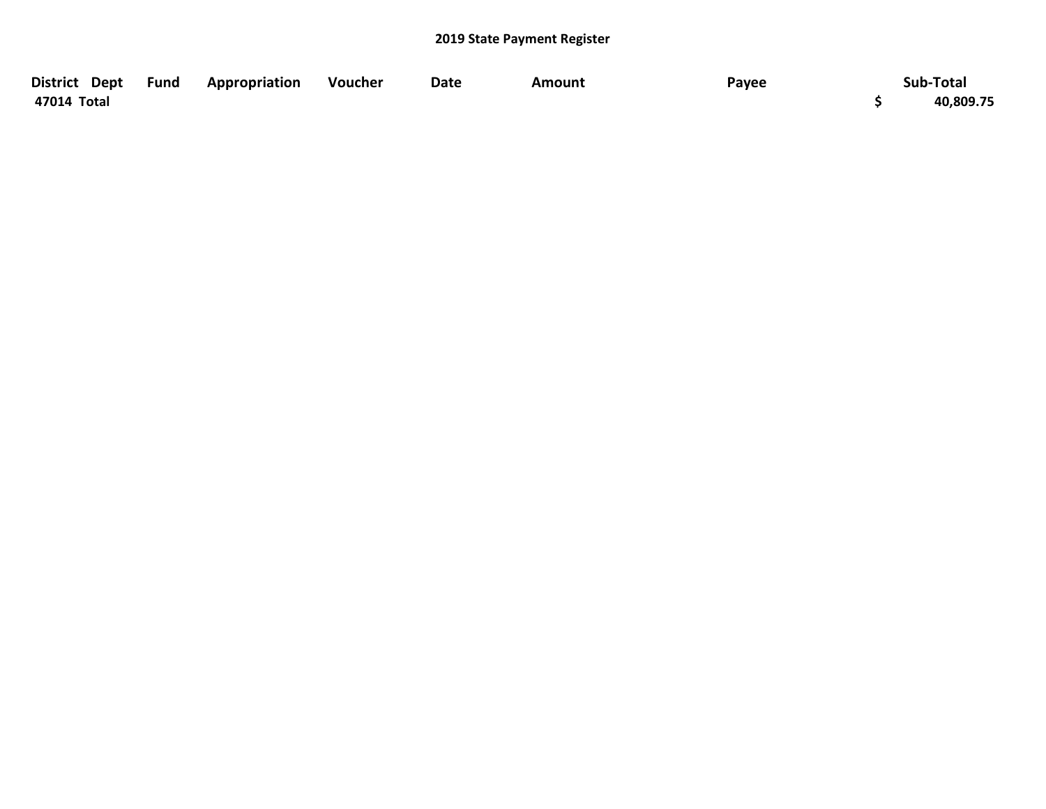# 2019 State Payment Register

| District | Dept | Fund | Appropriation | Voucher | Date | Amount | Payee | Sub-Total |
|---|---|---|---|---|---|---|---|---|
| **47014 Total** | | | | | | | | **$ 40,809.75** |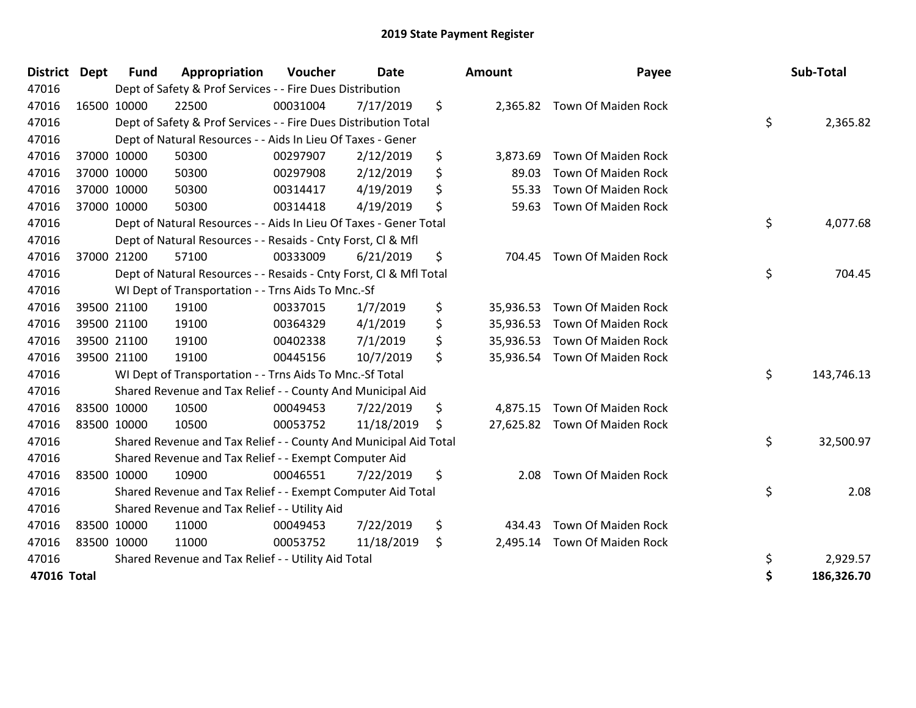# 2019 State Payment Register

| District | Dept | Fund | Appropriation | Voucher | Date | Amount | Payee | Sub-Total |
|---|---|---|---|---|---|---|---|---|
| 47016 | | Dept of Safety & Prof Services - - Fire Dues Distribution | | | | | | |
| 47016 | 16500 | 10000 | 22500 | 00031004 | 7/17/2019 | $ 2,365.82 | Town Of Maiden Rock | |
| 47016 | | Dept of Safety & Prof Services - - Fire Dues Distribution Total | | | | | | $ 2,365.82 |
| 47016 | | Dept of Natural Resources - - Aids In Lieu Of Taxes - Gener | | | | | | |
| 47016 | 37000 | 10000 | 50300 | 00297907 | 2/12/2019 | $ 3,873.69 | Town Of Maiden Rock | |
| 47016 | 37000 | 10000 | 50300 | 00297908 | 2/12/2019 | $ 89.03 | Town Of Maiden Rock | |
| 47016 | 37000 | 10000 | 50300 | 00314417 | 4/19/2019 | $ 55.33 | Town Of Maiden Rock | |
| 47016 | 37000 | 10000 | 50300 | 00314418 | 4/19/2019 | $ 59.63 | Town Of Maiden Rock | |
| 47016 | | Dept of Natural Resources - - Aids In Lieu Of Taxes - Gener Total | | | | | | $ 4,077.68 |
| 47016 | | Dept of Natural Resources - - Resaids - Cnty Forst, Cl & Mfl | | | | | | |
| 47016 | 37000 | 21200 | 57100 | 00333009 | 6/21/2019 | $ 704.45 | Town Of Maiden Rock | |
| 47016 | | Dept of Natural Resources - - Resaids - Cnty Forst, Cl & Mfl Total | | | | | | $ 704.45 |
| 47016 | | WI Dept of Transportation - - Trns Aids To Mnc.-Sf | | | | | | |
| 47016 | 39500 | 21100 | 19100 | 00337015 | 1/7/2019 | $ 35,936.53 | Town Of Maiden Rock | |
| 47016 | 39500 | 21100 | 19100 | 00364329 | 4/1/2019 | $ 35,936.53 | Town Of Maiden Rock | |
| 47016 | 39500 | 21100 | 19100 | 00402338 | 7/1/2019 | $ 35,936.53 | Town Of Maiden Rock | |
| 47016 | 39500 | 21100 | 19100 | 00445156 | 10/7/2019 | $ 35,936.54 | Town Of Maiden Rock | |
| 47016 | | WI Dept of Transportation - - Trns Aids To Mnc.-Sf Total | | | | | | $ 143,746.13 |
| 47016 | | Shared Revenue and Tax Relief - - County And Municipal Aid | | | | | | |
| 47016 | 83500 | 10000 | 10500 | 00049453 | 7/22/2019 | $ 4,875.15 | Town Of Maiden Rock | |
| 47016 | 83500 | 10000 | 10500 | 00053752 | 11/18/2019 | $ 27,625.82 | Town Of Maiden Rock | |
| 47016 | | Shared Revenue and Tax Relief - - County And Municipal Aid Total | | | | | | $ 32,500.97 |
| 47016 | | Shared Revenue and Tax Relief - - Exempt Computer Aid | | | | | | |
| 47016 | 83500 | 10000 | 10900 | 00046551 | 7/22/2019 | $ 2.08 | Town Of Maiden Rock | |
| 47016 | | Shared Revenue and Tax Relief - - Exempt Computer Aid Total | | | | | | $ 2.08 |
| 47016 | | Shared Revenue and Tax Relief - - Utility Aid | | | | | | |
| 47016 | 83500 | 10000 | 11000 | 00049453 | 7/22/2019 | $ 434.43 | Town Of Maiden Rock | |
| 47016 | 83500 | 10000 | 11000 | 00053752 | 11/18/2019 | $ 2,495.14 | Town Of Maiden Rock | |
| 47016 | | Shared Revenue and Tax Relief - - Utility Aid Total | | | | | | $ 2,929.57 |
| **47016 Total** | | | | | | | | **$ 186,326.70** |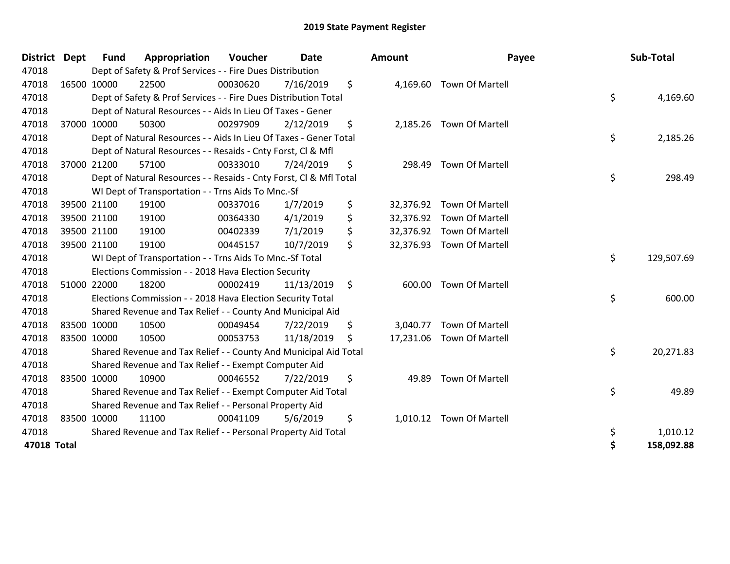# 2019 State Payment Register

| District | Dept | Fund | Appropriation | Voucher | Date | Amount | Payee | Sub-Total |
|---|---|---|---|---|---|---|---|---|
| 47018 | | Dept of Safety & Prof Services - - Fire Dues Distribution | | | | | | |
| 47018 | 16500 | 10000 | 22500 | 00030620 | 7/16/2019 | $ 4,169.60 | Town Of Martell | |
| 47018 | | Dept of Safety & Prof Services - - Fire Dues Distribution Total | | | | | | $ 4,169.60 |
| 47018 | | Dept of Natural Resources - - Aids In Lieu Of Taxes - Gener | | | | | | |
| 47018 | 37000 | 10000 | 50300 | 00297909 | 2/12/2019 | $ 2,185.26 | Town Of Martell | |
| 47018 | | Dept of Natural Resources - - Aids In Lieu Of Taxes - Gener Total | | | | | | $ 2,185.26 |
| 47018 | | Dept of Natural Resources - - Resaids - Cnty Forst, Cl & Mfl | | | | | | |
| 47018 | 37000 | 21200 | 57100 | 00333010 | 7/24/2019 | $ 298.49 | Town Of Martell | |
| 47018 | | Dept of Natural Resources - - Resaids - Cnty Forst, Cl & Mfl Total | | | | | | $ 298.49 |
| 47018 | | WI Dept of Transportation - - Trns Aids To Mnc.-Sf | | | | | | |
| 47018 | 39500 | 21100 | 19100 | 00337016 | 1/7/2019 | $ 32,376.92 | Town Of Martell | |
| 47018 | 39500 | 21100 | 19100 | 00364330 | 4/1/2019 | $ 32,376.92 | Town Of Martell | |
| 47018 | 39500 | 21100 | 19100 | 00402339 | 7/1/2019 | $ 32,376.92 | Town Of Martell | |
| 47018 | 39500 | 21100 | 19100 | 00445157 | 10/7/2019 | $ 32,376.93 | Town Of Martell | |
| 47018 | | WI Dept of Transportation - - Trns Aids To Mnc.-Sf Total | | | | | | $ 129,507.69 |
| 47018 | | Elections Commission - - 2018 Hava Election Security | | | | | | |
| 47018 | 51000 | 22000 | 18200 | 00002419 | 11/13/2019 | $ 600.00 | Town Of Martell | |
| 47018 | | Elections Commission - - 2018 Hava Election Security Total | | | | | | $ 600.00 |
| 47018 | | Shared Revenue and Tax Relief - - County And Municipal Aid | | | | | | |
| 47018 | 83500 | 10000 | 10500 | 00049454 | 7/22/2019 | $ 3,040.77 | Town Of Martell | |
| 47018 | 83500 | 10000 | 10500 | 00053753 | 11/18/2019 | $ 17,231.06 | Town Of Martell | |
| 47018 | | Shared Revenue and Tax Relief - - County And Municipal Aid Total | | | | | | $ 20,271.83 |
| 47018 | | Shared Revenue and Tax Relief - - Exempt Computer Aid | | | | | | |
| 47018 | 83500 | 10000 | 10900 | 00046552 | 7/22/2019 | $ 49.89 | Town Of Martell | |
| 47018 | | Shared Revenue and Tax Relief - - Exempt Computer Aid Total | | | | | | $ 49.89 |
| 47018 | | Shared Revenue and Tax Relief - - Personal Property Aid | | | | | | |
| 47018 | 83500 | 10000 | 11100 | 00041109 | 5/6/2019 | $ 1,010.12 | Town Of Martell | |
| 47018 | | Shared Revenue and Tax Relief - - Personal Property Aid Total | | | | | | $ 1,010.12 |
| **47018 Total** | | | | | | | | **$ 158,092.88** |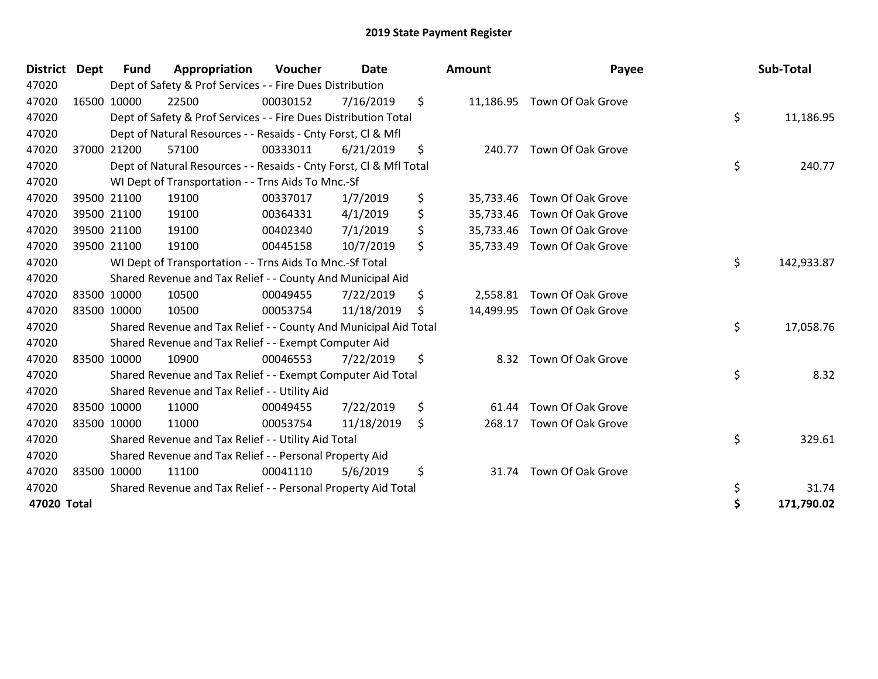# 2019 State Payment Register

| District | Dept | Fund | Appropriation | Voucher | Date | Amount | Payee | Sub-Total |
|---|---|---|---|---|---|---|---|---|
| 47020 | | Dept of Safety & Prof Services - - Fire Dues Distribution | | | | | | |
| 47020 | 16500 | 10000 | 22500 | 00030152 | 7/16/2019 | $ 11,186.95 | Town Of Oak Grove | |
| 47020 | | Dept of Safety & Prof Services - - Fire Dues Distribution Total | | | | | | $ 11,186.95 |
| 47020 | | Dept of Natural Resources - - Resaids - Cnty Forst, Cl & Mfl | | | | | | |
| 47020 | 37000 | 21200 | 57100 | 00333011 | 6/21/2019 | $ 240.77 | Town Of Oak Grove | |
| 47020 | | Dept of Natural Resources - - Resaids - Cnty Forst, Cl & Mfl Total | | | | | | $ 240.77 |
| 47020 | | WI Dept of Transportation - - Trns Aids To Mnc.-Sf | | | | | | |
| 47020 | 39500 | 21100 | 19100 | 00337017 | 1/7/2019 | $ 35,733.46 | Town Of Oak Grove | |
| 47020 | 39500 | 21100 | 19100 | 00364331 | 4/1/2019 | $ 35,733.46 | Town Of Oak Grove | |
| 47020 | 39500 | 21100 | 19100 | 00402340 | 7/1/2019 | $ 35,733.46 | Town Of Oak Grove | |
| 47020 | 39500 | 21100 | 19100 | 00445158 | 10/7/2019 | $ 35,733.49 | Town Of Oak Grove | |
| 47020 | | WI Dept of Transportation - - Trns Aids To Mnc.-Sf Total | | | | | | $ 142,933.87 |
| 47020 | | Shared Revenue and Tax Relief - - County And Municipal Aid | | | | | | |
| 47020 | 83500 | 10000 | 10500 | 00049455 | 7/22/2019 | $ 2,558.81 | Town Of Oak Grove | |
| 47020 | 83500 | 10000 | 10500 | 00053754 | 11/18/2019 | $ 14,499.95 | Town Of Oak Grove | |
| 47020 | | Shared Revenue and Tax Relief - - County And Municipal Aid Total | | | | | | $ 17,058.76 |
| 47020 | | Shared Revenue and Tax Relief - - Exempt Computer Aid | | | | | | |
| 47020 | 83500 | 10000 | 10900 | 00046553 | 7/22/2019 | $ 8.32 | Town Of Oak Grove | |
| 47020 | | Shared Revenue and Tax Relief - - Exempt Computer Aid Total | | | | | | $ 8.32 |
| 47020 | | Shared Revenue and Tax Relief - - Utility Aid | | | | | | |
| 47020 | 83500 | 10000 | 11000 | 00049455 | 7/22/2019 | $ 61.44 | Town Of Oak Grove | |
| 47020 | 83500 | 10000 | 11000 | 00053754 | 11/18/2019 | $ 268.17 | Town Of Oak Grove | |
| 47020 | | Shared Revenue and Tax Relief - - Utility Aid Total | | | | | | $ 329.61 |
| 47020 | | Shared Revenue and Tax Relief - - Personal Property Aid | | | | | | |
| 47020 | 83500 | 10000 | 11100 | 00041110 | 5/6/2019 | $ 31.74 | Town Of Oak Grove | |
| 47020 | | Shared Revenue and Tax Relief - - Personal Property Aid Total | | | | | | $ 31.74 |
| **47020 Total** | | | | | | | | **$ 171,790.02** |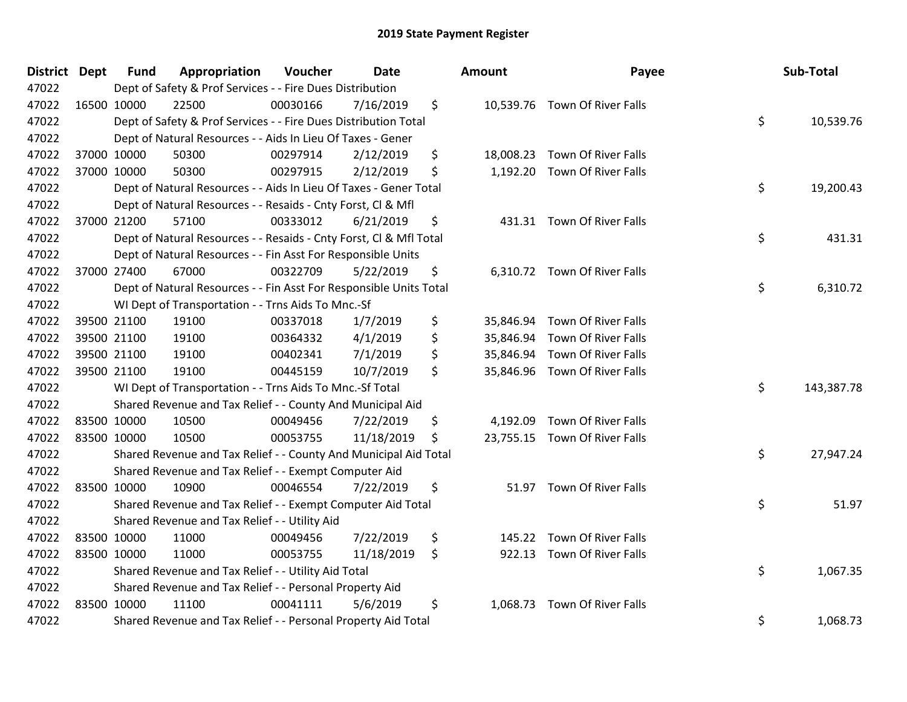# 2019 State Payment Register

| District | Dept | Fund | Appropriation | Voucher | Date | Amount | Payee | Sub-Total |
|---|---|---|---|---|---|---|---|---|
| 47022 | Dept of Safety & Prof Services - - Fire Dues Distribution | | | | | | | |
| 47022 | 16500 | 10000 | 22500 | 00030166 | 7/16/2019 | $ 10,539.76 | Town Of River Falls | |
| 47022 | Dept of Safety & Prof Services - - Fire Dues Distribution Total | | | | | | | $ 10,539.76 |
| 47022 | Dept of Natural Resources - - Aids In Lieu Of Taxes - Gener | | | | | | | |
| 47022 | 37000 | 10000 | 50300 | 00297914 | 2/12/2019 | $ 18,008.23 | Town Of River Falls | |
| 47022 | 37000 | 10000 | 50300 | 00297915 | 2/12/2019 | $ 1,192.20 | Town Of River Falls | |
| 47022 | Dept of Natural Resources - - Aids In Lieu Of Taxes - Gener Total | | | | | | | $ 19,200.43 |
| 47022 | Dept of Natural Resources - - Resaids - Cnty Forst, Cl & Mfl | | | | | | | |
| 47022 | 37000 | 21200 | 57100 | 00333012 | 6/21/2019 | $ 431.31 | Town Of River Falls | |
| 47022 | Dept of Natural Resources - - Resaids - Cnty Forst, Cl & Mfl Total | | | | | | | $ 431.31 |
| 47022 | Dept of Natural Resources - - Fin Asst For Responsible Units | | | | | | | |
| 47022 | 37000 | 27400 | 67000 | 00322709 | 5/22/2019 | $ 6,310.72 | Town Of River Falls | |
| 47022 | Dept of Natural Resources - - Fin Asst For Responsible Units Total | | | | | | | $ 6,310.72 |
| 47022 | WI Dept of Transportation - - Trns Aids To Mnc.-Sf | | | | | | | |
| 47022 | 39500 | 21100 | 19100 | 00337018 | 1/7/2019 | $ 35,846.94 | Town Of River Falls | |
| 47022 | 39500 | 21100 | 19100 | 00364332 | 4/1/2019 | $ 35,846.94 | Town Of River Falls | |
| 47022 | 39500 | 21100 | 19100 | 00402341 | 7/1/2019 | $ 35,846.94 | Town Of River Falls | |
| 47022 | 39500 | 21100 | 19100 | 00445159 | 10/7/2019 | $ 35,846.96 | Town Of River Falls | |
| 47022 | WI Dept of Transportation - - Trns Aids To Mnc.-Sf Total | | | | | | | $ 143,387.78 |
| 47022 | Shared Revenue and Tax Relief - - County And Municipal Aid | | | | | | | |
| 47022 | 83500 | 10000 | 10500 | 00049456 | 7/22/2019 | $ 4,192.09 | Town Of River Falls | |
| 47022 | 83500 | 10000 | 10500 | 00053755 | 11/18/2019 | $ 23,755.15 | Town Of River Falls | |
| 47022 | Shared Revenue and Tax Relief - - County And Municipal Aid Total | | | | | | | $ 27,947.24 |
| 47022 | Shared Revenue and Tax Relief - - Exempt Computer Aid | | | | | | | |
| 47022 | 83500 | 10000 | 10900 | 00046554 | 7/22/2019 | $ 51.97 | Town Of River Falls | |
| 47022 | Shared Revenue and Tax Relief - - Exempt Computer Aid Total | | | | | | | $ 51.97 |
| 47022 | Shared Revenue and Tax Relief - - Utility Aid | | | | | | | |
| 47022 | 83500 | 10000 | 11000 | 00049456 | 7/22/2019 | $ 145.22 | Town Of River Falls | |
| 47022 | 83500 | 10000 | 11000 | 00053755 | 11/18/2019 | $ 922.13 | Town Of River Falls | |
| 47022 | Shared Revenue and Tax Relief - - Utility Aid Total | | | | | | | $ 1,067.35 |
| 47022 | Shared Revenue and Tax Relief - - Personal Property Aid | | | | | | | |
| 47022 | 83500 | 10000 | 11100 | 00041111 | 5/6/2019 | $ 1,068.73 | Town Of River Falls | |
| 47022 | Shared Revenue and Tax Relief - - Personal Property Aid Total | | | | | | | $ 1,068.73 |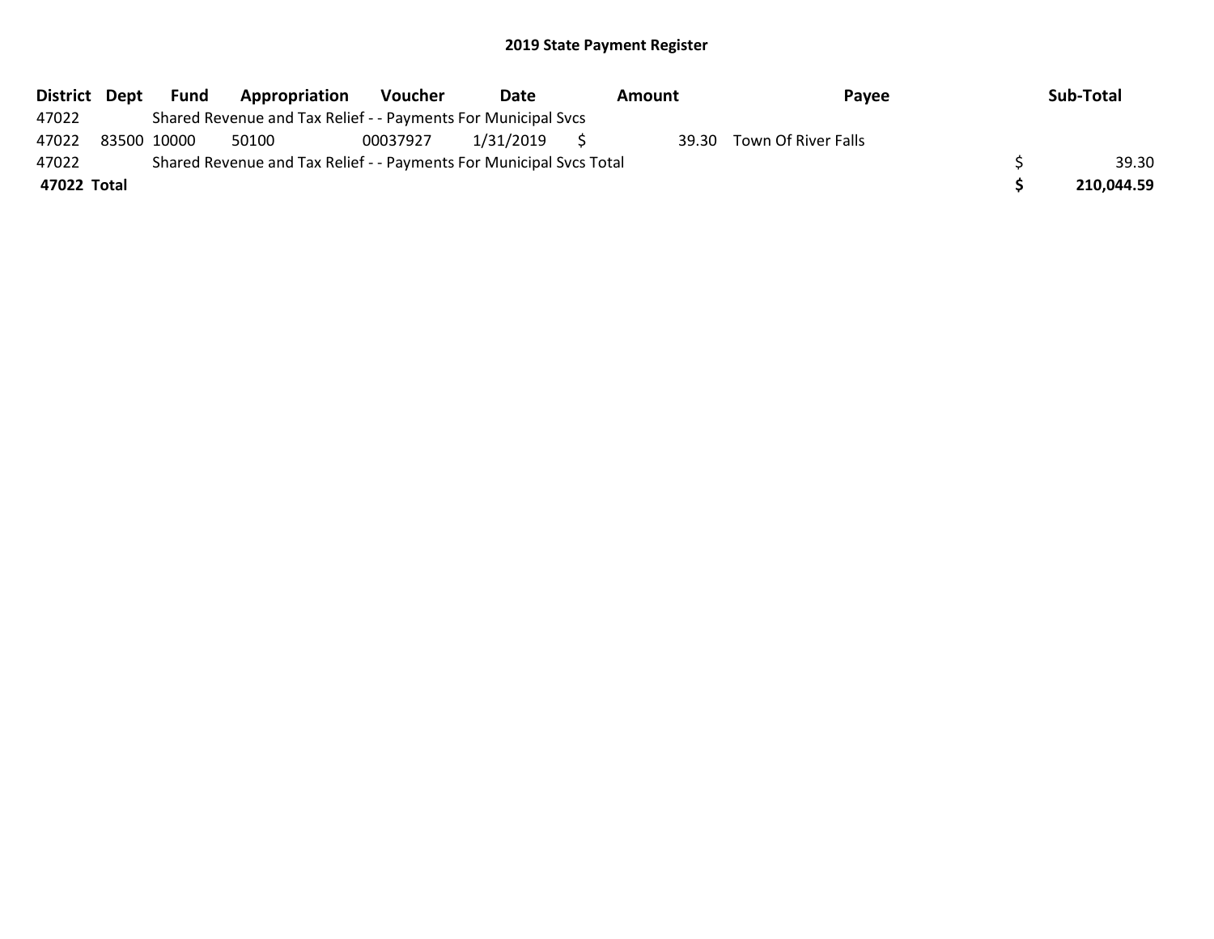## 2019 State Payment Register

| District | Dept | Fund | Appropriation | Voucher | Date | Amount | Payee | Sub-Total |
|---|---|---|---|---|---|---|---|---|
| 47022 | | Shared Revenue and Tax Relief - - Payments For Municipal Svcs | | | | | | |
| 47022 | 83500 | 10000 | 50100 | 00037927 | 1/31/2019 | $ 39.30 | Town Of River Falls | |
| 47022 | | Shared Revenue and Tax Relief - - Payments For Municipal Svcs Total | | | | | | $ 39.30 |
| **47022** | **Total** | | | | | | | **$ 210,044.59** |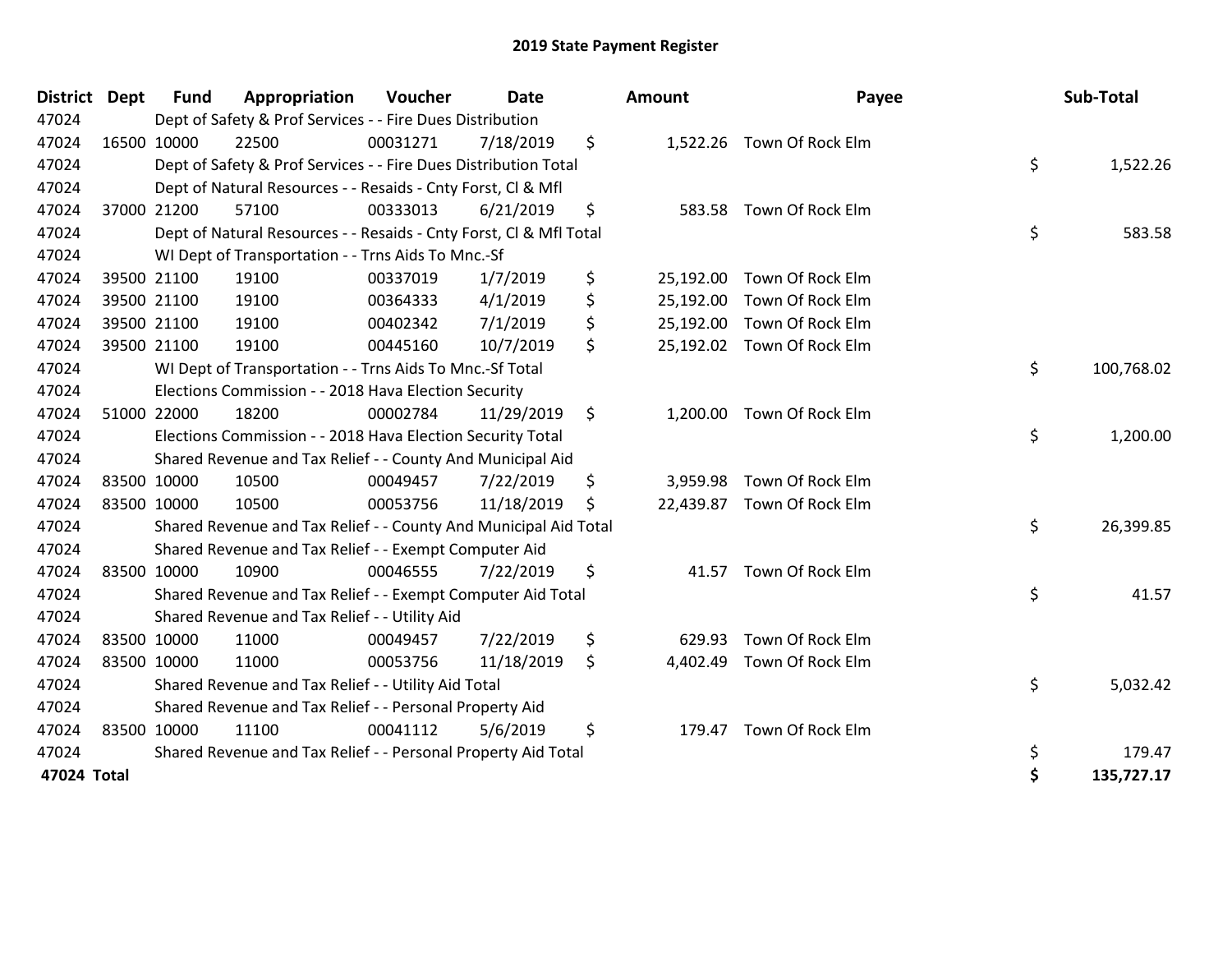# 2019 State Payment Register

| District | Dept | Fund | Appropriation | Voucher | Date | Amount | Payee | Sub-Total |
|---|---|---|---|---|---|---|---|---|
| 47024 | | Dept of Safety & Prof Services - - Fire Dues Distribution | | | | | | |
| 47024 | 16500 | 10000 | 22500 | 00031271 | 7/18/2019 | $ 1,522.26 | Town Of Rock Elm | |
| 47024 | | Dept of Safety & Prof Services - - Fire Dues Distribution Total | | | | | | $ 1,522.26 |
| 47024 | | Dept of Natural Resources - - Resaids - Cnty Forst, Cl & Mfl | | | | | | |
| 47024 | 37000 | 21200 | 57100 | 00333013 | 6/21/2019 | $ 583.58 | Town Of Rock Elm | |
| 47024 | | Dept of Natural Resources - - Resaids - Cnty Forst, Cl & Mfl Total | | | | | | $ 583.58 |
| 47024 | | WI Dept of Transportation - - Trns Aids To Mnc.-Sf | | | | | | |
| 47024 | 39500 | 21100 | 19100 | 00337019 | 1/7/2019 | $ 25,192.00 | Town Of Rock Elm | |
| 47024 | 39500 | 21100 | 19100 | 00364333 | 4/1/2019 | $ 25,192.00 | Town Of Rock Elm | |
| 47024 | 39500 | 21100 | 19100 | 00402342 | 7/1/2019 | $ 25,192.00 | Town Of Rock Elm | |
| 47024 | 39500 | 21100 | 19100 | 00445160 | 10/7/2019 | $ 25,192.02 | Town Of Rock Elm | |
| 47024 | | WI Dept of Transportation - - Trns Aids To Mnc.-Sf Total | | | | | | $ 100,768.02 |
| 47024 | | Elections Commission - - 2018 Hava Election Security | | | | | | |
| 47024 | 51000 | 22000 | 18200 | 00002784 | 11/29/2019 | $ 1,200.00 | Town Of Rock Elm | |
| 47024 | | Elections Commission - - 2018 Hava Election Security Total | | | | | | $ 1,200.00 |
| 47024 | | Shared Revenue and Tax Relief - - County And Municipal Aid | | | | | | |
| 47024 | 83500 | 10000 | 10500 | 00049457 | 7/22/2019 | $ 3,959.98 | Town Of Rock Elm | |
| 47024 | 83500 | 10000 | 10500 | 00053756 | 11/18/2019 | $ 22,439.87 | Town Of Rock Elm | |
| 47024 | | Shared Revenue and Tax Relief - - County And Municipal Aid Total | | | | | | $ 26,399.85 |
| 47024 | | Shared Revenue and Tax Relief - - Exempt Computer Aid | | | | | | |
| 47024 | 83500 | 10000 | 10900 | 00046555 | 7/22/2019 | $ 41.57 | Town Of Rock Elm | |
| 47024 | | Shared Revenue and Tax Relief - - Exempt Computer Aid Total | | | | | | $ 41.57 |
| 47024 | | Shared Revenue and Tax Relief - - Utility Aid | | | | | | |
| 47024 | 83500 | 10000 | 11000 | 00049457 | 7/22/2019 | $ 629.93 | Town Of Rock Elm | |
| 47024 | 83500 | 10000 | 11000 | 00053756 | 11/18/2019 | $ 4,402.49 | Town Of Rock Elm | |
| 47024 | | Shared Revenue and Tax Relief - - Utility Aid Total | | | | | | $ 5,032.42 |
| 47024 | | Shared Revenue and Tax Relief - - Personal Property Aid | | | | | | |
| 47024 | 83500 | 10000 | 11100 | 00041112 | 5/6/2019 | $ 179.47 | Town Of Rock Elm | |
| 47024 | | Shared Revenue and Tax Relief - - Personal Property Aid Total | | | | | | $ 179.47 |
| **47024 Total** | | | | | | | | **$ 135,727.17** |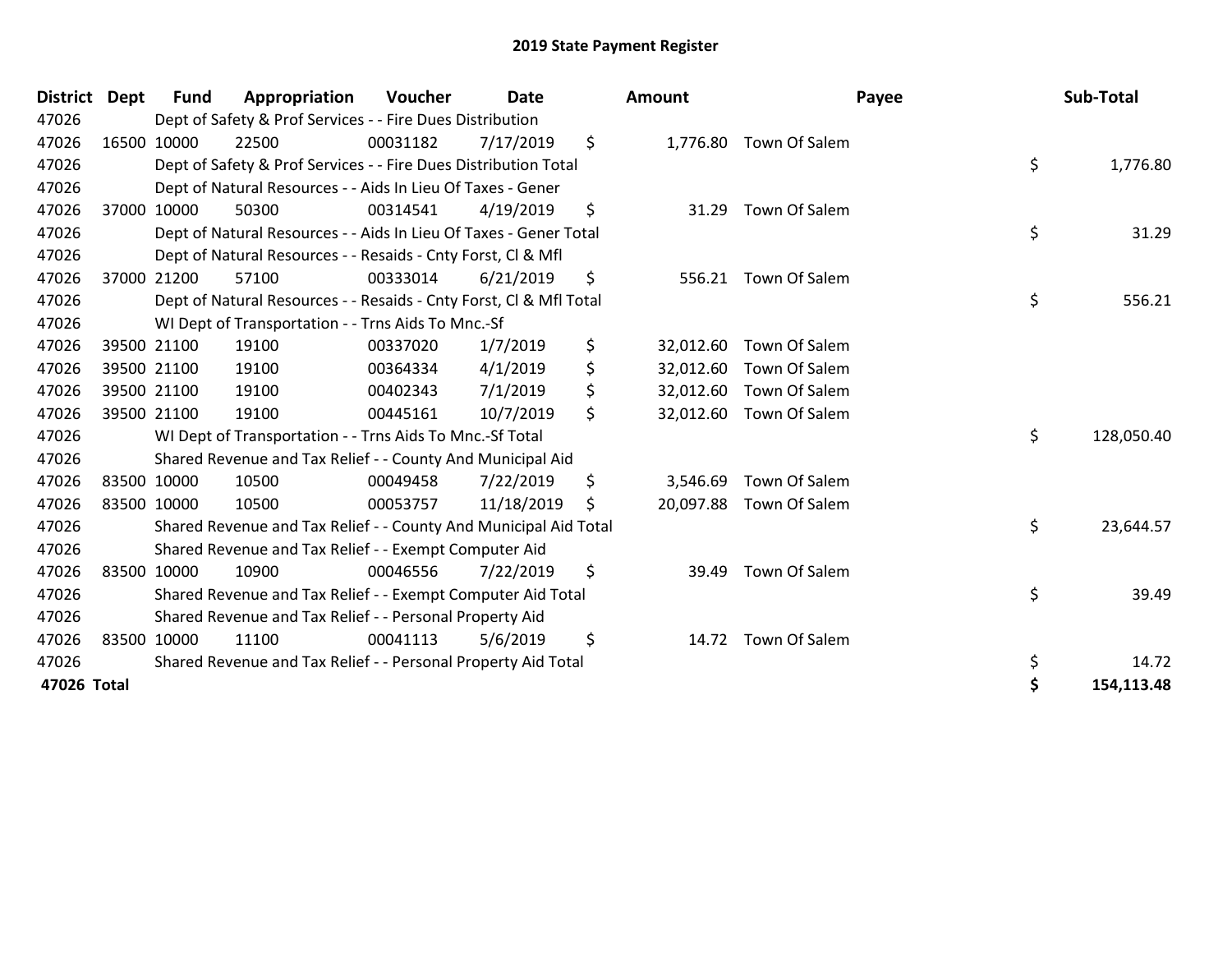# 2019 State Payment Register

| District | Dept | Fund | Appropriation | Voucher | Date | Amount | Payee | Sub-Total |
|---|---|---|---|---|---|---|---|---|
| 47026 | | Dept of Safety & Prof Services - - Fire Dues Distribution | | | | | | |
| 47026 | 16500 | 10000 | 22500 | 00031182 | 7/17/2019 | $ 1,776.80 | Town Of Salem | |
| 47026 | | Dept of Safety & Prof Services - - Fire Dues Distribution Total | | | | | | $ 1,776.80 |
| 47026 | | Dept of Natural Resources - - Aids In Lieu Of Taxes - Gener | | | | | | |
| 47026 | 37000 | 10000 | 50300 | 00314541 | 4/19/2019 | $ 31.29 | Town Of Salem | |
| 47026 | | Dept of Natural Resources - - Aids In Lieu Of Taxes - Gener Total | | | | | | $ 31.29 |
| 47026 | | Dept of Natural Resources - - Resaids - Cnty Forst, Cl & Mfl | | | | | | |
| 47026 | 37000 | 21200 | 57100 | 00333014 | 6/21/2019 | $ 556.21 | Town Of Salem | |
| 47026 | | Dept of Natural Resources - - Resaids - Cnty Forst, Cl & Mfl Total | | | | | | $ 556.21 |
| 47026 | | WI Dept of Transportation - - Trns Aids To Mnc.-Sf | | | | | | |
| 47026 | 39500 | 21100 | 19100 | 00337020 | 1/7/2019 | $ 32,012.60 | Town Of Salem | |
| 47026 | 39500 | 21100 | 19100 | 00364334 | 4/1/2019 | $ 32,012.60 | Town Of Salem | |
| 47026 | 39500 | 21100 | 19100 | 00402343 | 7/1/2019 | $ 32,012.60 | Town Of Salem | |
| 47026 | 39500 | 21100 | 19100 | 00445161 | 10/7/2019 | $ 32,012.60 | Town Of Salem | |
| 47026 | | WI Dept of Transportation - - Trns Aids To Mnc.-Sf Total | | | | | | $ 128,050.40 |
| 47026 | | Shared Revenue and Tax Relief - - County And Municipal Aid | | | | | | |
| 47026 | 83500 | 10000 | 10500 | 00049458 | 7/22/2019 | $ 3,546.69 | Town Of Salem | |
| 47026 | 83500 | 10000 | 10500 | 00053757 | 11/18/2019 | $ 20,097.88 | Town Of Salem | |
| 47026 | | Shared Revenue and Tax Relief - - County And Municipal Aid Total | | | | | | $ 23,644.57 |
| 47026 | | Shared Revenue and Tax Relief - - Exempt Computer Aid | | | | | | |
| 47026 | 83500 | 10000 | 10900 | 00046556 | 7/22/2019 | $ 39.49 | Town Of Salem | |
| 47026 | | Shared Revenue and Tax Relief - - Exempt Computer Aid Total | | | | | | $ 39.49 |
| 47026 | | Shared Revenue and Tax Relief - - Personal Property Aid | | | | | | |
| 47026 | 83500 | 10000 | 11100 | 00041113 | 5/6/2019 | $ 14.72 | Town Of Salem | |
| 47026 | | Shared Revenue and Tax Relief - - Personal Property Aid Total | | | | | | $ 14.72 |
| **47026 Total** | | | | | | | | **$ 154,113.48** |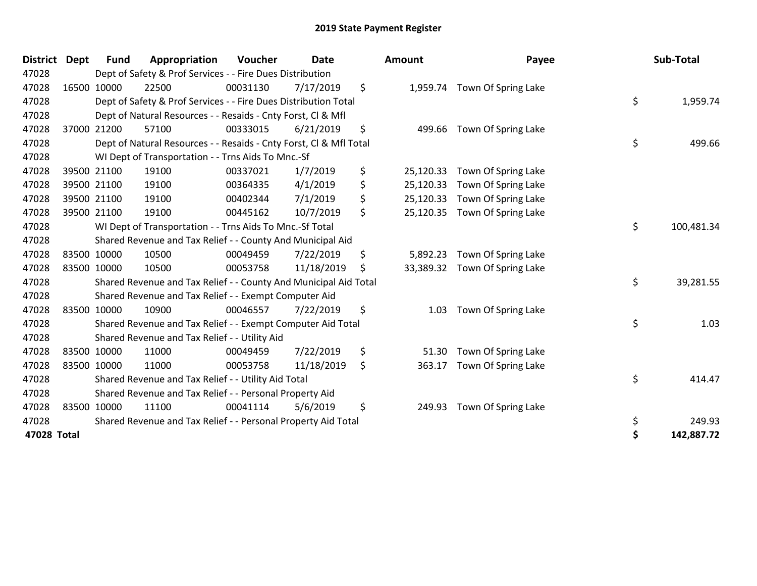# 2019 State Payment Register

| District | Dept | Fund | Appropriation | Voucher | Date | Amount | Payee | Sub-Total |
|---|---|---|---|---|---|---|---|---|
| 47028 | | Dept of Safety & Prof Services - - Fire Dues Distribution | | | | | | |
| 47028 | 16500 | 10000 | 22500 | 00031130 | 7/17/2019 | $ 1,959.74 | Town Of Spring Lake | |
| 47028 | | Dept of Safety & Prof Services - - Fire Dues Distribution Total | | | | | | $ 1,959.74 |
| 47028 | | Dept of Natural Resources - - Resaids - Cnty Forst, Cl & Mfl | | | | | | |
| 47028 | 37000 | 21200 | 57100 | 00333015 | 6/21/2019 | $ 499.66 | Town Of Spring Lake | |
| 47028 | | Dept of Natural Resources - - Resaids - Cnty Forst, Cl & Mfl Total | | | | | | $ 499.66 |
| 47028 | | WI Dept of Transportation - - Trns Aids To Mnc.-Sf | | | | | | |
| 47028 | 39500 | 21100 | 19100 | 00337021 | 1/7/2019 | $ 25,120.33 | Town Of Spring Lake | |
| 47028 | 39500 | 21100 | 19100 | 00364335 | 4/1/2019 | $ 25,120.33 | Town Of Spring Lake | |
| 47028 | 39500 | 21100 | 19100 | 00402344 | 7/1/2019 | $ 25,120.33 | Town Of Spring Lake | |
| 47028 | 39500 | 21100 | 19100 | 00445162 | 10/7/2019 | $ 25,120.35 | Town Of Spring Lake | |
| 47028 | | WI Dept of Transportation - - Trns Aids To Mnc.-Sf Total | | | | | | $ 100,481.34 |
| 47028 | | Shared Revenue and Tax Relief - - County And Municipal Aid | | | | | | |
| 47028 | 83500 | 10000 | 10500 | 00049459 | 7/22/2019 | $ 5,892.23 | Town Of Spring Lake | |
| 47028 | 83500 | 10000 | 10500 | 00053758 | 11/18/2019 | $ 33,389.32 | Town Of Spring Lake | |
| 47028 | | Shared Revenue and Tax Relief - - County And Municipal Aid Total | | | | | | $ 39,281.55 |
| 47028 | | Shared Revenue and Tax Relief - - Exempt Computer Aid | | | | | | |
| 47028 | 83500 | 10000 | 10900 | 00046557 | 7/22/2019 | $ 1.03 | Town Of Spring Lake | |
| 47028 | | Shared Revenue and Tax Relief - - Exempt Computer Aid Total | | | | | | $ 1.03 |
| 47028 | | Shared Revenue and Tax Relief - - Utility Aid | | | | | | |
| 47028 | 83500 | 10000 | 11000 | 00049459 | 7/22/2019 | $ 51.30 | Town Of Spring Lake | |
| 47028 | 83500 | 10000 | 11000 | 00053758 | 11/18/2019 | $ 363.17 | Town Of Spring Lake | |
| 47028 | | Shared Revenue and Tax Relief - - Utility Aid Total | | | | | | $ 414.47 |
| 47028 | | Shared Revenue and Tax Relief - - Personal Property Aid | | | | | | |
| 47028 | 83500 | 10000 | 11100 | 00041114 | 5/6/2019 | $ 249.93 | Town Of Spring Lake | |
| 47028 | | Shared Revenue and Tax Relief - - Personal Property Aid Total | | | | | | $ 249.93 |
| **47028 Total** | | | | | | | | **$ 142,887.72** |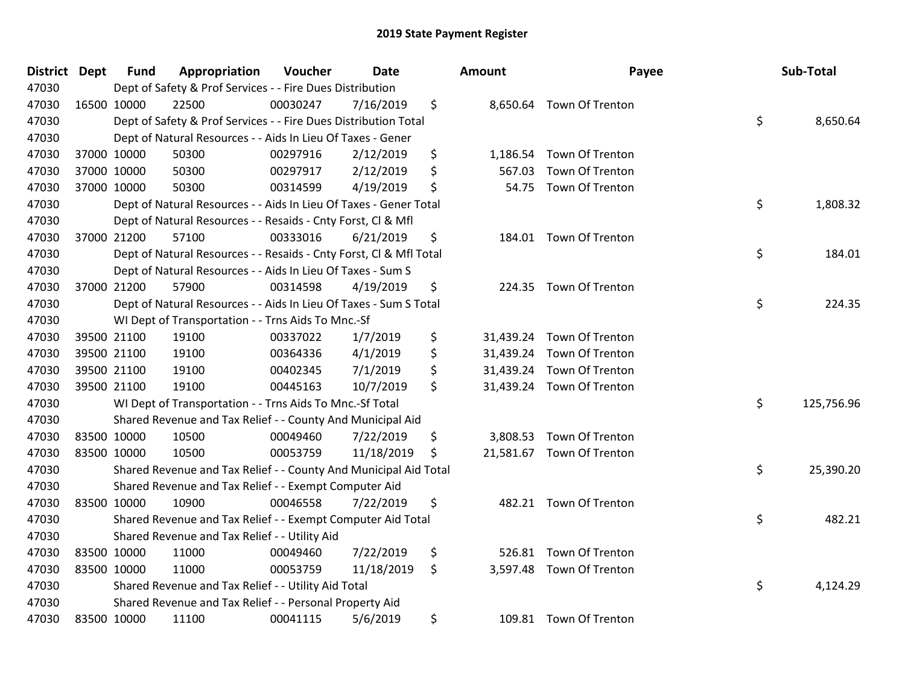# 2019 State Payment Register

| District | Dept | Fund | Appropriation | Voucher | Date | Amount | Payee | Sub-Total |
|---|---|---|---|---|---|---|---|---|
| 47030 | | Dept of Safety & Prof Services - - Fire Dues Distribution | | | | | | |
| 47030 | 16500 | 10000 | 22500 | 00030247 | 7/16/2019 | $ 8,650.64 | Town Of Trenton | |
| 47030 | | Dept of Safety & Prof Services - - Fire Dues Distribution Total | | | | | | $ 8,650.64 |
| 47030 | | Dept of Natural Resources - - Aids In Lieu Of Taxes - Gener | | | | | | |
| 47030 | 37000 | 10000 | 50300 | 00297916 | 2/12/2019 | $ 1,186.54 | Town Of Trenton | |
| 47030 | 37000 | 10000 | 50300 | 00297917 | 2/12/2019 | $ 567.03 | Town Of Trenton | |
| 47030 | 37000 | 10000 | 50300 | 00314599 | 4/19/2019 | $ 54.75 | Town Of Trenton | |
| 47030 | | Dept of Natural Resources - - Aids In Lieu Of Taxes - Gener Total | | | | | | $ 1,808.32 |
| 47030 | | Dept of Natural Resources - - Resaids - Cnty Forst, Cl & Mfl | | | | | | |
| 47030 | 37000 | 21200 | 57100 | 00333016 | 6/21/2019 | $ 184.01 | Town Of Trenton | |
| 47030 | | Dept of Natural Resources - - Resaids - Cnty Forst, Cl & Mfl Total | | | | | | $ 184.01 |
| 47030 | | Dept of Natural Resources - - Aids In Lieu Of Taxes - Sum S | | | | | | |
| 47030 | 37000 | 21200 | 57900 | 00314598 | 4/19/2019 | $ 224.35 | Town Of Trenton | |
| 47030 | | Dept of Natural Resources - - Aids In Lieu Of Taxes - Sum S Total | | | | | | $ 224.35 |
| 47030 | | WI Dept of Transportation - - Trns Aids To Mnc.-Sf | | | | | | |
| 47030 | 39500 | 21100 | 19100 | 00337022 | 1/7/2019 | $ 31,439.24 | Town Of Trenton | |
| 47030 | 39500 | 21100 | 19100 | 00364336 | 4/1/2019 | $ 31,439.24 | Town Of Trenton | |
| 47030 | 39500 | 21100 | 19100 | 00402345 | 7/1/2019 | $ 31,439.24 | Town Of Trenton | |
| 47030 | 39500 | 21100 | 19100 | 00445163 | 10/7/2019 | $ 31,439.24 | Town Of Trenton | |
| 47030 | | WI Dept of Transportation - - Trns Aids To Mnc.-Sf Total | | | | | | $ 125,756.96 |
| 47030 | | Shared Revenue and Tax Relief - - County And Municipal Aid | | | | | | |
| 47030 | 83500 | 10000 | 10500 | 00049460 | 7/22/2019 | $ 3,808.53 | Town Of Trenton | |
| 47030 | 83500 | 10000 | 10500 | 00053759 | 11/18/2019 | $ 21,581.67 | Town Of Trenton | |
| 47030 | | Shared Revenue and Tax Relief - - County And Municipal Aid Total | | | | | | $ 25,390.20 |
| 47030 | | Shared Revenue and Tax Relief - - Exempt Computer Aid | | | | | | |
| 47030 | 83500 | 10000 | 10900 | 00046558 | 7/22/2019 | $ 482.21 | Town Of Trenton | |
| 47030 | | Shared Revenue and Tax Relief - - Exempt Computer Aid Total | | | | | | $ 482.21 |
| 47030 | | Shared Revenue and Tax Relief - - Utility Aid | | | | | | |
| 47030 | 83500 | 10000 | 11000 | 00049460 | 7/22/2019 | $ 526.81 | Town Of Trenton | |
| 47030 | 83500 | 10000 | 11000 | 00053759 | 11/18/2019 | $ 3,597.48 | Town Of Trenton | |
| 47030 | | Shared Revenue and Tax Relief - - Utility Aid Total | | | | | | $ 4,124.29 |
| 47030 | | Shared Revenue and Tax Relief - - Personal Property Aid | | | | | | |
| 47030 | 83500 | 10000 | 11100 | 00041115 | 5/6/2019 | $ 109.81 | Town Of Trenton | |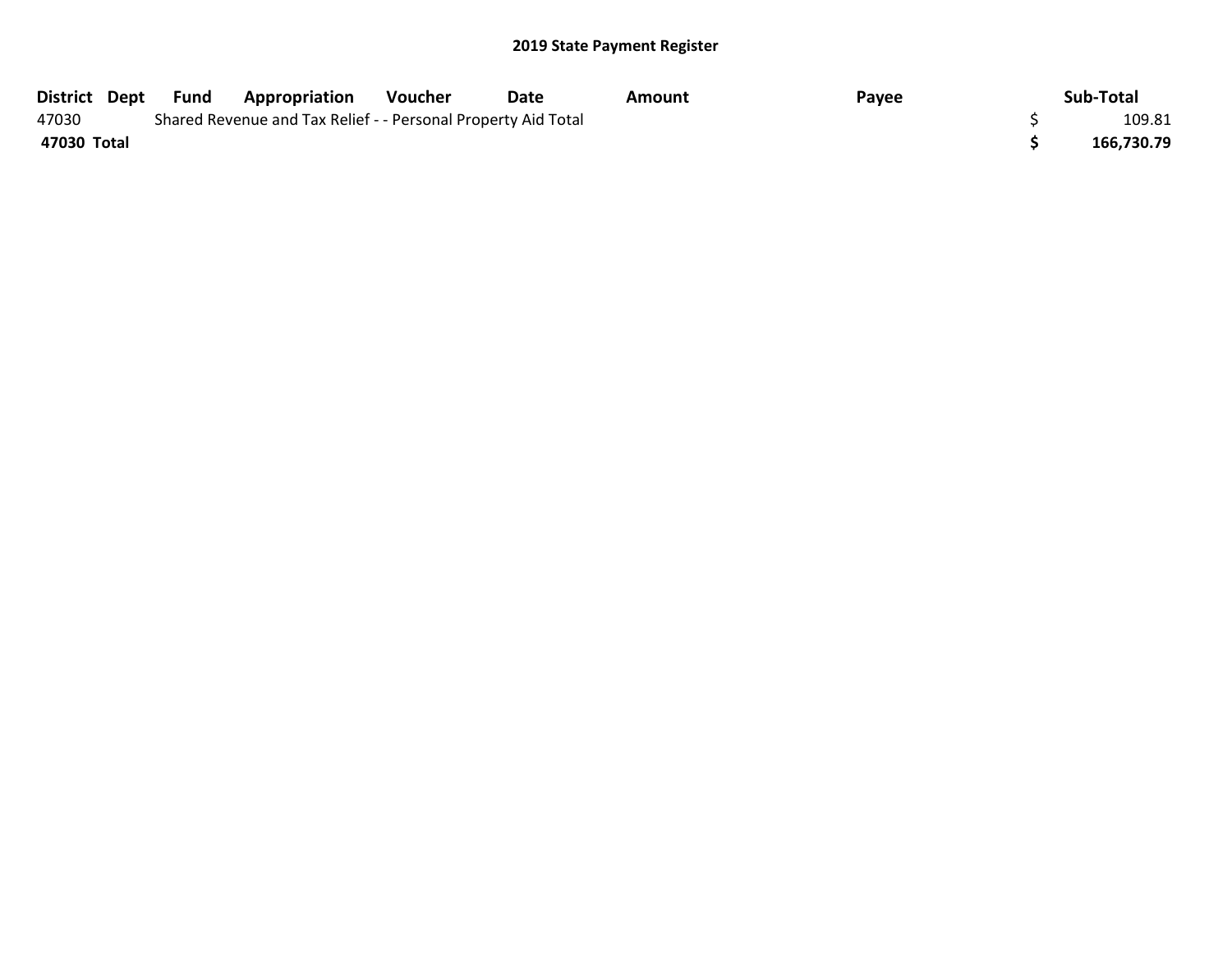## 2019 State Payment Register

| District | Dept | Fund | Appropriation | Voucher | Date | Amount | Payee | Sub-Total |
|---|---|---|---|---|---|---|---|---|
| 47030 | | Shared Revenue and Tax Relief - - Personal Property Aid Total | | | | | | $ 109.81 |
| **47030 Total** | | | | | | | | **$ 166,730.79** |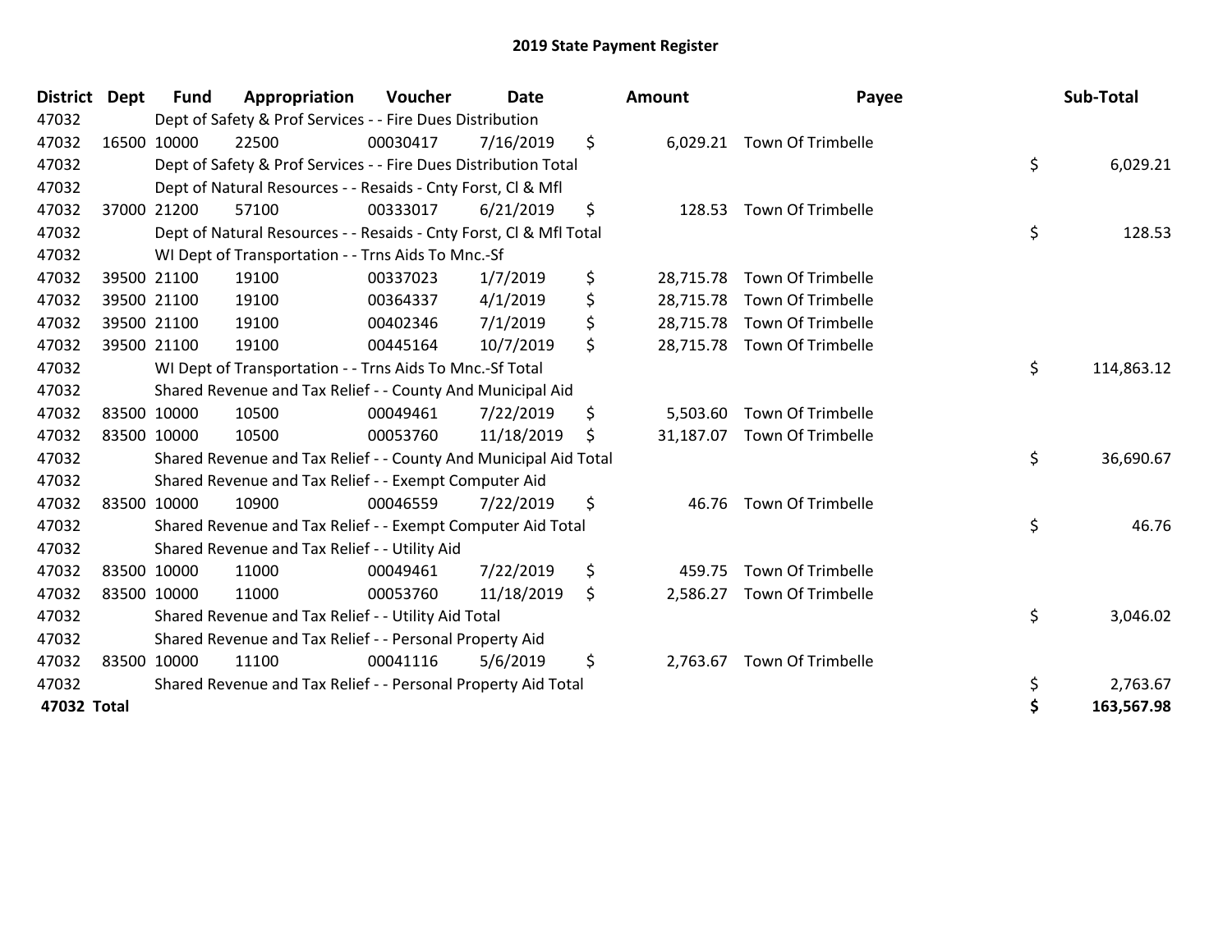# 2019 State Payment Register

| District | Dept | Fund | Appropriation | Voucher | Date | Amount | Payee | Sub-Total |
|---|---|---|---|---|---|---|---|---|
| 47032 | | Dept of Safety & Prof Services - - Fire Dues Distribution | | | | | | |
| 47032 | 16500 | 10000 | 22500 | 00030417 | 7/16/2019 | $ 6,029.21 | Town Of Trimbelle | |
| 47032 | | Dept of Safety & Prof Services - - Fire Dues Distribution Total | | | | | | $ 6,029.21 |
| 47032 | | Dept of Natural Resources - - Resaids - Cnty Forst, Cl & Mfl | | | | | | |
| 47032 | 37000 | 21200 | 57100 | 00333017 | 6/21/2019 | $ 128.53 | Town Of Trimbelle | |
| 47032 | | Dept of Natural Resources - - Resaids - Cnty Forst, Cl & Mfl Total | | | | | | $ 128.53 |
| 47032 | | WI Dept of Transportation - - Trns Aids To Mnc.-Sf | | | | | | |
| 47032 | 39500 | 21100 | 19100 | 00337023 | 1/7/2019 | $ 28,715.78 | Town Of Trimbelle | |
| 47032 | 39500 | 21100 | 19100 | 00364337 | 4/1/2019 | $ 28,715.78 | Town Of Trimbelle | |
| 47032 | 39500 | 21100 | 19100 | 00402346 | 7/1/2019 | $ 28,715.78 | Town Of Trimbelle | |
| 47032 | 39500 | 21100 | 19100 | 00445164 | 10/7/2019 | $ 28,715.78 | Town Of Trimbelle | |
| 47032 | | WI Dept of Transportation - - Trns Aids To Mnc.-Sf Total | | | | | | $ 114,863.12 |
| 47032 | | Shared Revenue and Tax Relief - - County And Municipal Aid | | | | | | |
| 47032 | 83500 | 10000 | 10500 | 00049461 | 7/22/2019 | $ 5,503.60 | Town Of Trimbelle | |
| 47032 | 83500 | 10000 | 10500 | 00053760 | 11/18/2019 | $ 31,187.07 | Town Of Trimbelle | |
| 47032 | | Shared Revenue and Tax Relief - - County And Municipal Aid Total | | | | | | $ 36,690.67 |
| 47032 | | Shared Revenue and Tax Relief - - Exempt Computer Aid | | | | | | |
| 47032 | 83500 | 10000 | 10900 | 00046559 | 7/22/2019 | $ 46.76 | Town Of Trimbelle | |
| 47032 | | Shared Revenue and Tax Relief - - Exempt Computer Aid Total | | | | | | $ 46.76 |
| 47032 | | Shared Revenue and Tax Relief - - Utility Aid | | | | | | |
| 47032 | 83500 | 10000 | 11000 | 00049461 | 7/22/2019 | $ 459.75 | Town Of Trimbelle | |
| 47032 | 83500 | 10000 | 11000 | 00053760 | 11/18/2019 | $ 2,586.27 | Town Of Trimbelle | |
| 47032 | | Shared Revenue and Tax Relief - - Utility Aid Total | | | | | | $ 3,046.02 |
| 47032 | | Shared Revenue and Tax Relief - - Personal Property Aid | | | | | | |
| 47032 | 83500 | 10000 | 11100 | 00041116 | 5/6/2019 | $ 2,763.67 | Town Of Trimbelle | |
| 47032 | | Shared Revenue and Tax Relief - - Personal Property Aid Total | | | | | | $ 2,763.67 |
| **47032 Total** | | | | | | | | **$ 163,567.98** |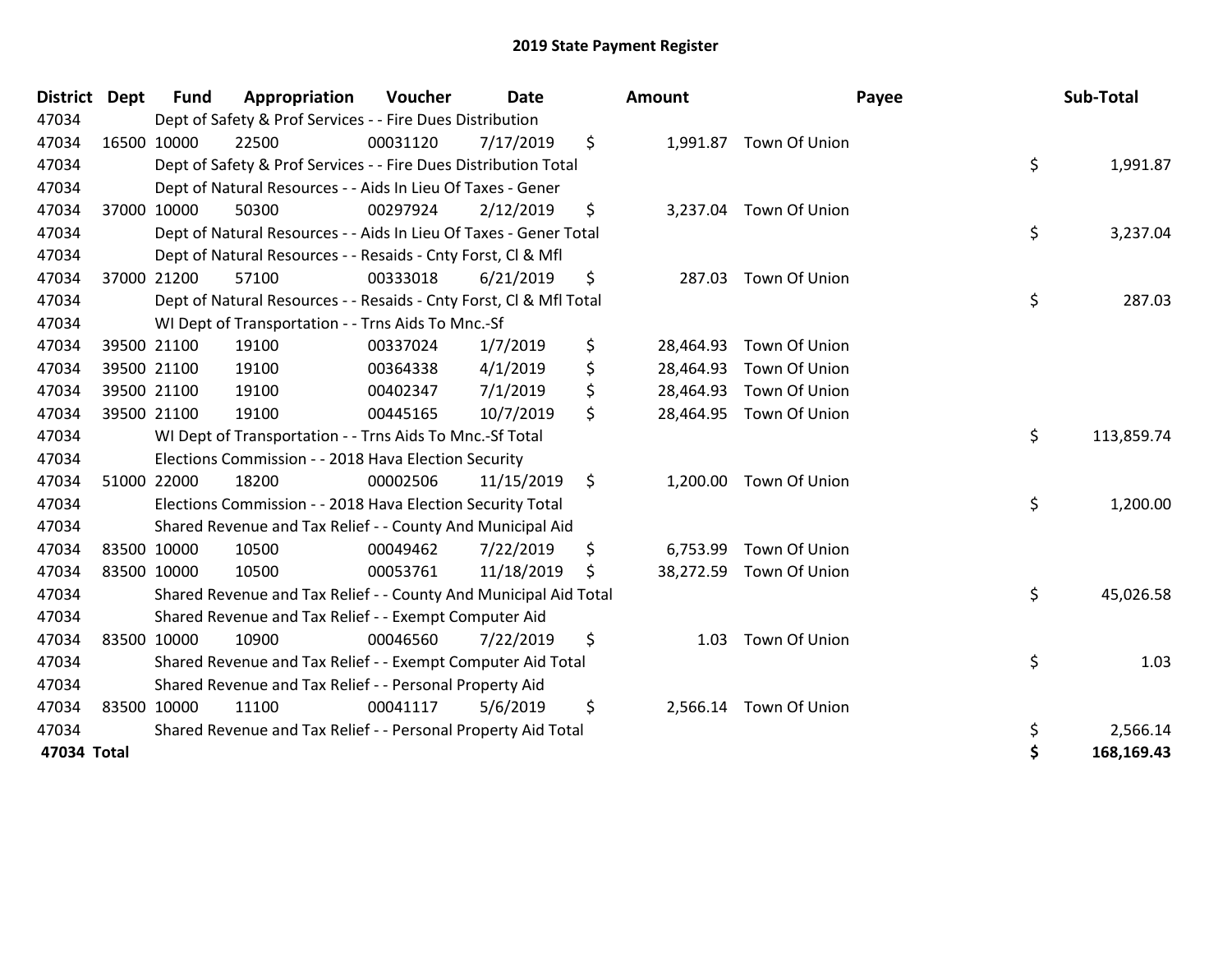# 2019 State Payment Register

| District | Dept | Fund | Appropriation | Voucher | Date | Amount | Payee | Sub-Total |
|---|---|---|---|---|---|---|---|---|
| 47034 | | Dept of Safety & Prof Services - - Fire Dues Distribution | | | | | | |
| 47034 | 16500 | 10000 | 22500 | 00031120 | 7/17/2019 | $ 1,991.87 | Town Of Union | |
| 47034 | | Dept of Safety & Prof Services - - Fire Dues Distribution Total | | | | | | $ 1,991.87 |
| 47034 | | Dept of Natural Resources - - Aids In Lieu Of Taxes - Gener | | | | | | |
| 47034 | 37000 | 10000 | 50300 | 00297924 | 2/12/2019 | $ 3,237.04 | Town Of Union | |
| 47034 | | Dept of Natural Resources - - Aids In Lieu Of Taxes - Gener Total | | | | | | $ 3,237.04 |
| 47034 | | Dept of Natural Resources - - Resaids - Cnty Forst, Cl & Mfl | | | | | | |
| 47034 | 37000 | 21200 | 57100 | 00333018 | 6/21/2019 | $ 287.03 | Town Of Union | |
| 47034 | | Dept of Natural Resources - - Resaids - Cnty Forst, Cl & Mfl Total | | | | | | $ 287.03 |
| 47034 | | WI Dept of Transportation - - Trns Aids To Mnc.-Sf | | | | | | |
| 47034 | 39500 | 21100 | 19100 | 00337024 | 1/7/2019 | $ 28,464.93 | Town Of Union | |
| 47034 | 39500 | 21100 | 19100 | 00364338 | 4/1/2019 | $ 28,464.93 | Town Of Union | |
| 47034 | 39500 | 21100 | 19100 | 00402347 | 7/1/2019 | $ 28,464.93 | Town Of Union | |
| 47034 | 39500 | 21100 | 19100 | 00445165 | 10/7/2019 | $ 28,464.95 | Town Of Union | |
| 47034 | | WI Dept of Transportation - - Trns Aids To Mnc.-Sf Total | | | | | | $ 113,859.74 |
| 47034 | | Elections Commission - - 2018 Hava Election Security | | | | | | |
| 47034 | 51000 | 22000 | 18200 | 00002506 | 11/15/2019 | $ 1,200.00 | Town Of Union | |
| 47034 | | Elections Commission - - 2018 Hava Election Security Total | | | | | | $ 1,200.00 |
| 47034 | | Shared Revenue and Tax Relief - - County And Municipal Aid | | | | | | |
| 47034 | 83500 | 10000 | 10500 | 00049462 | 7/22/2019 | $ 6,753.99 | Town Of Union | |
| 47034 | 83500 | 10000 | 10500 | 00053761 | 11/18/2019 | $ 38,272.59 | Town Of Union | |
| 47034 | | Shared Revenue and Tax Relief - - County And Municipal Aid Total | | | | | | $ 45,026.58 |
| 47034 | | Shared Revenue and Tax Relief - - Exempt Computer Aid | | | | | | |
| 47034 | 83500 | 10000 | 10900 | 00046560 | 7/22/2019 | $ 1.03 | Town Of Union | |
| 47034 | | Shared Revenue and Tax Relief - - Exempt Computer Aid Total | | | | | | $ 1.03 |
| 47034 | | Shared Revenue and Tax Relief - - Personal Property Aid | | | | | | |
| 47034 | 83500 | 10000 | 11100 | 00041117 | 5/6/2019 | $ 2,566.14 | Town Of Union | |
| 47034 | | Shared Revenue and Tax Relief - - Personal Property Aid Total | | | | | | $ 2,566.14 |
| **47034 Total** | | | | | | | | **$ 168,169.43** |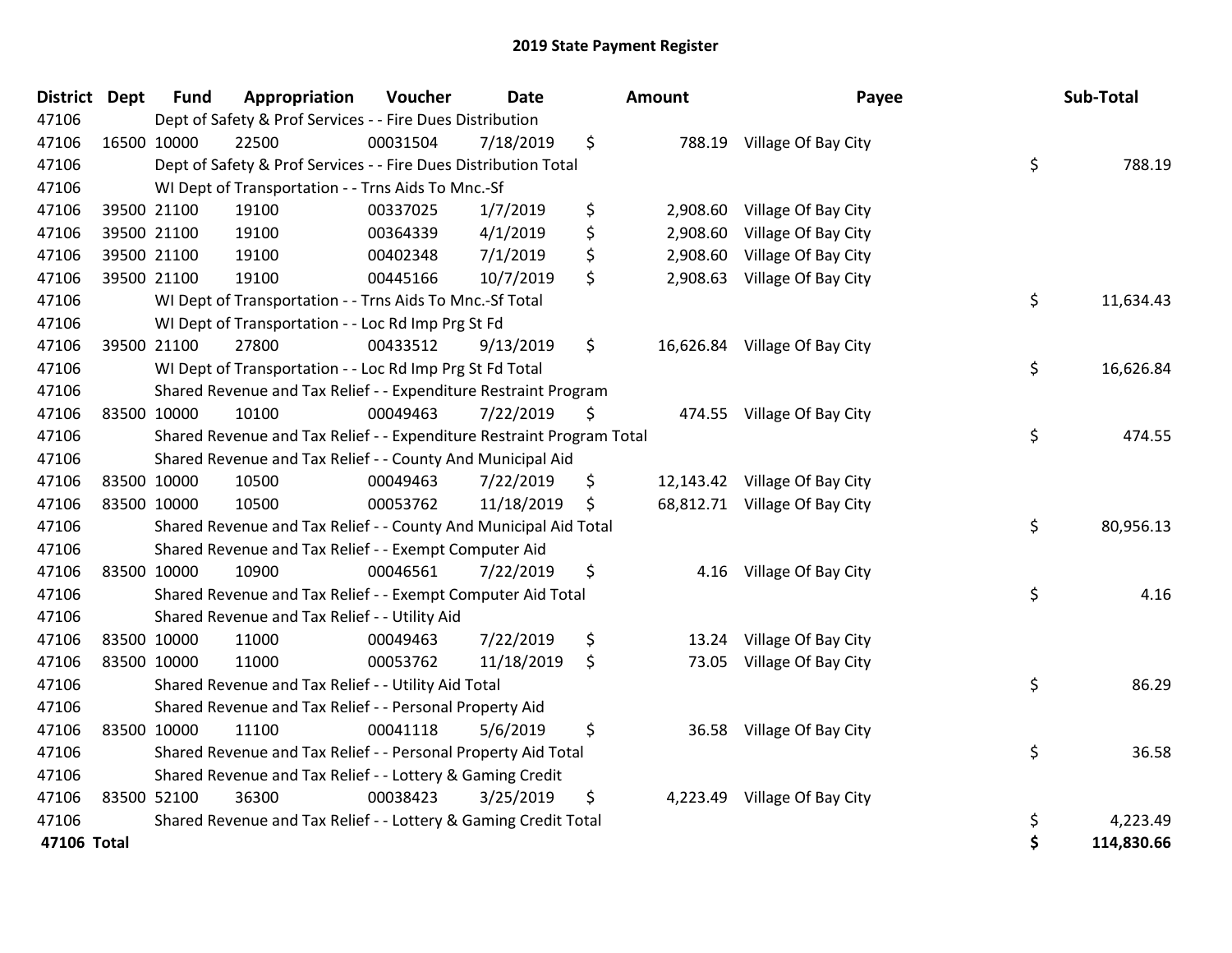# 2019 State Payment Register

| District | Dept | Fund | Appropriation | Voucher | Date | Amount | Payee | Sub-Total |
|---|---|---|---|---|---|---|---|---|
| 47106 | | Dept of Safety & Prof Services - - Fire Dues Distribution | | | | | | |
| 47106 | 16500 | 10000 | 22500 | 00031504 | 7/18/2019 | $ 788.19 | Village Of Bay City | |
| 47106 | | Dept of Safety & Prof Services - - Fire Dues Distribution Total | | | | | | $ 788.19 |
| 47106 | | WI Dept of Transportation - - Trns Aids To Mnc.-Sf | | | | | | |
| 47106 | 39500 | 21100 | 19100 | 00337025 | 1/7/2019 | $ 2,908.60 | Village Of Bay City | |
| 47106 | 39500 | 21100 | 19100 | 00364339 | 4/1/2019 | $ 2,908.60 | Village Of Bay City | |
| 47106 | 39500 | 21100 | 19100 | 00402348 | 7/1/2019 | $ 2,908.60 | Village Of Bay City | |
| 47106 | 39500 | 21100 | 19100 | 00445166 | 10/7/2019 | $ 2,908.63 | Village Of Bay City | |
| 47106 | | WI Dept of Transportation - - Trns Aids To Mnc.-Sf Total | | | | | | $ 11,634.43 |
| 47106 | | WI Dept of Transportation - - Loc Rd Imp Prg St Fd | | | | | | |
| 47106 | 39500 | 21100 | 27800 | 00433512 | 9/13/2019 | $ 16,626.84 | Village Of Bay City | |
| 47106 | | WI Dept of Transportation - - Loc Rd Imp Prg St Fd Total | | | | | | $ 16,626.84 |
| 47106 | | Shared Revenue and Tax Relief - - Expenditure Restraint Program | | | | | | |
| 47106 | 83500 | 10000 | 10100 | 00049463 | 7/22/2019 | $ 474.55 | Village Of Bay City | |
| 47106 | | Shared Revenue and Tax Relief - - Expenditure Restraint Program Total | | | | | | $ 474.55 |
| 47106 | | Shared Revenue and Tax Relief - - County And Municipal Aid | | | | | | |
| 47106 | 83500 | 10000 | 10500 | 00049463 | 7/22/2019 | $ 12,143.42 | Village Of Bay City | |
| 47106 | 83500 | 10000 | 10500 | 00053762 | 11/18/2019 | $ 68,812.71 | Village Of Bay City | |
| 47106 | | Shared Revenue and Tax Relief - - County And Municipal Aid Total | | | | | | $ 80,956.13 |
| 47106 | | Shared Revenue and Tax Relief - - Exempt Computer Aid | | | | | | |
| 47106 | 83500 | 10000 | 10900 | 00046561 | 7/22/2019 | $ 4.16 | Village Of Bay City | |
| 47106 | | Shared Revenue and Tax Relief - - Exempt Computer Aid Total | | | | | | $ 4.16 |
| 47106 | | Shared Revenue and Tax Relief - - Utility Aid | | | | | | |
| 47106 | 83500 | 10000 | 11000 | 00049463 | 7/22/2019 | $ 13.24 | Village Of Bay City | |
| 47106 | 83500 | 10000 | 11000 | 00053762 | 11/18/2019 | $ 73.05 | Village Of Bay City | |
| 47106 | | Shared Revenue and Tax Relief - - Utility Aid Total | | | | | | $ 86.29 |
| 47106 | | Shared Revenue and Tax Relief - - Personal Property Aid | | | | | | |
| 47106 | 83500 | 10000 | 11100 | 00041118 | 5/6/2019 | $ 36.58 | Village Of Bay City | |
| 47106 | | Shared Revenue and Tax Relief - - Personal Property Aid Total | | | | | | $ 36.58 |
| 47106 | | Shared Revenue and Tax Relief - - Lottery & Gaming Credit | | | | | | |
| 47106 | 83500 | 52100 | 36300 | 00038423 | 3/25/2019 | $ 4,223.49 | Village Of Bay City | |
| 47106 | | Shared Revenue and Tax Relief - - Lottery & Gaming Credit Total | | | | | | $ 4,223.49 |
| **47106 Total** | | | | | | | | **$ 114,830.66** |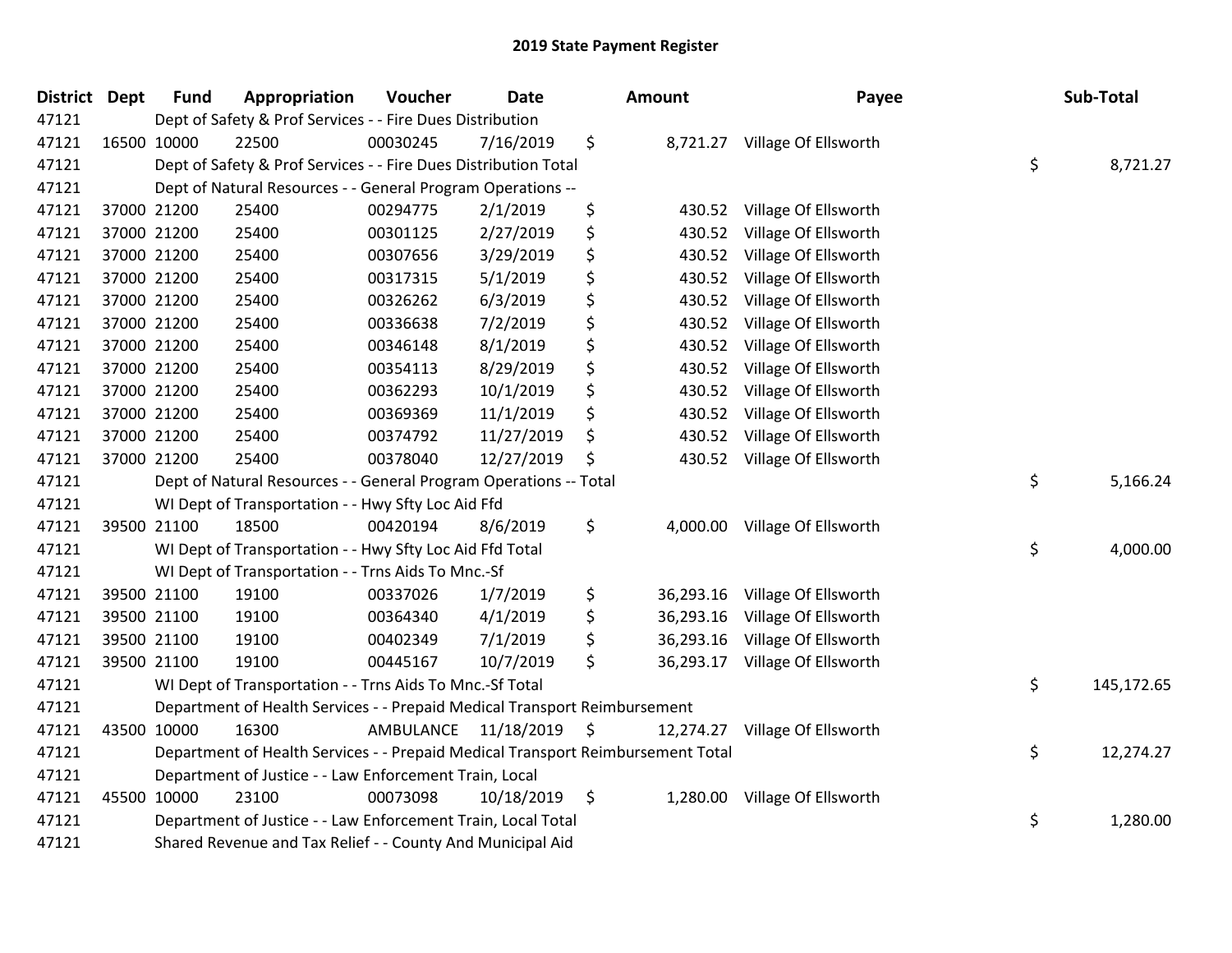# 2019 State Payment Register

| District | Dept | Fund | Appropriation | Voucher | Date | Amount | Payee | Sub-Total |
|---|---|---|---|---|---|---|---|---|
| 47121 | | Dept of Safety & Prof Services - - Fire Dues Distribution | | | | | | |
| 47121 | 16500 | 10000 | 22500 | 00030245 | 7/16/2019 | $ 8,721.27 | Village Of Ellsworth | |
| 47121 | | Dept of Safety & Prof Services - - Fire Dues Distribution Total | | | | | | $ 8,721.27 |
| 47121 | | Dept of Natural Resources - - General Program Operations -- | | | | | | |
| 47121 | 37000 | 21200 | 25400 | 00294775 | 2/1/2019 | $ 430.52 | Village Of Ellsworth | |
| 47121 | 37000 | 21200 | 25400 | 00301125 | 2/27/2019 | $ 430.52 | Village Of Ellsworth | |
| 47121 | 37000 | 21200 | 25400 | 00307656 | 3/29/2019 | $ 430.52 | Village Of Ellsworth | |
| 47121 | 37000 | 21200 | 25400 | 00317315 | 5/1/2019 | $ 430.52 | Village Of Ellsworth | |
| 47121 | 37000 | 21200 | 25400 | 00326262 | 6/3/2019 | $ 430.52 | Village Of Ellsworth | |
| 47121 | 37000 | 21200 | 25400 | 00336638 | 7/2/2019 | $ 430.52 | Village Of Ellsworth | |
| 47121 | 37000 | 21200 | 25400 | 00346148 | 8/1/2019 | $ 430.52 | Village Of Ellsworth | |
| 47121 | 37000 | 21200 | 25400 | 00354113 | 8/29/2019 | $ 430.52 | Village Of Ellsworth | |
| 47121 | 37000 | 21200 | 25400 | 00362293 | 10/1/2019 | $ 430.52 | Village Of Ellsworth | |
| 47121 | 37000 | 21200 | 25400 | 00369369 | 11/1/2019 | $ 430.52 | Village Of Ellsworth | |
| 47121 | 37000 | 21200 | 25400 | 00374792 | 11/27/2019 | $ 430.52 | Village Of Ellsworth | |
| 47121 | 37000 | 21200 | 25400 | 00378040 | 12/27/2019 | $ 430.52 | Village Of Ellsworth | |
| 47121 | | Dept of Natural Resources - - General Program Operations -- Total | | | | | | $ 5,166.24 |
| 47121 | | WI Dept of Transportation - - Hwy Sfty Loc Aid Ffd | | | | | | |
| 47121 | 39500 | 21100 | 18500 | 00420194 | 8/6/2019 | $ 4,000.00 | Village Of Ellsworth | |
| 47121 | | WI Dept of Transportation - - Hwy Sfty Loc Aid Ffd Total | | | | | | $ 4,000.00 |
| 47121 | | WI Dept of Transportation - - Trns Aids To Mnc.-Sf | | | | | | |
| 47121 | 39500 | 21100 | 19100 | 00337026 | 1/7/2019 | $ 36,293.16 | Village Of Ellsworth | |
| 47121 | 39500 | 21100 | 19100 | 00364340 | 4/1/2019 | $ 36,293.16 | Village Of Ellsworth | |
| 47121 | 39500 | 21100 | 19100 | 00402349 | 7/1/2019 | $ 36,293.16 | Village Of Ellsworth | |
| 47121 | 39500 | 21100 | 19100 | 00445167 | 10/7/2019 | $ 36,293.17 | Village Of Ellsworth | |
| 47121 | | WI Dept of Transportation - - Trns Aids To Mnc.-Sf Total | | | | | | $ 145,172.65 |
| 47121 | | Department of Health Services - - Prepaid Medical Transport Reimbursement | | | | | | |
| 47121 | 43500 | 10000 | 16300 | AMBULANCE | 11/18/2019 | $ 12,274.27 | Village Of Ellsworth | |
| 47121 | | Department of Health Services - - Prepaid Medical Transport Reimbursement Total | | | | | | $ 12,274.27 |
| 47121 | | Department of Justice - - Law Enforcement Train, Local | | | | | | |
| 47121 | 45500 | 10000 | 23100 | 00073098 | 10/18/2019 | $ 1,280.00 | Village Of Ellsworth | |
| 47121 | | Department of Justice - - Law Enforcement Train, Local Total | | | | | | $ 1,280.00 |
| 47121 | | Shared Revenue and Tax Relief - - County And Municipal Aid | | | | | | |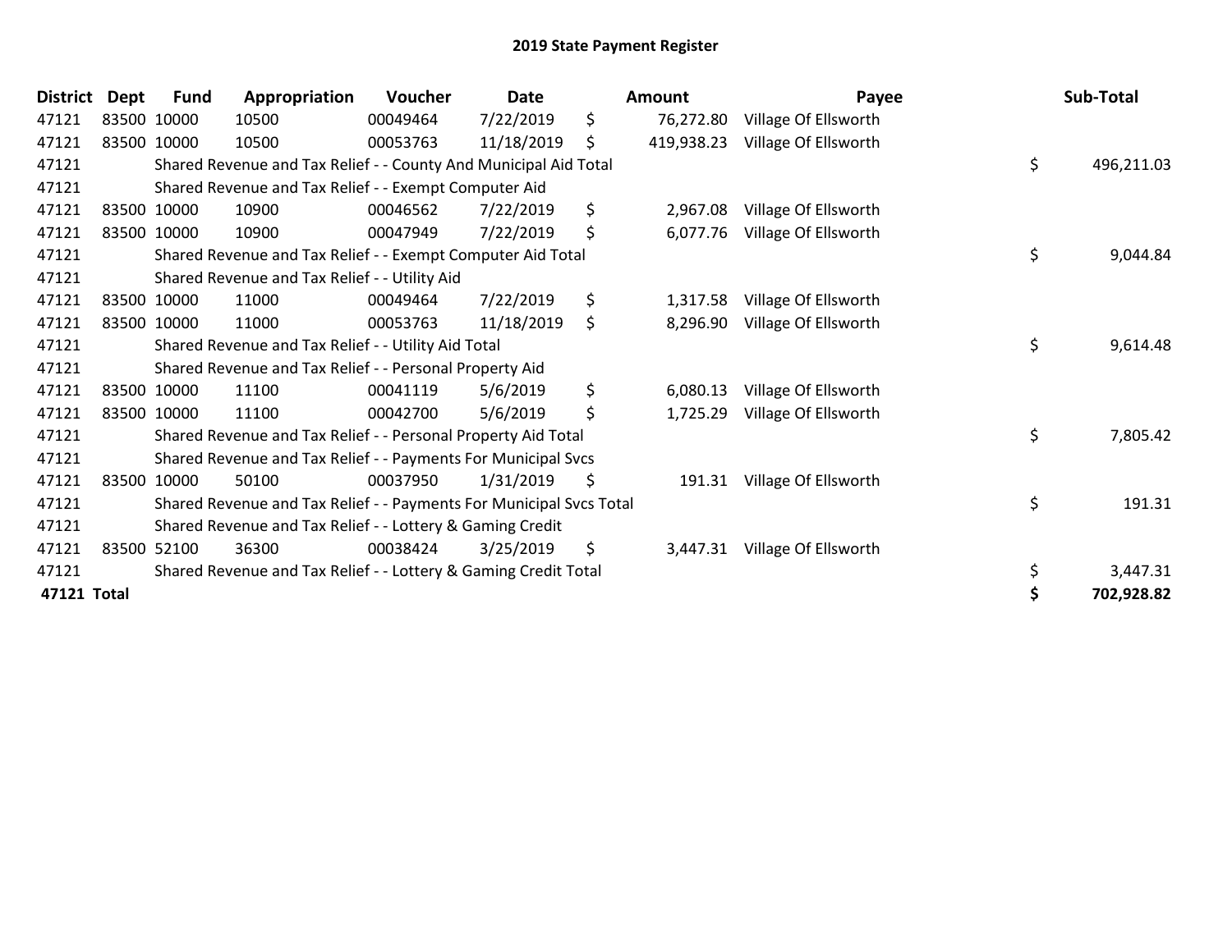# 2019 State Payment Register

| District | Dept | Fund | Appropriation | Voucher | Date | Amount | Payee | Sub-Total |
|---|---|---|---|---|---|---|---|---|
| 47121 | 83500 | 10000 | 10500 | 00049464 | 7/22/2019 | $ 76,272.80 | Village Of Ellsworth | |
| 47121 | 83500 | 10000 | 10500 | 00053763 | 11/18/2019 | $ 419,938.23 | Village Of Ellsworth | |
| 47121 | | Shared Revenue and Tax Relief - - County And Municipal Aid Total | | | | | | $ 496,211.03 |
| 47121 | | Shared Revenue and Tax Relief - - Exempt Computer Aid | | | | | | |
| 47121 | 83500 | 10000 | 10900 | 00046562 | 7/22/2019 | $ 2,967.08 | Village Of Ellsworth | |
| 47121 | 83500 | 10000 | 10900 | 00047949 | 7/22/2019 | $ 6,077.76 | Village Of Ellsworth | |
| 47121 | | Shared Revenue and Tax Relief - - Exempt Computer Aid Total | | | | | | $ 9,044.84 |
| 47121 | | Shared Revenue and Tax Relief - - Utility Aid | | | | | | |
| 47121 | 83500 | 10000 | 11000 | 00049464 | 7/22/2019 | $ 1,317.58 | Village Of Ellsworth | |
| 47121 | 83500 | 10000 | 11000 | 00053763 | 11/18/2019 | $ 8,296.90 | Village Of Ellsworth | |
| 47121 | | Shared Revenue and Tax Relief - - Utility Aid Total | | | | | | $ 9,614.48 |
| 47121 | | Shared Revenue and Tax Relief - - Personal Property Aid | | | | | | |
| 47121 | 83500 | 10000 | 11100 | 00041119 | 5/6/2019 | $ 6,080.13 | Village Of Ellsworth | |
| 47121 | 83500 | 10000 | 11100 | 00042700 | 5/6/2019 | $ 1,725.29 | Village Of Ellsworth | |
| 47121 | | Shared Revenue and Tax Relief - - Personal Property Aid Total | | | | | | $ 7,805.42 |
| 47121 | | Shared Revenue and Tax Relief - - Payments For Municipal Svcs | | | | | | |
| 47121 | 83500 | 10000 | 50100 | 00037950 | 1/31/2019 | $ 191.31 | Village Of Ellsworth | |
| 47121 | | Shared Revenue and Tax Relief - - Payments For Municipal Svcs Total | | | | | | $ 191.31 |
| 47121 | | Shared Revenue and Tax Relief - - Lottery & Gaming Credit | | | | | | |
| 47121 | 83500 | 52100 | 36300 | 00038424 | 3/25/2019 | $ 3,447.31 | Village Of Ellsworth | |
| 47121 | | Shared Revenue and Tax Relief - - Lottery & Gaming Credit Total | | | | | | $ 3,447.31 |
| **47121 Total** | | | | | | | | **$ 702,928.82** |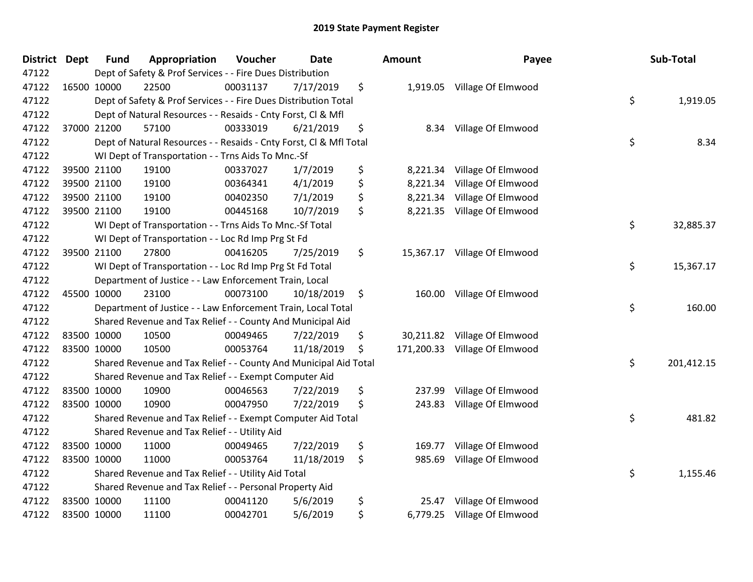## 2019 State Payment Register

| District | Dept | Fund | Appropriation | Voucher | Date | Amount | Payee | Sub-Total |
|---|---|---|---|---|---|---|---|---|
| 47122 | | Dept of Safety & Prof Services - - Fire Dues Distribution | | | | | | |
| 47122 | 16500 | 10000 | 22500 | 00031137 | 7/17/2019 | $ 1,919.05 | Village Of Elmwood | |
| 47122 | | Dept of Safety & Prof Services - - Fire Dues Distribution Total | | | | | | $ 1,919.05 |
| 47122 | | Dept of Natural Resources - - Resaids - Cnty Forst, Cl & Mfl | | | | | | |
| 47122 | 37000 | 21200 | 57100 | 00333019 | 6/21/2019 | $ 8.34 | Village Of Elmwood | |
| 47122 | | Dept of Natural Resources - - Resaids - Cnty Forst, Cl & Mfl Total | | | | | | $ 8.34 |
| 47122 | | WI Dept of Transportation - - Trns Aids To Mnc.-Sf | | | | | | |
| 47122 | 39500 | 21100 | 19100 | 00337027 | 1/7/2019 | $ 8,221.34 | Village Of Elmwood | |
| 47122 | 39500 | 21100 | 19100 | 00364341 | 4/1/2019 | $ 8,221.34 | Village Of Elmwood | |
| 47122 | 39500 | 21100 | 19100 | 00402350 | 7/1/2019 | $ 8,221.34 | Village Of Elmwood | |
| 47122 | 39500 | 21100 | 19100 | 00445168 | 10/7/2019 | $ 8,221.35 | Village Of Elmwood | |
| 47122 | | WI Dept of Transportation - - Trns Aids To Mnc.-Sf Total | | | | | | $ 32,885.37 |
| 47122 | | WI Dept of Transportation - - Loc Rd Imp Prg St Fd | | | | | | |
| 47122 | 39500 | 21100 | 27800 | 00416205 | 7/25/2019 | $ 15,367.17 | Village Of Elmwood | |
| 47122 | | WI Dept of Transportation - - Loc Rd Imp Prg St Fd Total | | | | | | $ 15,367.17 |
| 47122 | | Department of Justice - - Law Enforcement Train, Local | | | | | | |
| 47122 | 45500 | 10000 | 23100 | 00073100 | 10/18/2019 | $ 160.00 | Village Of Elmwood | |
| 47122 | | Department of Justice - - Law Enforcement Train, Local Total | | | | | | $ 160.00 |
| 47122 | | Shared Revenue and Tax Relief - - County And Municipal Aid | | | | | | |
| 47122 | 83500 | 10000 | 10500 | 00049465 | 7/22/2019 | $ 30,211.82 | Village Of Elmwood | |
| 47122 | 83500 | 10000 | 10500 | 00053764 | 11/18/2019 | $ 171,200.33 | Village Of Elmwood | |
| 47122 | | Shared Revenue and Tax Relief - - County And Municipal Aid Total | | | | | | $ 201,412.15 |
| 47122 | | Shared Revenue and Tax Relief - - Exempt Computer Aid | | | | | | |
| 47122 | 83500 | 10000 | 10900 | 00046563 | 7/22/2019 | $ 237.99 | Village Of Elmwood | |
| 47122 | 83500 | 10000 | 10900 | 00047950 | 7/22/2019 | $ 243.83 | Village Of Elmwood | |
| 47122 | | Shared Revenue and Tax Relief - - Exempt Computer Aid Total | | | | | | $ 481.82 |
| 47122 | | Shared Revenue and Tax Relief - - Utility Aid | | | | | | |
| 47122 | 83500 | 10000 | 11000 | 00049465 | 7/22/2019 | $ 169.77 | Village Of Elmwood | |
| 47122 | 83500 | 10000 | 11000 | 00053764 | 11/18/2019 | $ 985.69 | Village Of Elmwood | |
| 47122 | | Shared Revenue and Tax Relief - - Utility Aid Total | | | | | | $ 1,155.46 |
| 47122 | | Shared Revenue and Tax Relief - - Personal Property Aid | | | | | | |
| 47122 | 83500 | 10000 | 11100 | 00041120 | 5/6/2019 | $ 25.47 | Village Of Elmwood | |
| 47122 | 83500 | 10000 | 11100 | 00042701 | 5/6/2019 | $ 6,779.25 | Village Of Elmwood | |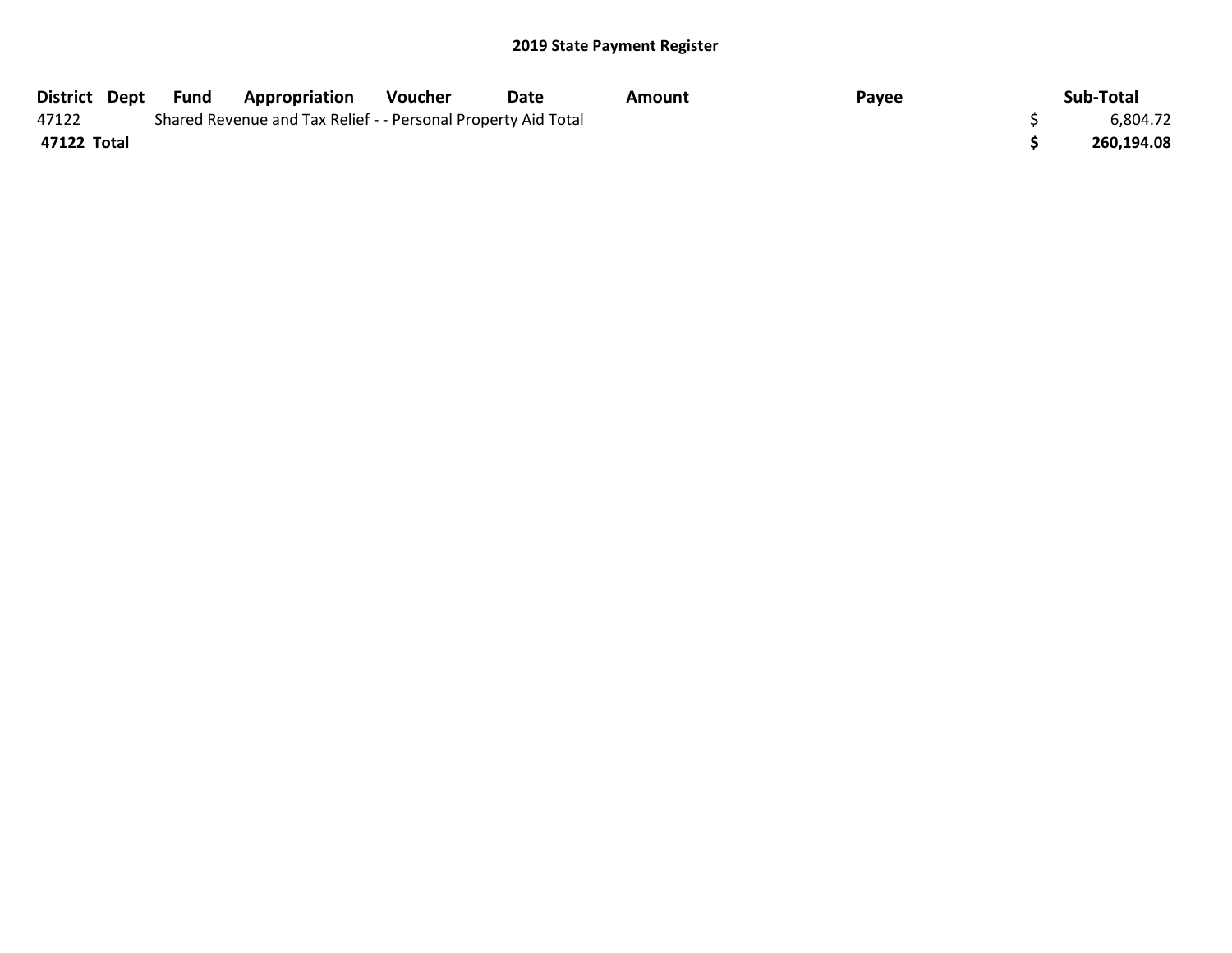## 2019 State Payment Register

| District | Dept | Fund | Appropriation | Voucher | Date | Amount | Payee | Sub-Total |
|---|---|---|---|---|---|---|---|---|
| 47122 | | Shared Revenue and Tax Relief - - Personal Property Aid Total | | | | | | $ 6,804.72 |
| **47122 Total** | | | | | | | | **$ 260,194.08** |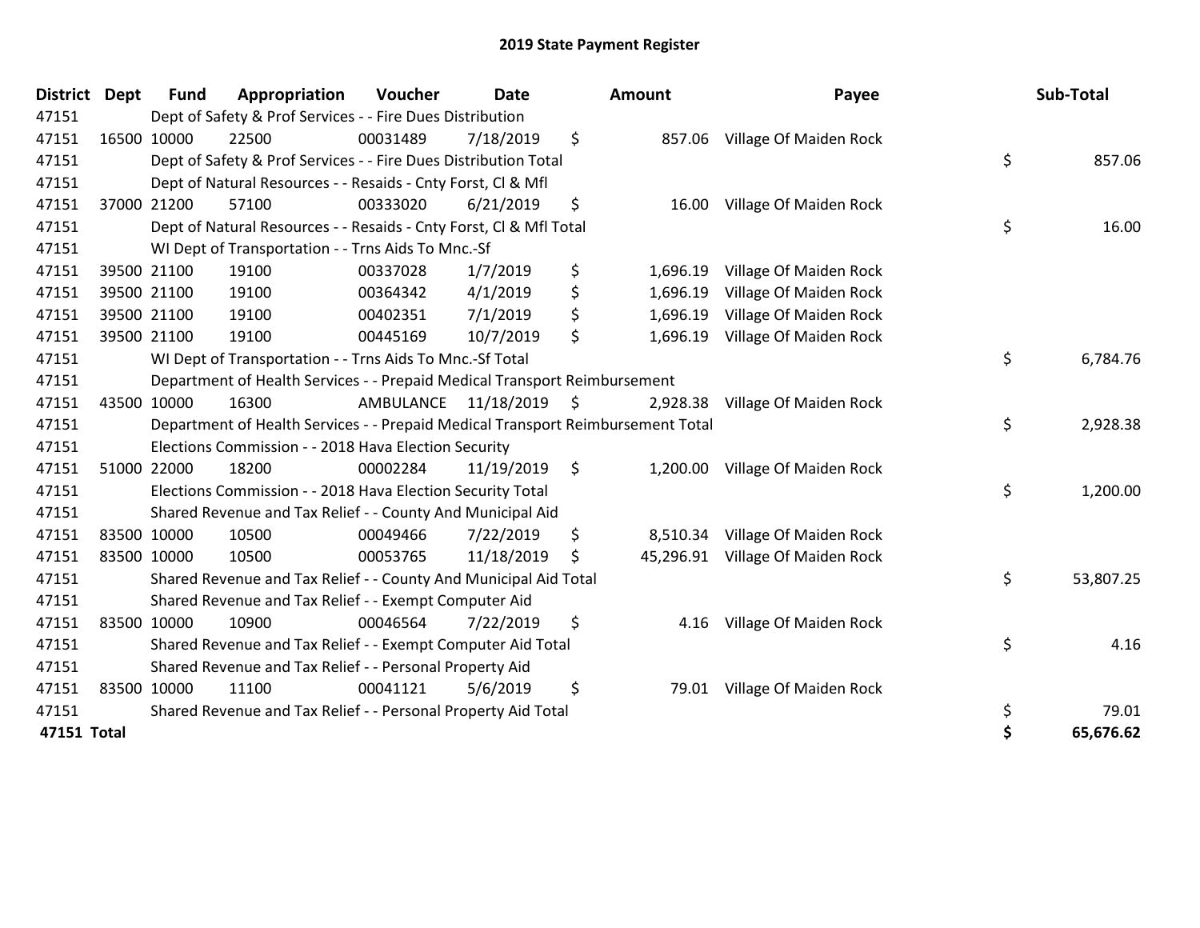# 2019 State Payment Register

| District | Dept | Fund | Appropriation | Voucher | Date | Amount | Payee | Sub-Total |
|---|---|---|---|---|---|---|---|---|
| 47151 | | Dept of Safety & Prof Services - - Fire Dues Distribution | | | | | | |
| 47151 | 16500 | 10000 | 22500 | 00031489 | 7/18/2019 | $ 857.06 | Village Of Maiden Rock | |
| 47151 | | Dept of Safety & Prof Services - - Fire Dues Distribution Total | | | | | | $ 857.06 |
| 47151 | | Dept of Natural Resources - - Resaids - Cnty Forst, Cl & Mfl | | | | | | |
| 47151 | 37000 | 21200 | 57100 | 00333020 | 6/21/2019 | $ 16.00 | Village Of Maiden Rock | |
| 47151 | | Dept of Natural Resources - - Resaids - Cnty Forst, Cl & Mfl Total | | | | | | $ 16.00 |
| 47151 | | WI Dept of Transportation - - Trns Aids To Mnc.-Sf | | | | | | |
| 47151 | 39500 | 21100 | 19100 | 00337028 | 1/7/2019 | $ 1,696.19 | Village Of Maiden Rock | |
| 47151 | 39500 | 21100 | 19100 | 00364342 | 4/1/2019 | $ 1,696.19 | Village Of Maiden Rock | |
| 47151 | 39500 | 21100 | 19100 | 00402351 | 7/1/2019 | $ 1,696.19 | Village Of Maiden Rock | |
| 47151 | 39500 | 21100 | 19100 | 00445169 | 10/7/2019 | $ 1,696.19 | Village Of Maiden Rock | |
| 47151 | | WI Dept of Transportation - - Trns Aids To Mnc.-Sf Total | | | | | | $ 6,784.76 |
| 47151 | | Department of Health Services - - Prepaid Medical Transport Reimbursement | | | | | | |
| 47151 | 43500 | 10000 | 16300 | AMBULANCE | 11/18/2019 | $ 2,928.38 | Village Of Maiden Rock | |
| 47151 | | Department of Health Services - - Prepaid Medical Transport Reimbursement Total | | | | | | $ 2,928.38 |
| 47151 | | Elections Commission - - 2018 Hava Election Security | | | | | | |
| 47151 | 51000 | 22000 | 18200 | 00002284 | 11/19/2019 | $ 1,200.00 | Village Of Maiden Rock | |
| 47151 | | Elections Commission - - 2018 Hava Election Security Total | | | | | | $ 1,200.00 |
| 47151 | | Shared Revenue and Tax Relief - - County And Municipal Aid | | | | | | |
| 47151 | 83500 | 10000 | 10500 | 00049466 | 7/22/2019 | $ 8,510.34 | Village Of Maiden Rock | |
| 47151 | 83500 | 10000 | 10500 | 00053765 | 11/18/2019 | $ 45,296.91 | Village Of Maiden Rock | |
| 47151 | | Shared Revenue and Tax Relief - - County And Municipal Aid Total | | | | | | $ 53,807.25 |
| 47151 | | Shared Revenue and Tax Relief - - Exempt Computer Aid | | | | | | |
| 47151 | 83500 | 10000 | 10900 | 00046564 | 7/22/2019 | $ 4.16 | Village Of Maiden Rock | |
| 47151 | | Shared Revenue and Tax Relief - - Exempt Computer Aid Total | | | | | | $ 4.16 |
| 47151 | | Shared Revenue and Tax Relief - - Personal Property Aid | | | | | | |
| 47151 | 83500 | 10000 | 11100 | 00041121 | 5/6/2019 | $ 79.01 | Village Of Maiden Rock | |
| 47151 | | Shared Revenue and Tax Relief - - Personal Property Aid Total | | | | | | $ 79.01 |
| **47151 Total** | | | | | | | | **$ 65,676.62** |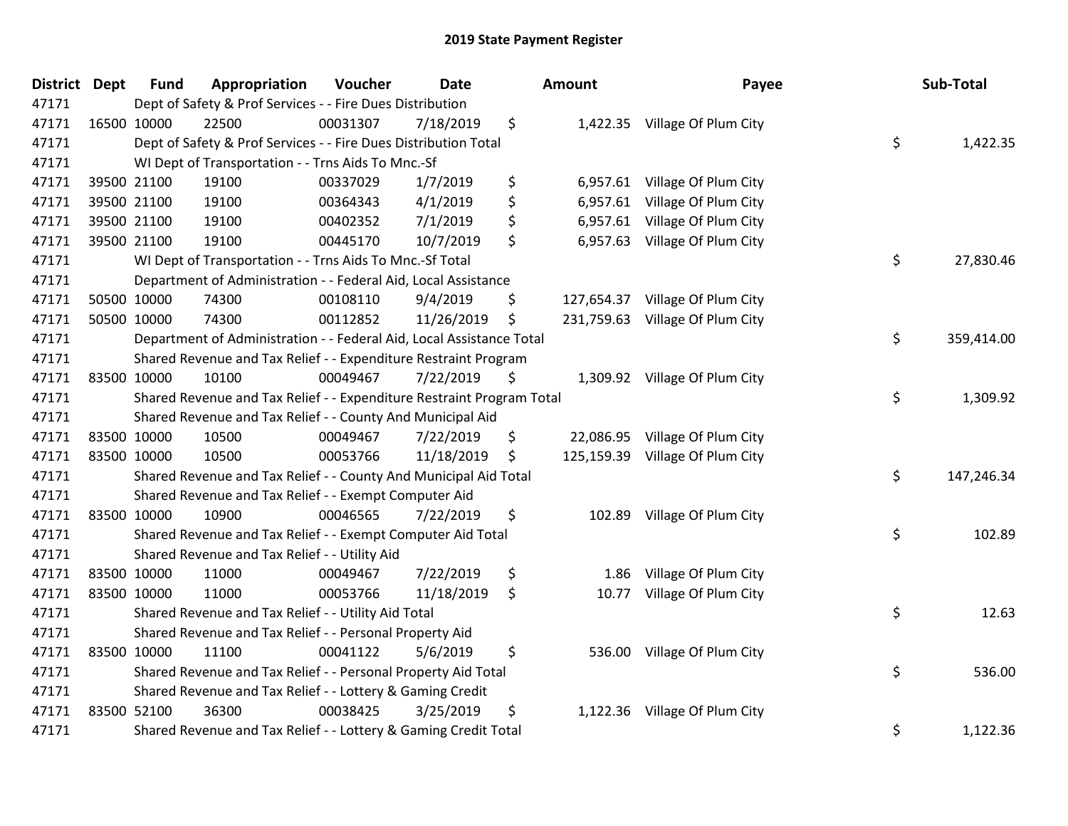# 2019 State Payment Register

| District | Dept | Fund | Appropriation | Voucher | Date | Amount | Payee | Sub-Total |
|---|---|---|---|---|---|---|---|---|
| 47171 | Dept of Safety & Prof Services - - Fire Dues Distribution | | | | | | | |
| 47171 | 16500 | 10000 | 22500 | 00031307 | 7/18/2019 | $ 1,422.35 | Village Of Plum City | |
| 47171 | Dept of Safety & Prof Services - - Fire Dues Distribution Total | | | | | | | $ 1,422.35 |
| 47171 | WI Dept of Transportation - - Trns Aids To Mnc.-Sf | | | | | | | |
| 47171 | 39500 | 21100 | 19100 | 00337029 | 1/7/2019 | $ 6,957.61 | Village Of Plum City | |
| 47171 | 39500 | 21100 | 19100 | 00364343 | 4/1/2019 | $ 6,957.61 | Village Of Plum City | |
| 47171 | 39500 | 21100 | 19100 | 00402352 | 7/1/2019 | $ 6,957.61 | Village Of Plum City | |
| 47171 | 39500 | 21100 | 19100 | 00445170 | 10/7/2019 | $ 6,957.63 | Village Of Plum City | |
| 47171 | WI Dept of Transportation - - Trns Aids To Mnc.-Sf Total | | | | | | | $ 27,830.46 |
| 47171 | Department of Administration - - Federal Aid, Local Assistance | | | | | | | |
| 47171 | 50500 | 10000 | 74300 | 00108110 | 9/4/2019 | $ 127,654.37 | Village Of Plum City | |
| 47171 | 50500 | 10000 | 74300 | 00112852 | 11/26/2019 | $ 231,759.63 | Village Of Plum City | |
| 47171 | Department of Administration - - Federal Aid, Local Assistance Total | | | | | | | $ 359,414.00 |
| 47171 | Shared Revenue and Tax Relief - - Expenditure Restraint Program | | | | | | | |
| 47171 | 83500 | 10000 | 10100 | 00049467 | 7/22/2019 | $ 1,309.92 | Village Of Plum City | |
| 47171 | Shared Revenue and Tax Relief - - Expenditure Restraint Program Total | | | | | | | $ 1,309.92 |
| 47171 | Shared Revenue and Tax Relief - - County And Municipal Aid | | | | | | | |
| 47171 | 83500 | 10000 | 10500 | 00049467 | 7/22/2019 | $ 22,086.95 | Village Of Plum City | |
| 47171 | 83500 | 10000 | 10500 | 00053766 | 11/18/2019 | $ 125,159.39 | Village Of Plum City | |
| 47171 | Shared Revenue and Tax Relief - - County And Municipal Aid Total | | | | | | | $ 147,246.34 |
| 47171 | Shared Revenue and Tax Relief - - Exempt Computer Aid | | | | | | | |
| 47171 | 83500 | 10000 | 10900 | 00046565 | 7/22/2019 | $ 102.89 | Village Of Plum City | |
| 47171 | Shared Revenue and Tax Relief - - Exempt Computer Aid Total | | | | | | | $ 102.89 |
| 47171 | Shared Revenue and Tax Relief - - Utility Aid | | | | | | | |
| 47171 | 83500 | 10000 | 11000 | 00049467 | 7/22/2019 | $ 1.86 | Village Of Plum City | |
| 47171 | 83500 | 10000 | 11000 | 00053766 | 11/18/2019 | $ 10.77 | Village Of Plum City | |
| 47171 | Shared Revenue and Tax Relief - - Utility Aid Total | | | | | | | $ 12.63 |
| 47171 | Shared Revenue and Tax Relief - - Personal Property Aid | | | | | | | |
| 47171 | 83500 | 10000 | 11100 | 00041122 | 5/6/2019 | $ 536.00 | Village Of Plum City | |
| 47171 | Shared Revenue and Tax Relief - - Personal Property Aid Total | | | | | | | $ 536.00 |
| 47171 | Shared Revenue and Tax Relief - - Lottery & Gaming Credit | | | | | | | |
| 47171 | 83500 | 52100 | 36300 | 00038425 | 3/25/2019 | $ 1,122.36 | Village Of Plum City | |
| 47171 | Shared Revenue and Tax Relief - - Lottery & Gaming Credit Total | | | | | | | $ 1,122.36 |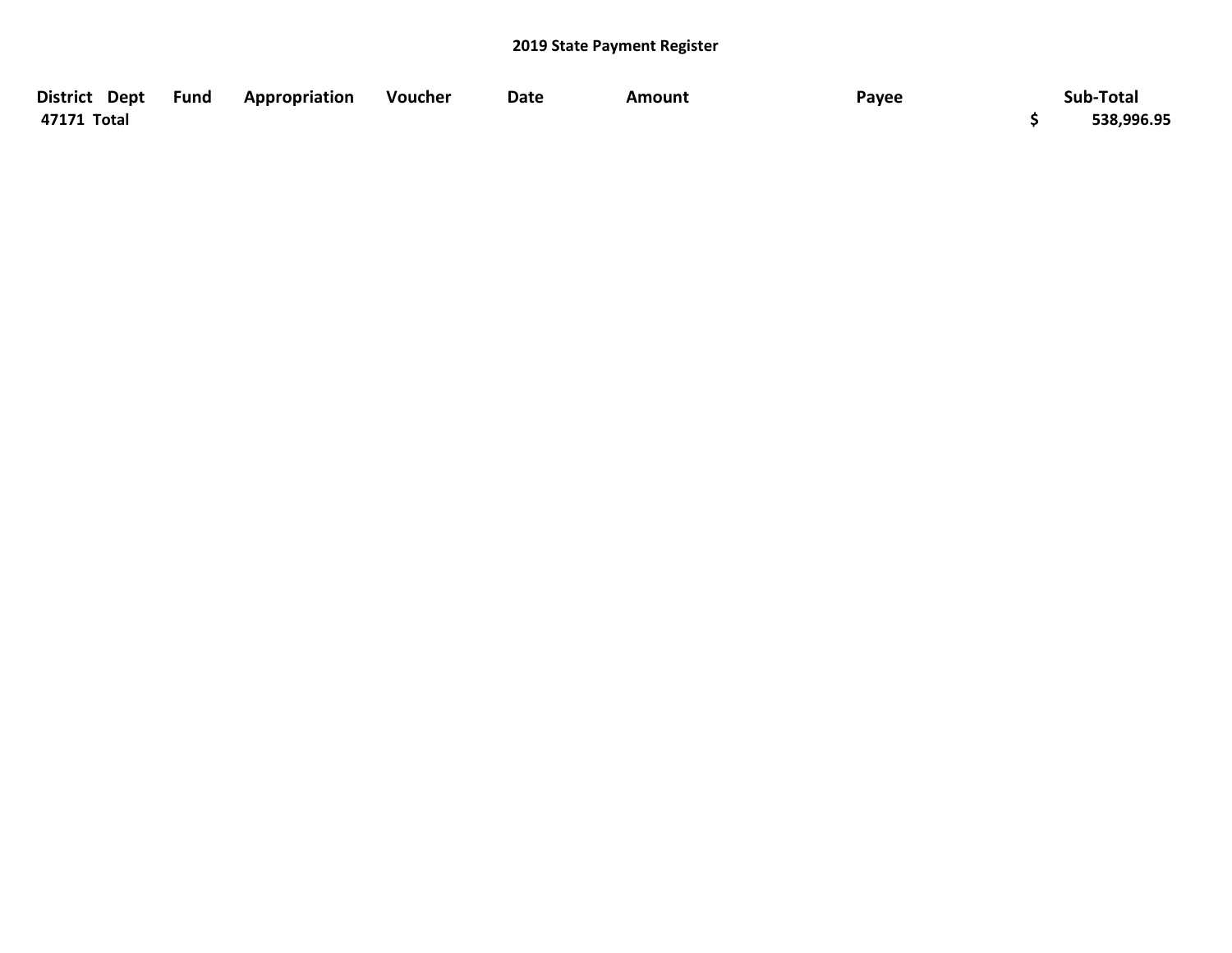**2019 State Payment Register**

| District | Dept | Fund | Appropriation | Voucher | Date | Amount | Payee | Sub-Total |
|---|---|---|---|---|---|---|---|---|
| 47171 Total | | | | | | | | $ 538,996.95 |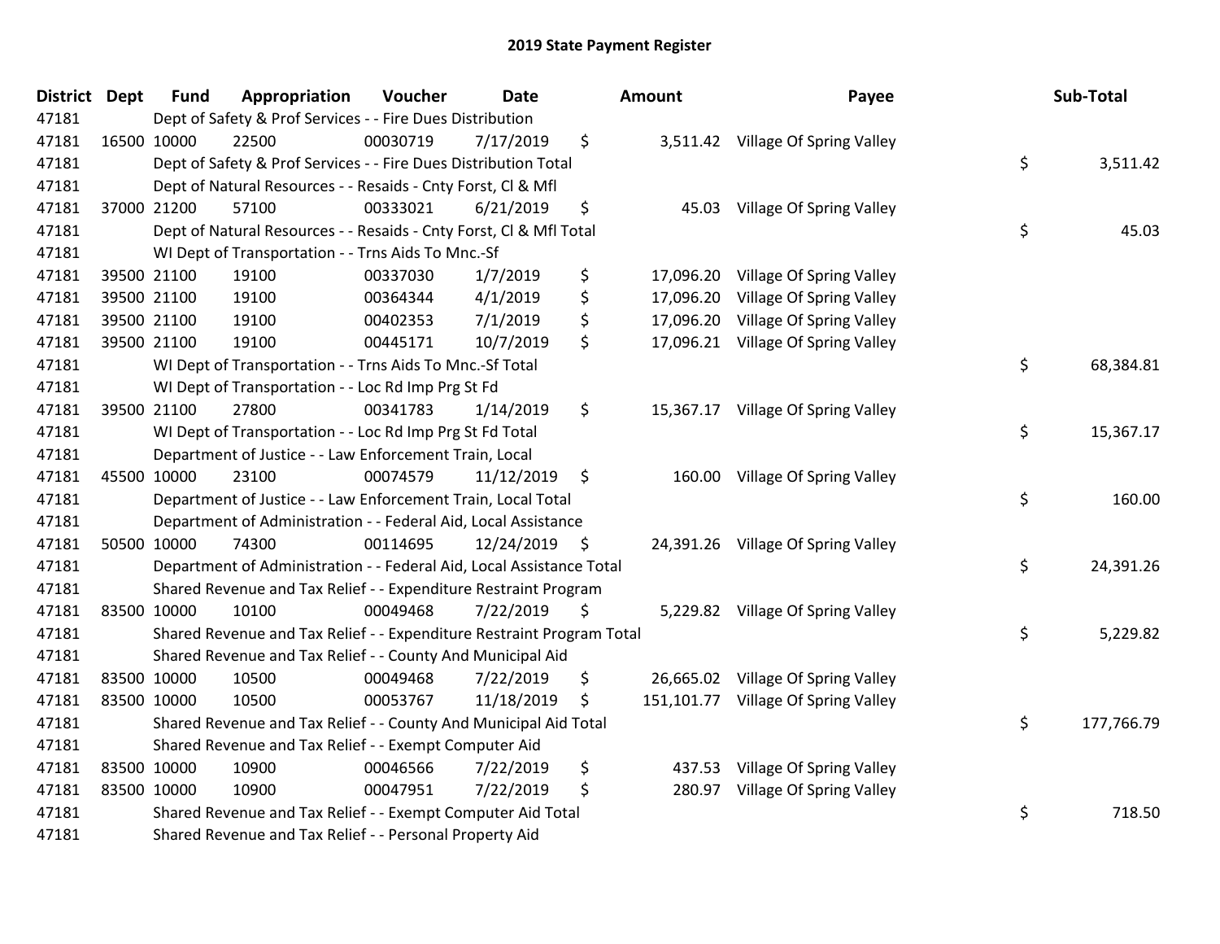# 2019 State Payment Register

| District | Dept | Fund | Appropriation | Voucher | Date | Amount | Payee | Sub-Total |
|---|---|---|---|---|---|---|---|---|
| 47181 | | Dept of Safety & Prof Services - - Fire Dues Distribution | | | | | | |
| 47181 | 16500 | 10000 | 22500 | 00030719 | 7/17/2019 | $ 3,511.42 | Village Of Spring Valley | |
| 47181 | | Dept of Safety & Prof Services - - Fire Dues Distribution Total | | | | | | $ 3,511.42 |
| 47181 | | Dept of Natural Resources - - Resaids - Cnty Forst, Cl & Mfl | | | | | | |
| 47181 | 37000 | 21200 | 57100 | 00333021 | 6/21/2019 | $ 45.03 | Village Of Spring Valley | |
| 47181 | | Dept of Natural Resources - - Resaids - Cnty Forst, Cl & Mfl Total | | | | | | $ 45.03 |
| 47181 | | WI Dept of Transportation - - Trns Aids To Mnc.-Sf | | | | | | |
| 47181 | 39500 | 21100 | 19100 | 00337030 | 1/7/2019 | $ 17,096.20 | Village Of Spring Valley | |
| 47181 | 39500 | 21100 | 19100 | 00364344 | 4/1/2019 | $ 17,096.20 | Village Of Spring Valley | |
| 47181 | 39500 | 21100 | 19100 | 00402353 | 7/1/2019 | $ 17,096.20 | Village Of Spring Valley | |
| 47181 | 39500 | 21100 | 19100 | 00445171 | 10/7/2019 | $ 17,096.21 | Village Of Spring Valley | |
| 47181 | | WI Dept of Transportation - - Trns Aids To Mnc.-Sf Total | | | | | | $ 68,384.81 |
| 47181 | | WI Dept of Transportation - - Loc Rd Imp Prg St Fd | | | | | | |
| 47181 | 39500 | 21100 | 27800 | 00341783 | 1/14/2019 | $ 15,367.17 | Village Of Spring Valley | |
| 47181 | | WI Dept of Transportation - - Loc Rd Imp Prg St Fd Total | | | | | | $ 15,367.17 |
| 47181 | | Department of Justice - - Law Enforcement Train, Local | | | | | | |
| 47181 | 45500 | 10000 | 23100 | 00074579 | 11/12/2019 | $ 160.00 | Village Of Spring Valley | |
| 47181 | | Department of Justice - - Law Enforcement Train, Local Total | | | | | | $ 160.00 |
| 47181 | | Department of Administration - - Federal Aid, Local Assistance | | | | | | |
| 47181 | 50500 | 10000 | 74300 | 00114695 | 12/24/2019 | $ 24,391.26 | Village Of Spring Valley | |
| 47181 | | Department of Administration - - Federal Aid, Local Assistance Total | | | | | | $ 24,391.26 |
| 47181 | | Shared Revenue and Tax Relief - - Expenditure Restraint Program | | | | | | |
| 47181 | 83500 | 10000 | 10100 | 00049468 | 7/22/2019 | $ 5,229.82 | Village Of Spring Valley | |
| 47181 | | Shared Revenue and Tax Relief - - Expenditure Restraint Program Total | | | | | | $ 5,229.82 |
| 47181 | | Shared Revenue and Tax Relief - - County And Municipal Aid | | | | | | |
| 47181 | 83500 | 10000 | 10500 | 00049468 | 7/22/2019 | $ 26,665.02 | Village Of Spring Valley | |
| 47181 | 83500 | 10000 | 10500 | 00053767 | 11/18/2019 | $ 151,101.77 | Village Of Spring Valley | |
| 47181 | | Shared Revenue and Tax Relief - - County And Municipal Aid Total | | | | | | $ 177,766.79 |
| 47181 | | Shared Revenue and Tax Relief - - Exempt Computer Aid | | | | | | |
| 47181 | 83500 | 10000 | 10900 | 00046566 | 7/22/2019 | $ 437.53 | Village Of Spring Valley | |
| 47181 | 83500 | 10000 | 10900 | 00047951 | 7/22/2019 | $ 280.97 | Village Of Spring Valley | |
| 47181 | | Shared Revenue and Tax Relief - - Exempt Computer Aid Total | | | | | | $ 718.50 |
| 47181 | | Shared Revenue and Tax Relief - - Personal Property Aid | | | | | | |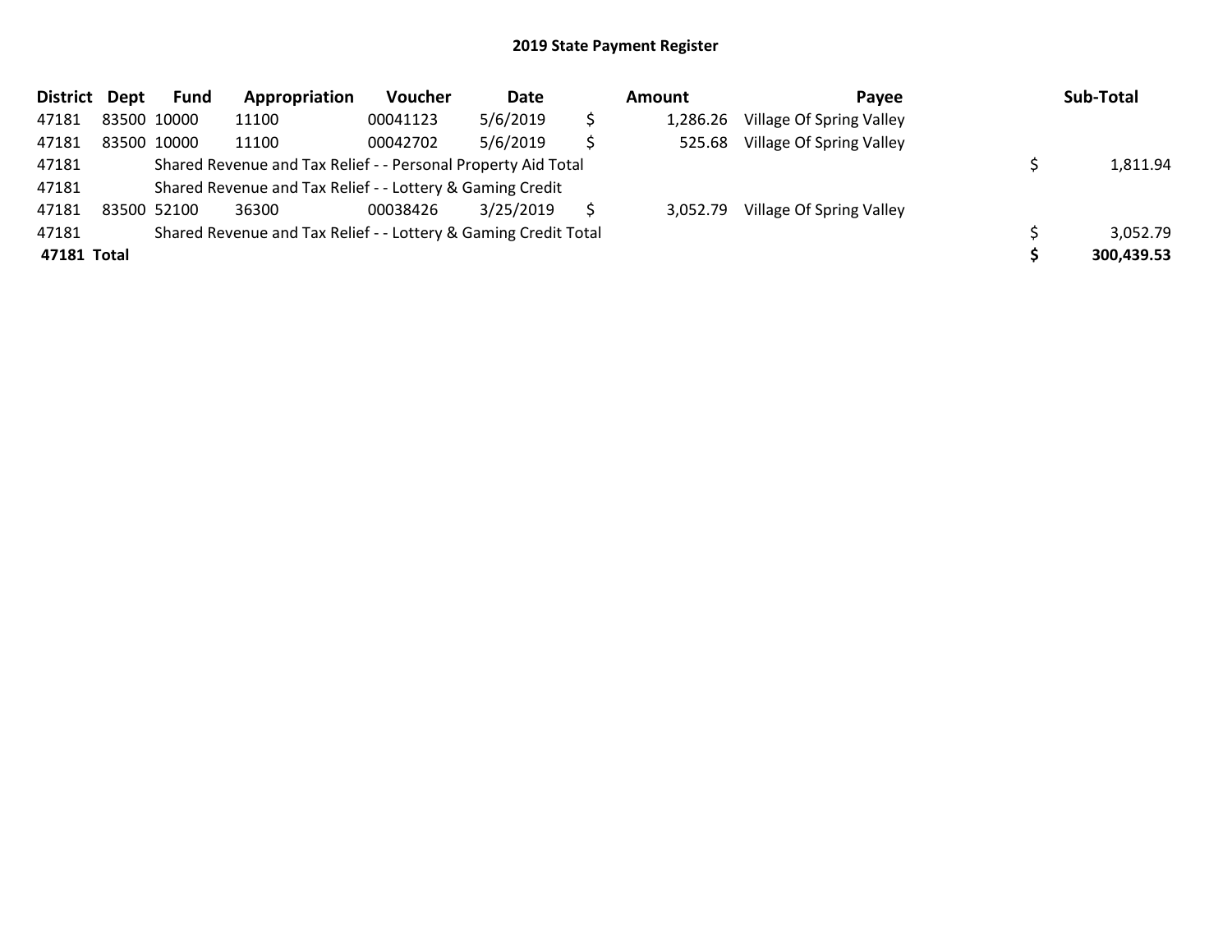## 2019 State Payment Register

| District | Dept | Fund | Appropriation | Voucher | Date | | Amount | Payee | | Sub-Total |
|---|---|---|---|---|---|---|---|---|---|---|
| 47181 | 83500 | 10000 | 11100 | 00041123 | 5/6/2019 | $ | 1,286.26 | Village Of Spring Valley | | |
| 47181 | 83500 | 10000 | 11100 | 00042702 | 5/6/2019 | $ | 525.68 | Village Of Spring Valley | | |
| 47181 | | Shared Revenue and Tax Relief - - Personal Property Aid Total | | | | | | | $ | 1,811.94 |
| 47181 | | Shared Revenue and Tax Relief - - Lottery & Gaming Credit | | | | | | | | |
| 47181 | 83500 | 52100 | 36300 | 00038426 | 3/25/2019 | $ | 3,052.79 | Village Of Spring Valley | | |
| 47181 | | Shared Revenue and Tax Relief - - Lottery & Gaming Credit Total | | | | | | | $ | 3,052.79 |
| **47181** | **Total** | | | | | | | | **$** | **300,439.53** |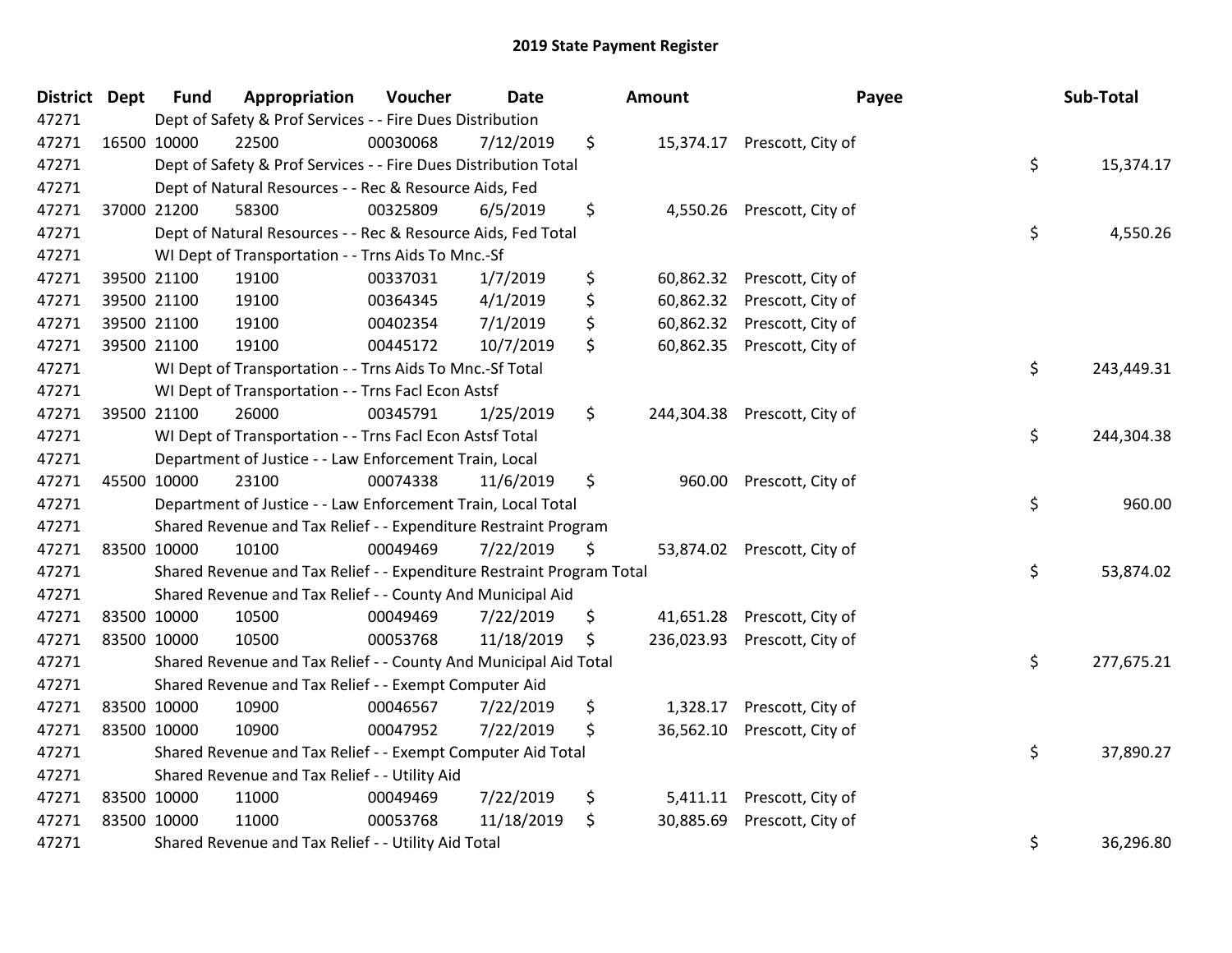# 2019 State Payment Register

| District | Dept | Fund | Appropriation | Voucher | Date | Amount | Payee | Sub-Total |
|---|---|---|---|---|---|---|---|---|
| 47271 | | Dept of Safety & Prof Services - - Fire Dues Distribution | | | | | | |
| 47271 | 16500 | 10000 | 22500 | 00030068 | 7/12/2019 | $ 15,374.17 | Prescott, City of | |
| 47271 | | Dept of Safety & Prof Services - - Fire Dues Distribution Total | | | | | | $ 15,374.17 |
| 47271 | | Dept of Natural Resources - - Rec & Resource Aids, Fed | | | | | | |
| 47271 | 37000 | 21200 | 58300 | 00325809 | 6/5/2019 | $ 4,550.26 | Prescott, City of | |
| 47271 | | Dept of Natural Resources - - Rec & Resource Aids, Fed Total | | | | | | $ 4,550.26 |
| 47271 | | WI Dept of Transportation - - Trns Aids To Mnc.-Sf | | | | | | |
| 47271 | 39500 | 21100 | 19100 | 00337031 | 1/7/2019 | $ 60,862.32 | Prescott, City of | |
| 47271 | 39500 | 21100 | 19100 | 00364345 | 4/1/2019 | $ 60,862.32 | Prescott, City of | |
| 47271 | 39500 | 21100 | 19100 | 00402354 | 7/1/2019 | $ 60,862.32 | Prescott, City of | |
| 47271 | 39500 | 21100 | 19100 | 00445172 | 10/7/2019 | $ 60,862.35 | Prescott, City of | |
| 47271 | | WI Dept of Transportation - - Trns Aids To Mnc.-Sf Total | | | | | | $ 243,449.31 |
| 47271 | | WI Dept of Transportation - - Trns Facl Econ Astsf | | | | | | |
| 47271 | 39500 | 21100 | 26000 | 00345791 | 1/25/2019 | $ 244,304.38 | Prescott, City of | |
| 47271 | | WI Dept of Transportation - - Trns Facl Econ Astsf Total | | | | | | $ 244,304.38 |
| 47271 | | Department of Justice - - Law Enforcement Train, Local | | | | | | |
| 47271 | 45500 | 10000 | 23100 | 00074338 | 11/6/2019 | $ 960.00 | Prescott, City of | |
| 47271 | | Department of Justice - - Law Enforcement Train, Local Total | | | | | | $ 960.00 |
| 47271 | | Shared Revenue and Tax Relief - - Expenditure Restraint Program | | | | | | |
| 47271 | 83500 | 10000 | 10100 | 00049469 | 7/22/2019 | $ 53,874.02 | Prescott, City of | |
| 47271 | | Shared Revenue and Tax Relief - - Expenditure Restraint Program Total | | | | | | $ 53,874.02 |
| 47271 | | Shared Revenue and Tax Relief - - County And Municipal Aid | | | | | | |
| 47271 | 83500 | 10000 | 10500 | 00049469 | 7/22/2019 | $ 41,651.28 | Prescott, City of | |
| 47271 | 83500 | 10000 | 10500 | 00053768 | 11/18/2019 | $ 236,023.93 | Prescott, City of | |
| 47271 | | Shared Revenue and Tax Relief - - County And Municipal Aid Total | | | | | | $ 277,675.21 |
| 47271 | | Shared Revenue and Tax Relief - - Exempt Computer Aid | | | | | | |
| 47271 | 83500 | 10000 | 10900 | 00046567 | 7/22/2019 | $ 1,328.17 | Prescott, City of | |
| 47271 | 83500 | 10000 | 10900 | 00047952 | 7/22/2019 | $ 36,562.10 | Prescott, City of | |
| 47271 | | Shared Revenue and Tax Relief - - Exempt Computer Aid Total | | | | | | $ 37,890.27 |
| 47271 | | Shared Revenue and Tax Relief - - Utility Aid | | | | | | |
| 47271 | 83500 | 10000 | 11000 | 00049469 | 7/22/2019 | $ 5,411.11 | Prescott, City of | |
| 47271 | 83500 | 10000 | 11000 | 00053768 | 11/18/2019 | $ 30,885.69 | Prescott, City of | |
| 47271 | | Shared Revenue and Tax Relief - - Utility Aid Total | | | | | | $ 36,296.80 |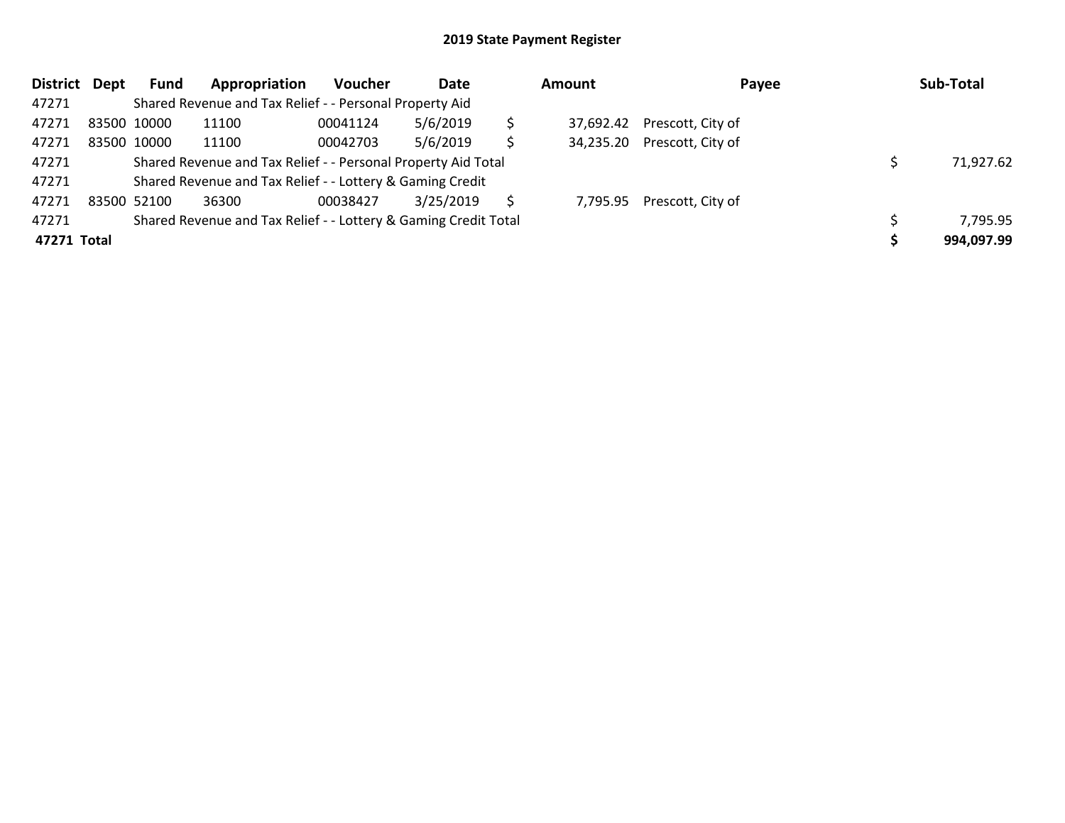## 2019 State Payment Register

| District | Dept | Fund | Appropriation | Voucher | Date | | Amount | Payee | | Sub-Total |
|---|---|---|---|---|---|---|---|---|---|---|
| 47271 | | Shared Revenue and Tax Relief - - Personal Property Aid | | | | | | | | |
| 47271 | 83500 | 10000 | 11100 | 00041124 | 5/6/2019 | $ | 37,692.42 | Prescott, City of | | |
| 47271 | 83500 | 10000 | 11100 | 00042703 | 5/6/2019 | $ | 34,235.20 | Prescott, City of | | |
| 47271 | | Shared Revenue and Tax Relief - - Personal Property Aid Total | | | | | | | $ | 71,927.62 |
| 47271 | | Shared Revenue and Tax Relief - - Lottery & Gaming Credit | | | | | | | | |
| 47271 | 83500 | 52100 | 36300 | 00038427 | 3/25/2019 | $ | 7,795.95 | Prescott, City of | | |
| 47271 | | Shared Revenue and Tax Relief - - Lottery & Gaming Credit Total | | | | | | | $ | 7,795.95 |
| **47271** | **Total** | | | | | | | | **$** | **994,097.99** |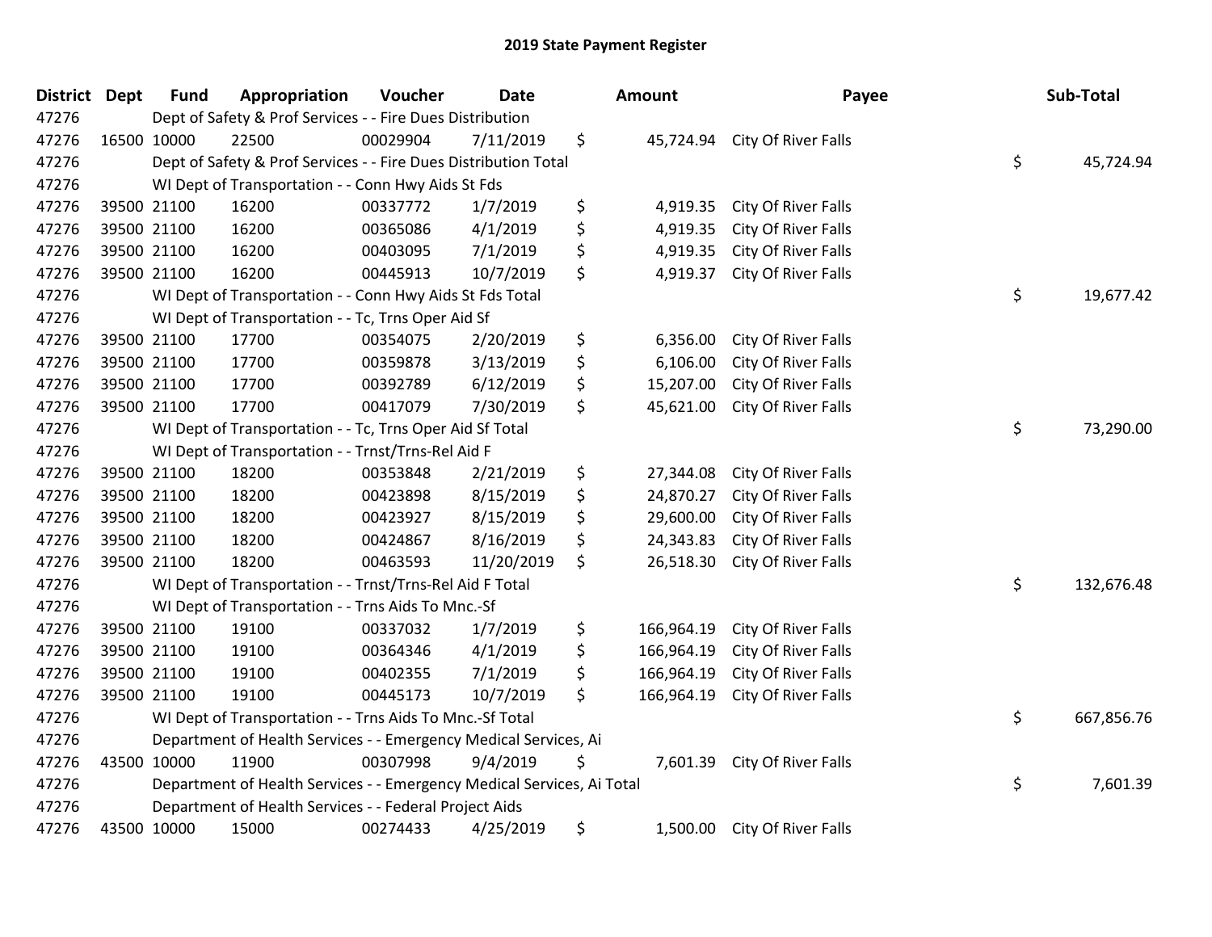# 2019 State Payment Register

| District | Dept | Fund | Appropriation | Voucher | Date | Amount | Payee | Sub-Total |
|---|---|---|---|---|---|---|---|---|
| 47276 | | Dept of Safety & Prof Services - - Fire Dues Distribution | | | | | | |
| 47276 | 16500 | 10000 | 22500 | 00029904 | 7/11/2019 | $ 45,724.94 | City Of River Falls | |
| 47276 | | Dept of Safety & Prof Services - - Fire Dues Distribution Total | | | | | | $ 45,724.94 |
| 47276 | | WI Dept of Transportation - - Conn Hwy Aids St Fds | | | | | | |
| 47276 | 39500 | 21100 | 16200 | 00337772 | 1/7/2019 | $ 4,919.35 | City Of River Falls | |
| 47276 | 39500 | 21100 | 16200 | 00365086 | 4/1/2019 | $ 4,919.35 | City Of River Falls | |
| 47276 | 39500 | 21100 | 16200 | 00403095 | 7/1/2019 | $ 4,919.35 | City Of River Falls | |
| 47276 | 39500 | 21100 | 16200 | 00445913 | 10/7/2019 | $ 4,919.37 | City Of River Falls | |
| 47276 | | WI Dept of Transportation - - Conn Hwy Aids St Fds Total | | | | | | $ 19,677.42 |
| 47276 | | WI Dept of Transportation - - Tc, Trns Oper Aid Sf | | | | | | |
| 47276 | 39500 | 21100 | 17700 | 00354075 | 2/20/2019 | $ 6,356.00 | City Of River Falls | |
| 47276 | 39500 | 21100 | 17700 | 00359878 | 3/13/2019 | $ 6,106.00 | City Of River Falls | |
| 47276 | 39500 | 21100 | 17700 | 00392789 | 6/12/2019 | $ 15,207.00 | City Of River Falls | |
| 47276 | 39500 | 21100 | 17700 | 00417079 | 7/30/2019 | $ 45,621.00 | City Of River Falls | |
| 47276 | | WI Dept of Transportation - - Tc, Trns Oper Aid Sf Total | | | | | | $ 73,290.00 |
| 47276 | | WI Dept of Transportation - - Trnst/Trns-Rel Aid F | | | | | | |
| 47276 | 39500 | 21100 | 18200 | 00353848 | 2/21/2019 | $ 27,344.08 | City Of River Falls | |
| 47276 | 39500 | 21100 | 18200 | 00423898 | 8/15/2019 | $ 24,870.27 | City Of River Falls | |
| 47276 | 39500 | 21100 | 18200 | 00423927 | 8/15/2019 | $ 29,600.00 | City Of River Falls | |
| 47276 | 39500 | 21100 | 18200 | 00424867 | 8/16/2019 | $ 24,343.83 | City Of River Falls | |
| 47276 | 39500 | 21100 | 18200 | 00463593 | 11/20/2019 | $ 26,518.30 | City Of River Falls | |
| 47276 | | WI Dept of Transportation - - Trnst/Trns-Rel Aid F Total | | | | | | $ 132,676.48 |
| 47276 | | WI Dept of Transportation - - Trns Aids To Mnc.-Sf | | | | | | |
| 47276 | 39500 | 21100 | 19100 | 00337032 | 1/7/2019 | $ 166,964.19 | City Of River Falls | |
| 47276 | 39500 | 21100 | 19100 | 00364346 | 4/1/2019 | $ 166,964.19 | City Of River Falls | |
| 47276 | 39500 | 21100 | 19100 | 00402355 | 7/1/2019 | $ 166,964.19 | City Of River Falls | |
| 47276 | 39500 | 21100 | 19100 | 00445173 | 10/7/2019 | $ 166,964.19 | City Of River Falls | |
| 47276 | | WI Dept of Transportation - - Trns Aids To Mnc.-Sf Total | | | | | | $ 667,856.76 |
| 47276 | | Department of Health Services - - Emergency Medical Services, Ai | | | | | | |
| 47276 | 43500 | 10000 | 11900 | 00307998 | 9/4/2019 | $ 7,601.39 | City Of River Falls | |
| 47276 | | Department of Health Services - - Emergency Medical Services, Ai Total | | | | | | $ 7,601.39 |
| 47276 | | Department of Health Services - - Federal Project Aids | | | | | | |
| 47276 | 43500 | 10000 | 15000 | 00274433 | 4/25/2019 | $ 1,500.00 | City Of River Falls | |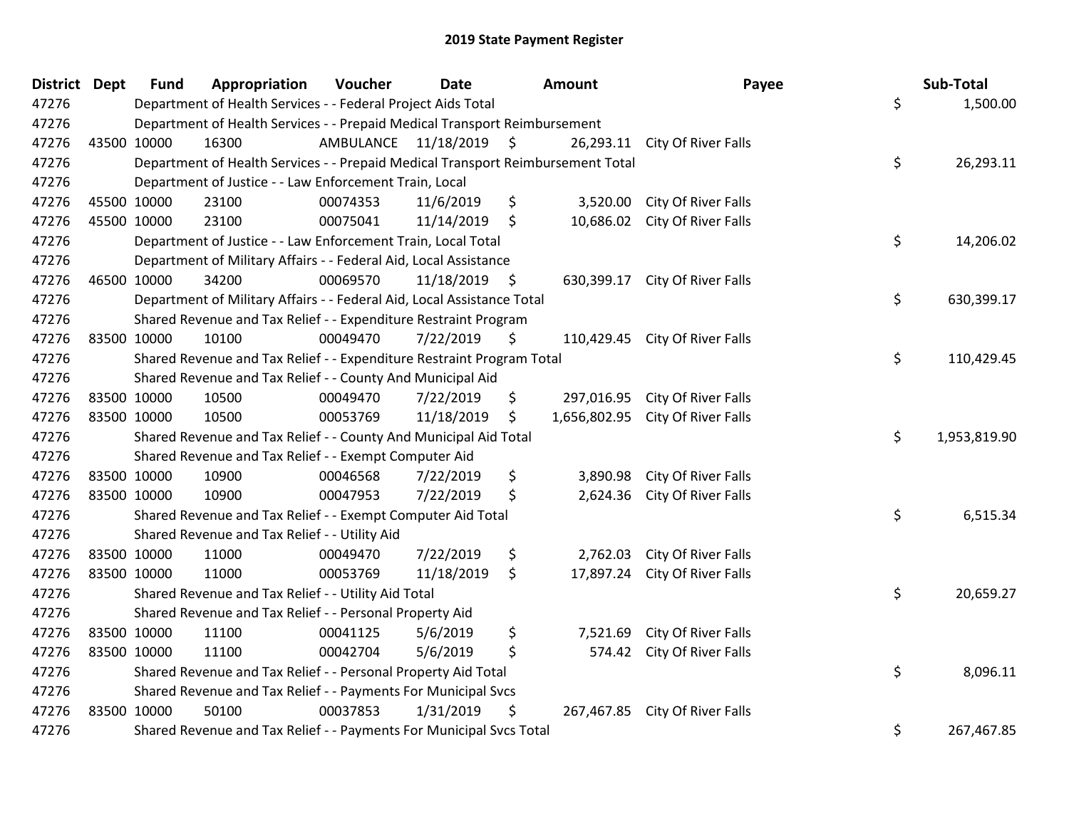# 2019 State Payment Register

| District | Dept | Fund | Appropriation | Voucher | Date | Amount | Payee | Sub-Total |
|---|---|---|---|---|---|---|---|---|
| 47276 | | | Department of Health Services - - Federal Project Aids Total | | | | | $ 1,500.00 |
| 47276 | | | Department of Health Services - - Prepaid Medical Transport Reimbursement | | | | | |
| 47276 | 43500 | 10000 | 16300 | AMBULANCE | 11/18/2019 | $ 26,293.11 | City Of River Falls | |
| 47276 | | | Department of Health Services - - Prepaid Medical Transport Reimbursement Total | | | | | $ 26,293.11 |
| 47276 | | | Department of Justice - - Law Enforcement Train, Local | | | | | |
| 47276 | 45500 | 10000 | 23100 | 00074353 | 11/6/2019 | $ 3,520.00 | City Of River Falls | |
| 47276 | 45500 | 10000 | 23100 | 00075041 | 11/14/2019 | $ 10,686.02 | City Of River Falls | |
| 47276 | | | Department of Justice - - Law Enforcement Train, Local Total | | | | | $ 14,206.02 |
| 47276 | | | Department of Military Affairs - - Federal Aid, Local Assistance | | | | | |
| 47276 | 46500 | 10000 | 34200 | 00069570 | 11/18/2019 | $ 630,399.17 | City Of River Falls | |
| 47276 | | | Department of Military Affairs - - Federal Aid, Local Assistance Total | | | | | $ 630,399.17 |
| 47276 | | | Shared Revenue and Tax Relief - - Expenditure Restraint Program | | | | | |
| 47276 | 83500 | 10000 | 10100 | 00049470 | 7/22/2019 | $ 110,429.45 | City Of River Falls | |
| 47276 | | | Shared Revenue and Tax Relief - - Expenditure Restraint Program Total | | | | | $ 110,429.45 |
| 47276 | | | Shared Revenue and Tax Relief - - County And Municipal Aid | | | | | |
| 47276 | 83500 | 10000 | 10500 | 00049470 | 7/22/2019 | $ 297,016.95 | City Of River Falls | |
| 47276 | 83500 | 10000 | 10500 | 00053769 | 11/18/2019 | $ 1,656,802.95 | City Of River Falls | |
| 47276 | | | Shared Revenue and Tax Relief - - County And Municipal Aid Total | | | | | $ 1,953,819.90 |
| 47276 | | | Shared Revenue and Tax Relief - - Exempt Computer Aid | | | | | |
| 47276 | 83500 | 10000 | 10900 | 00046568 | 7/22/2019 | $ 3,890.98 | City Of River Falls | |
| 47276 | 83500 | 10000 | 10900 | 00047953 | 7/22/2019 | $ 2,624.36 | City Of River Falls | |
| 47276 | | | Shared Revenue and Tax Relief - - Exempt Computer Aid Total | | | | | $ 6,515.34 |
| 47276 | | | Shared Revenue and Tax Relief - - Utility Aid | | | | | |
| 47276 | 83500 | 10000 | 11000 | 00049470 | 7/22/2019 | $ 2,762.03 | City Of River Falls | |
| 47276 | 83500 | 10000 | 11000 | 00053769 | 11/18/2019 | $ 17,897.24 | City Of River Falls | |
| 47276 | | | Shared Revenue and Tax Relief - - Utility Aid Total | | | | | $ 20,659.27 |
| 47276 | | | Shared Revenue and Tax Relief - - Personal Property Aid | | | | | |
| 47276 | 83500 | 10000 | 11100 | 00041125 | 5/6/2019 | $ 7,521.69 | City Of River Falls | |
| 47276 | 83500 | 10000 | 11100 | 00042704 | 5/6/2019 | $ 574.42 | City Of River Falls | |
| 47276 | | | Shared Revenue and Tax Relief - - Personal Property Aid Total | | | | | $ 8,096.11 |
| 47276 | | | Shared Revenue and Tax Relief - - Payments For Municipal Svcs | | | | | |
| 47276 | 83500 | 10000 | 50100 | 00037853 | 1/31/2019 | $ 267,467.85 | City Of River Falls | |
| 47276 | | | Shared Revenue and Tax Relief - - Payments For Municipal Svcs Total | | | | | $ 267,467.85 |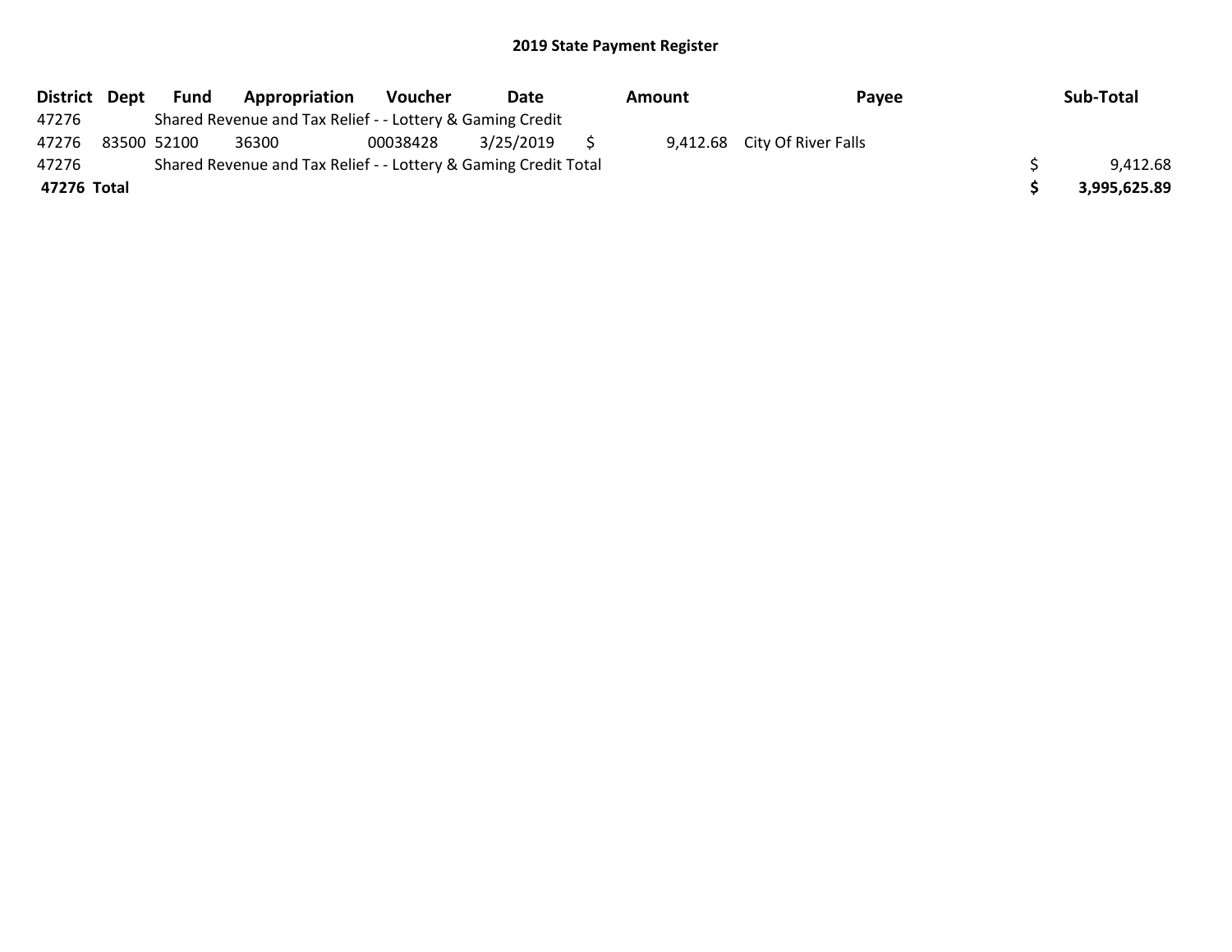## 2019 State Payment Register

| District | Dept | Fund | Appropriation | Voucher | Date | Amount | Payee | Sub-Total |
|---|---|---|---|---|---|---|---|---|
| 47276 | | Shared Revenue and Tax Relief - - Lottery & Gaming Credit | | | | | | |
| 47276 | 83500 | 52100 | 36300 | 00038428 | 3/25/2019 | $ 9,412.68 | City Of River Falls | |
| 47276 | | Shared Revenue and Tax Relief - - Lottery & Gaming Credit Total | | | | | | $ 9,412.68 |
| **47276 Total** | | | | | | | | **$ 3,995,625.89** |